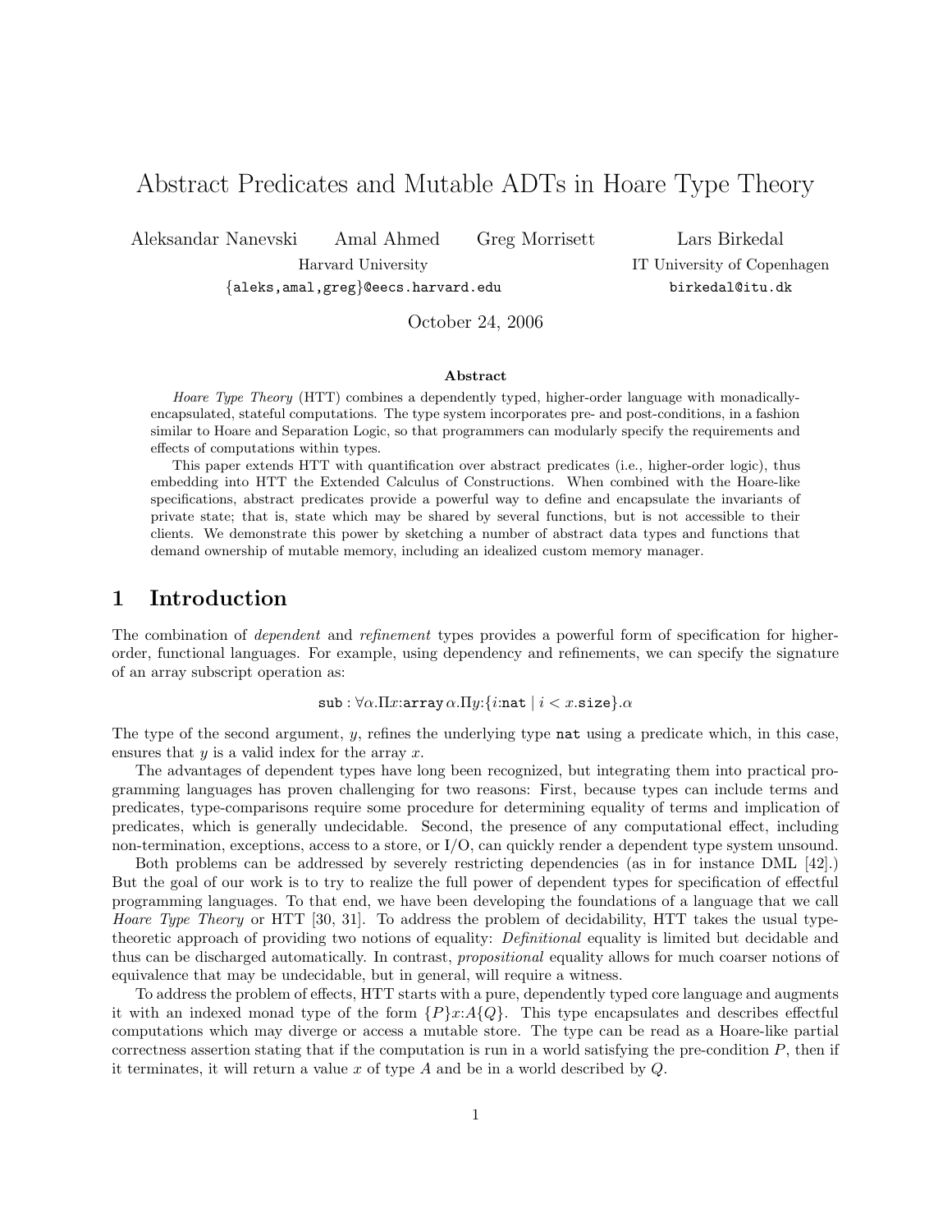# Abstract Predicates and Mutable ADTs in Hoare Type Theory

Aleksandar Nanevski  Amal Ahmed  Greg Morrisett  Lars Birkedal

Harvard University  IT University of Copenhagen

{aleks,amal,greg}@eecs.harvard.edu  birkedal@itu.dk

October 24, 2006

**Abstract**

*Hoare Type Theory* (HTT) combines a dependently typed, higher-order language with monadically-encapsulated, stateful computations. The type system incorporates pre- and post-conditions, in a fashion similar to Hoare and Separation Logic, so that programmers can modularly specify the requirements and effects of computations within types.

This paper extends HTT with quantification over abstract predicates (i.e., higher-order logic), thus embedding into HTT the Extended Calculus of Constructions. When combined with the Hoare-like specifications, abstract predicates provide a powerful way to define and encapsulate the invariants of private state; that is, state which may be shared by several functions, but is not accessible to their clients. We demonstrate this power by sketching a number of abstract data types and functions that demand ownership of mutable memory, including an idealized custom memory manager.

## 1 Introduction

The combination of *dependent* and *refinement* types provides a powerful form of specification for higher-order, functional languages. For example, using dependency and refinements, we can specify the signature of an array subscript operation as:

$$\mathtt{sub} : \forall\alpha.\Pi x{:}\mathtt{array}\,\alpha.\Pi y{:}\{i{:}\mathtt{nat} \mid i < x.\mathtt{size}\}.\alpha$$

The type of the second argument, $y$, refines the underlying type `nat` using a predicate which, in this case, ensures that $y$ is a valid index for the array $x$.

The advantages of dependent types have long been recognized, but integrating them into practical programming languages has proven challenging for two reasons: First, because types can include terms and predicates, type-comparisons require some procedure for determining equality of terms and implication of predicates, which is generally undecidable. Second, the presence of any computational effect, including non-termination, exceptions, access to a store, or I/O, can quickly render a dependent type system unsound.

Both problems can be addressed by severely restricting dependencies (as in for instance DML [42].) But the goal of our work is to try to realize the full power of dependent types for specification of effectful programming languages. To that end, we have been developing the foundations of a language that we call *Hoare Type Theory* or HTT [30, 31]. To address the problem of decidability, HTT takes the usual type-theoretic approach of providing two notions of equality: *Definitional* equality is limited but decidable and thus can be discharged automatically. In contrast, *propositional* equality allows for much coarser notions of equivalence that may be undecidable, but in general, will require a witness.

To address the problem of effects, HTT starts with a pure, dependently typed core language and augments it with an indexed monad type of the form $\{P\}x{:}A\{Q\}$. This type encapsulates and describes effectful computations which may diverge or access a mutable store. The type can be read as a Hoare-like partial correctness assertion stating that if the computation is run in a world satisfying the pre-condition $P$, then if it terminates, it will return a value $x$ of type $A$ and be in a world described by $Q$.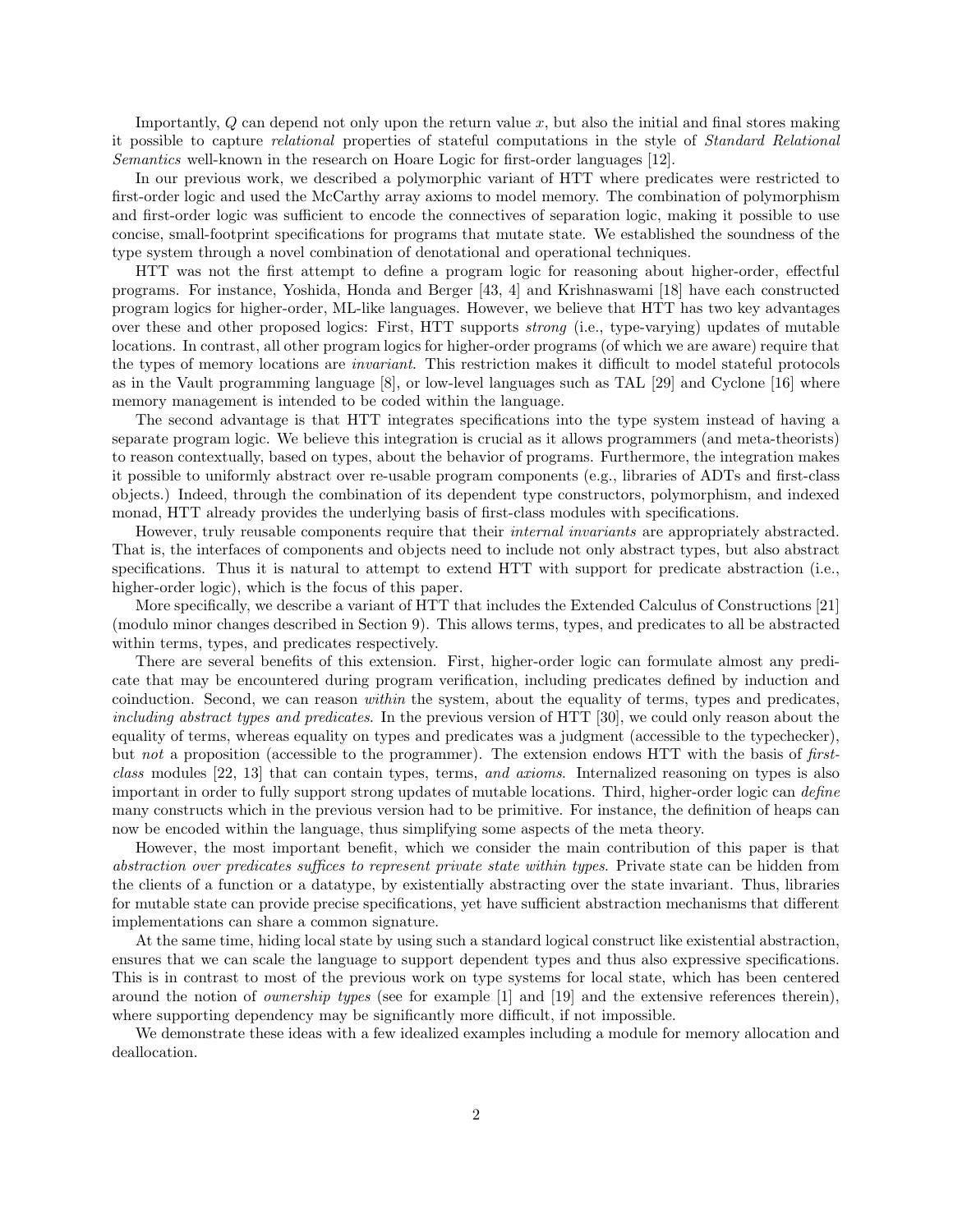Importantly, $Q$ can depend not only upon the return value $x$, but also the initial and final stores making it possible to capture *relational* properties of stateful computations in the style of *Standard Relational Semantics* well-known in the research on Hoare Logic for first-order languages [12].

In our previous work, we described a polymorphic variant of HTT where predicates were restricted to first-order logic and used the McCarthy array axioms to model memory. The combination of polymorphism and first-order logic was sufficient to encode the connectives of separation logic, making it possible to use concise, small-footprint specifications for programs that mutate state. We established the soundness of the type system through a novel combination of denotational and operational techniques.

HTT was not the first attempt to define a program logic for reasoning about higher-order, effectful programs. For instance, Yoshida, Honda and Berger [43, 4] and Krishnaswami [18] have each constructed program logics for higher-order, ML-like languages. However, we believe that HTT has two key advantages over these and other proposed logics: First, HTT supports *strong* (i.e., type-varying) updates of mutable locations. In contrast, all other program logics for higher-order programs (of which we are aware) require that the types of memory locations are *invariant*. This restriction makes it difficult to model stateful protocols as in the Vault programming language [8], or low-level languages such as TAL [29] and Cyclone [16] where memory management is intended to be coded within the language.

The second advantage is that HTT integrates specifications into the type system instead of having a separate program logic. We believe this integration is crucial as it allows programmers (and meta-theorists) to reason contextually, based on types, about the behavior of programs. Furthermore, the integration makes it possible to uniformly abstract over re-usable program components (e.g., libraries of ADTs and first-class objects.) Indeed, through the combination of its dependent type constructors, polymorphism, and indexed monad, HTT already provides the underlying basis of first-class modules with specifications.

However, truly reusable components require that their *internal invariants* are appropriately abstracted. That is, the interfaces of components and objects need to include not only abstract types, but also abstract specifications. Thus it is natural to attempt to extend HTT with support for predicate abstraction (i.e., higher-order logic), which is the focus of this paper.

More specifically, we describe a variant of HTT that includes the Extended Calculus of Constructions [21] (modulo minor changes described in Section 9). This allows terms, types, and predicates to all be abstracted within terms, types, and predicates respectively.

There are several benefits of this extension. First, higher-order logic can formulate almost any predicate that may be encountered during program verification, including predicates defined by induction and coinduction. Second, we can reason *within* the system, about the equality of terms, types and predicates, *including abstract types and predicates*. In the previous version of HTT [30], we could only reason about the equality of terms, whereas equality on types and predicates was a judgment (accessible to the typechecker), but *not* a proposition (accessible to the programmer). The extension endows HTT with the basis of *first-class* modules [22, 13] that can contain types, terms, *and axioms*. Internalized reasoning on types is also important in order to fully support strong updates of mutable locations. Third, higher-order logic can *define* many constructs which in the previous version had to be primitive. For instance, the definition of heaps can now be encoded within the language, thus simplifying some aspects of the meta theory.

However, the most important benefit, which we consider the main contribution of this paper is that *abstraction over predicates suffices to represent private state within types*. Private state can be hidden from the clients of a function or a datatype, by existentially abstracting over the state invariant. Thus, libraries for mutable state can provide precise specifications, yet have sufficient abstraction mechanisms that different implementations can share a common signature.

At the same time, hiding local state by using such a standard logical construct like existential abstraction, ensures that we can scale the language to support dependent types and thus also expressive specifications. This is in contrast to most of the previous work on type systems for local state, which has been centered around the notion of *ownership types* (see for example [1] and [19] and the extensive references therein), where supporting dependency may be significantly more difficult, if not impossible.

We demonstrate these ideas with a few idealized examples including a module for memory allocation and deallocation.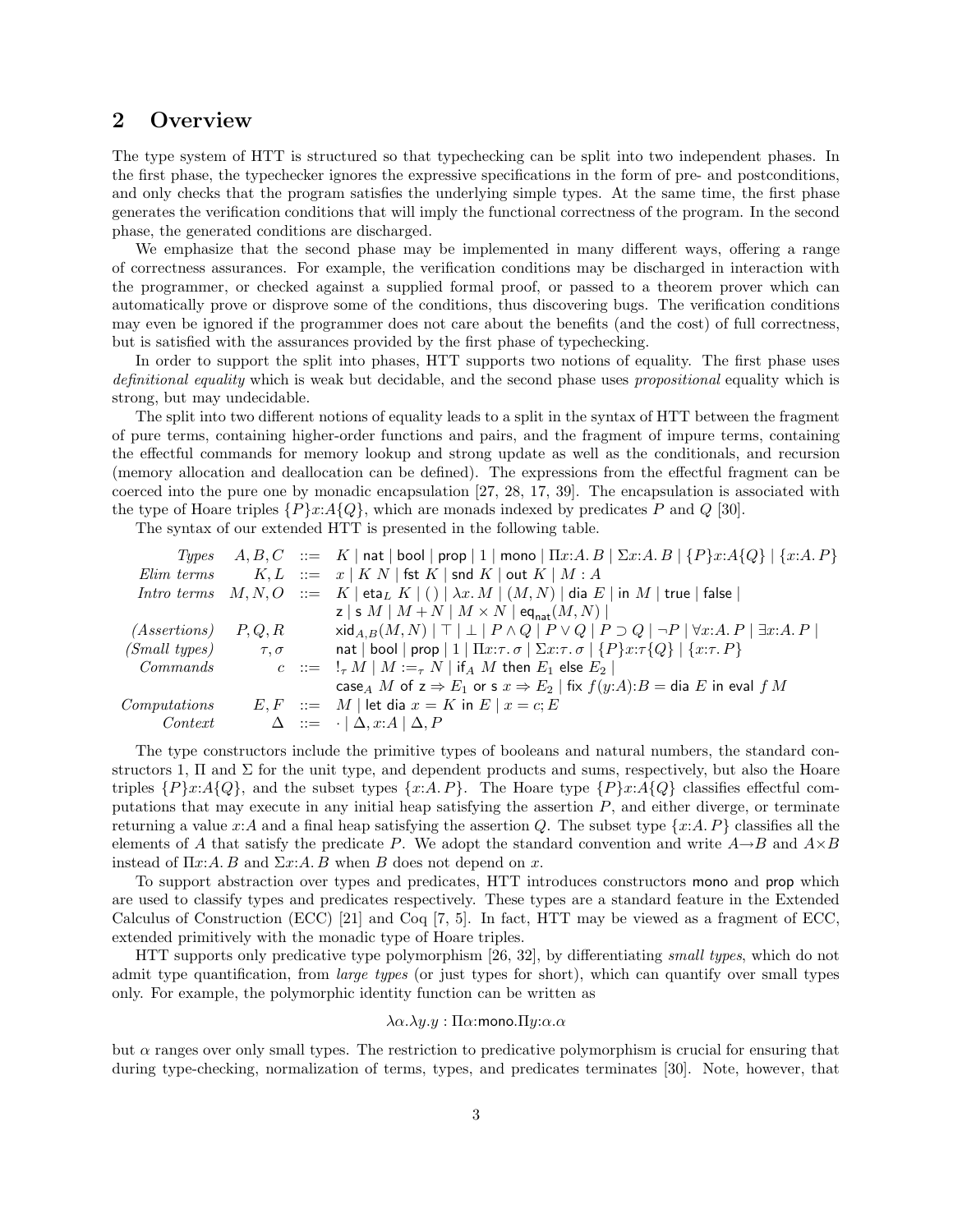## 2 Overview

The type system of HTT is structured so that typechecking can be split into two independent phases. In the first phase, the typechecker ignores the expressive specifications in the form of pre- and postconditions, and only checks that the program satisfies the underlying simple types. At the same time, the first phase generates the verification conditions that will imply the functional correctness of the program. In the second phase, the generated conditions are discharged.

We emphasize that the second phase may be implemented in many different ways, offering a range of correctness assurances. For example, the verification conditions may be discharged in interaction with the programmer, or checked against a supplied formal proof, or passed to a theorem prover which can automatically prove or disprove some of the conditions, thus discovering bugs. The verification conditions may even be ignored if the programmer does not care about the benefits (and the cost) of full correctness, but is satisfied with the assurances provided by the first phase of typechecking.

In order to support the split into phases, HTT supports two notions of equality. The first phase uses *definitional equality* which is weak but decidable, and the second phase uses *propositional* equality which is strong, but may undecidable.

The split into two different notions of equality leads to a split in the syntax of HTT between the fragment of pure terms, containing higher-order functions and pairs, and the fragment of impure terms, containing the effectful commands for memory lookup and strong update as well as the conditionals, and recursion (memory allocation and deallocation can be defined). The expressions from the effectful fragment can be coerced into the pure one by monadic encapsulation [27, 28, 17, 39]. The encapsulation is associated with the type of Hoare triples $\{P\}x{:}A\{Q\}$, which are monads indexed by predicates $P$ and $Q$ [30].

The syntax of our extended HTT is presented in the following table.

$$
\begin{array}{llcl}
\textit{Types} & A, B, C & ::= & K \mid \mathsf{nat} \mid \mathsf{bool} \mid \mathsf{prop} \mid 1 \mid \mathsf{mono} \mid \Pi x{:}A.\, B \mid \Sigma x{:}A.\, B \mid \{P\}x{:}A\{Q\} \mid \{x{:}A.\, P\} \\
\textit{Elim terms} & K, L & ::= & x \mid K\ N \mid \mathsf{fst}\ K \mid \mathsf{snd}\ K \mid \mathsf{out}\ K \mid M : A \\
\textit{Intro terms} & M, N, O & ::= & K \mid \mathsf{eta}_L\ K \mid (\,) \mid \lambda x.\, M \mid (M, N) \mid \mathsf{dia}\ E \mid \mathsf{in}\ M \mid \mathsf{true} \mid \mathsf{false} \mid \\
 & & & \mathsf{z} \mid \mathsf{s}\ M \mid M + N \mid M \times N \mid \mathsf{eq}_{\mathsf{nat}}(M, N) \mid \\
\textit{(Assertions)} & P, Q, R & & \mathsf{xid}_{A,B}(M, N) \mid \top \mid \bot \mid P \wedge Q \mid P \vee Q \mid P \supset Q \mid \neg P \mid \forall x{:}A.\, P \mid \exists x{:}A.\, P \mid \\
\textit{(Small types)} & \tau, \sigma & & \mathsf{nat} \mid \mathsf{bool} \mid \mathsf{prop} \mid 1 \mid \Pi x{:}\tau.\, \sigma \mid \Sigma x{:}\tau.\, \sigma \mid \{P\}x{:}\tau\{Q\} \mid \{x{:}\tau.\, P\} \\
\textit{Commands} & c & ::= & !_\tau\ M \mid M :=_\tau N \mid \mathsf{if}_A\ M\ \mathsf{then}\ E_1\ \mathsf{else}\ E_2 \mid \\
 & & & \mathsf{case}_A\ M\ \mathsf{of}\ \mathsf{z} \Rightarrow E_1\ \mathsf{or}\ \mathsf{s}\ x \Rightarrow E_2 \mid \mathsf{fix}\ f(y{:}A){:}B = \mathsf{dia}\ E\ \mathsf{in}\ \mathsf{eval}\ f\ M \\
\textit{Computations} & E, F & ::= & M \mid \mathsf{let}\ \mathsf{dia}\ x = K\ \mathsf{in}\ E \mid x = c; E \\
\textit{Context} & \Delta & ::= & \cdot \mid \Delta, x{:}A \mid \Delta, P
\end{array}
$$

The type constructors include the primitive types of booleans and natural numbers, the standard constructors 1, $\Pi$ and $\Sigma$ for the unit type, and dependent products and sums, respectively, but also the Hoare triples $\{P\}x{:}A\{Q\}$, and the subset types $\{x{:}A.\, P\}$. The Hoare type $\{P\}x{:}A\{Q\}$ classifies effectful computations that may execute in any initial heap satisfying the assertion $P$, and either diverge, or terminate returning a value $x{:}A$ and a final heap satisfying the assertion $Q$. The subset type $\{x{:}A.\, P\}$ classifies all the elements of $A$ that satisfy the predicate $P$. We adopt the standard convention and write $A{\rightarrow}B$ and $A{\times}B$ instead of $\Pi x{:}A.\, B$ and $\Sigma x{:}A.\, B$ when $B$ does not depend on $x$.

To support abstraction over types and predicates, HTT introduces constructors mono and prop which are used to classify types and predicates respectively. These types are a standard feature in the Extended Calculus of Construction (ECC) [21] and Coq [7, 5]. In fact, HTT may be viewed as a fragment of ECC, extended primitively with the monadic type of Hoare triples.

HTT supports only predicative type polymorphism [26, 32], by differentiating *small types*, which do not admit type quantification, from *large types* (or just types for short), which can quantify over small types only. For example, the polymorphic identity function can be written as

$$\lambda\alpha.\lambda y.y : \Pi\alpha{:}\mathsf{mono}.\Pi y{:}\alpha.\alpha$$

but $\alpha$ ranges over only small types. The restriction to predicative polymorphism is crucial for ensuring that during type-checking, normalization of terms, types, and predicates terminates [30]. Note, however, that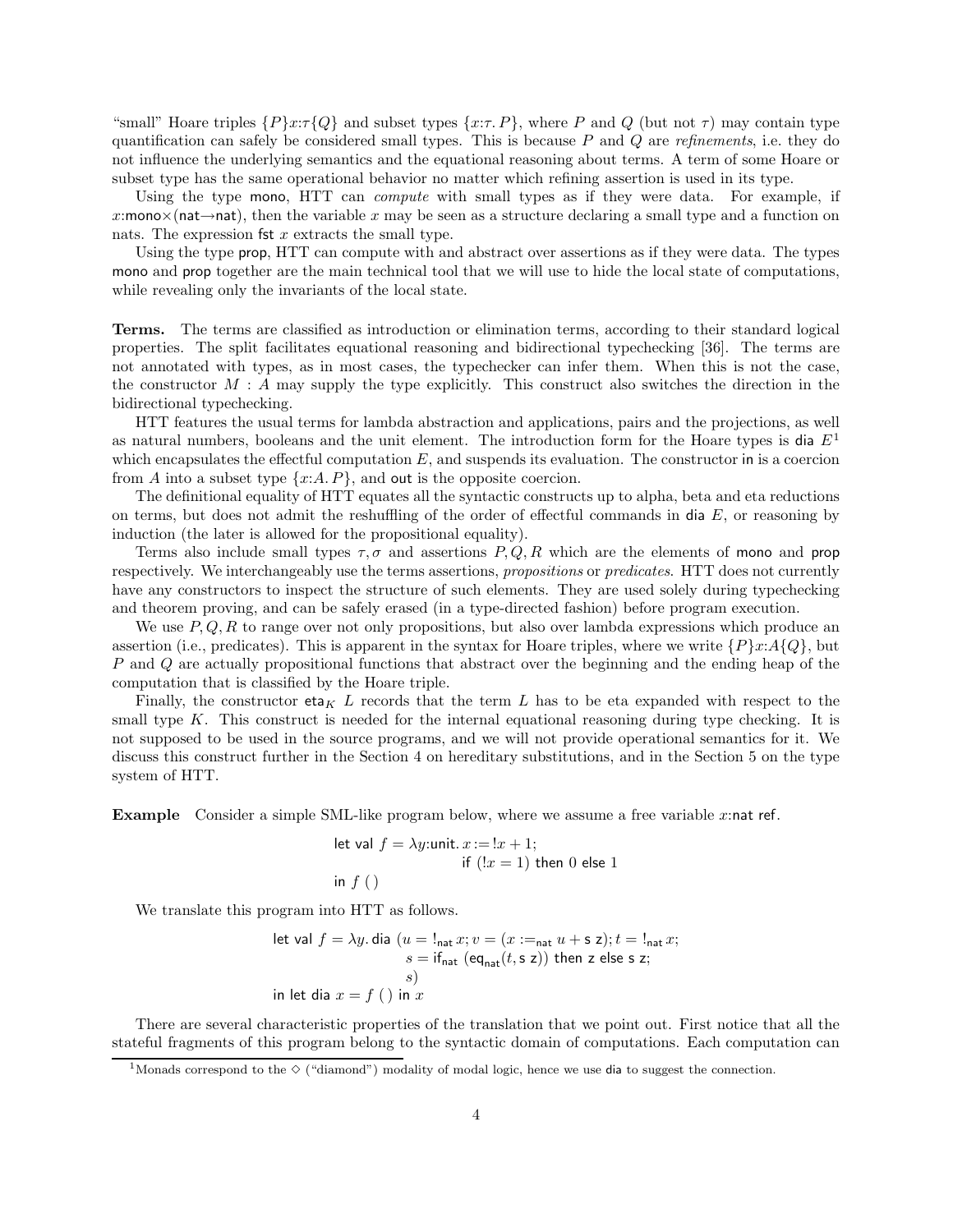"small" Hoare triples $\{P\}x{:}\tau\{Q\}$ and subset types $\{x{:}\tau.\, P\}$, where $P$ and $Q$ (but not $\tau$) may contain type quantification can safely be considered small types. This is because $P$ and $Q$ are *refinements*, i.e. they do not influence the underlying semantics and the equational reasoning about terms. A term of some Hoare or subset type has the same operational behavior no matter which refining assertion is used in its type.

Using the type mono, HTT can *compute* with small types as if they were data. For example, if $x{:}\mathsf{mono}\times(\mathsf{nat}\to\mathsf{nat})$, then the variable $x$ may be seen as a structure declaring a small type and a function on nats. The expression fst $x$ extracts the small type.

Using the type prop, HTT can compute with and abstract over assertions as if they were data. The types mono and prop together are the main technical tool that we will use to hide the local state of computations, while revealing only the invariants of the local state.

**Terms.** The terms are classified as introduction or elimination terms, according to their standard logical properties. The split facilitates equational reasoning and bidirectional typechecking [36]. The terms are not annotated with types, as in most cases, the typechecker can infer them. When this is not the case, the constructor $M : A$ may supply the type explicitly. This construct also switches the direction in the bidirectional typechecking.

HTT features the usual terms for lambda abstraction and applications, pairs and the projections, as well as natural numbers, booleans and the unit element. The introduction form for the Hoare types is dia $E$[1] which encapsulates the effectful computation $E$, and suspends its evaluation. The constructor in is a coercion from $A$ into a subset type $\{x{:}A.\, P\}$, and out is the opposite coercion.

The definitional equality of HTT equates all the syntactic constructs up to alpha, beta and eta reductions on terms, but does not admit the reshuffling of the order of effectful commands in dia $E$, or reasoning by induction (the later is allowed for the propositional equality).

Terms also include small types $\tau, \sigma$ and assertions $P, Q, R$ which are the elements of mono and prop respectively. We interchangeably use the terms assertions, *propositions* or *predicates*. HTT does not currently have any constructors to inspect the structure of such elements. They are used solely during typechecking and theorem proving, and can be safely erased (in a type-directed fashion) before program execution.

We use $P, Q, R$ to range over not only propositions, but also over lambda expressions which produce an assertion (i.e., predicates). This is apparent in the syntax for Hoare triples, where we write $\{P\}x{:}A\{Q\}$, but $P$ and $Q$ are actually propositional functions that abstract over the beginning and the ending heap of the computation that is classified by the Hoare triple.

Finally, the constructor $\mathsf{eta}_K\ L$ records that the term $L$ has to be eta expanded with respect to the small type $K$. This construct is needed for the internal equational reasoning during type checking. It is not supposed to be used in the source programs, and we will not provide operational semantics for it. We discuss this construct further in the Section 4 on hereditary substitutions, and in the Section 5 on the type system of HTT.

**Example** Consider a simple SML-like program below, where we assume a free variable $x$:nat ref.

$$
\begin{array}{l}
\mathsf{let\ val}\ f = \lambda y{:}\mathsf{unit}.\ x := !x + 1;\\
\qquad\qquad\qquad\qquad\ \ \mathsf{if}\ (!x = 1)\ \mathsf{then}\ 0\ \mathsf{else}\ 1\\
\mathsf{in}\ f\ (\,)
\end{array}
$$

We translate this program into HTT as follows.

$$
\begin{array}{l}
\mathsf{let\ val}\ f = \lambda y.\ \mathsf{dia}\ (u = !_{\mathsf{nat}}\, x; v = (x :=_{\mathsf{nat}} u + \mathsf{s\ z}); t = !_{\mathsf{nat}}\, x;\\
\qquad\qquad\qquad\qquad s = \mathsf{if}_{\mathsf{nat}}\ (\mathsf{eq}_{\mathsf{nat}}(t, \mathsf{s\ z}))\ \mathsf{then\ z\ else\ s\ z};\\
\qquad\qquad\qquad\qquad s)\\
\mathsf{in\ let\ dia}\ x = f\ (\,)\ \mathsf{in}\ x
\end{array}
$$

There are several characteristic properties of the translation that we point out. First notice that all the stateful fragments of this program belong to the syntactic domain of computations. Each computation can

[1] Monads correspond to the $\diamond$ ("diamond") modality of modal logic, hence we use dia to suggest the connection.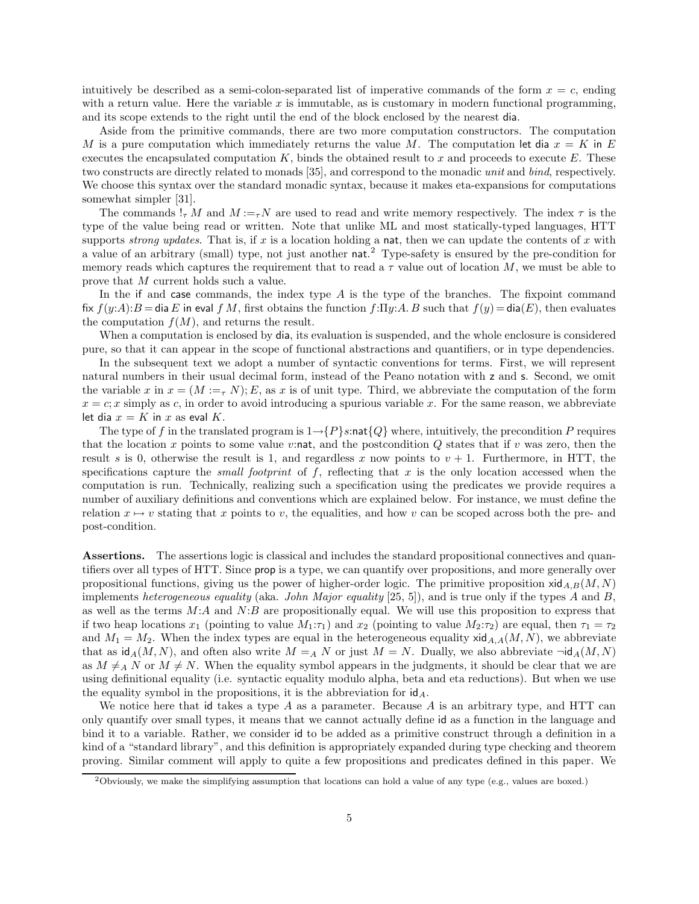intuitively be described as a semi-colon-separated list of imperative commands of the form $x = c$, ending with a return value. Here the variable $x$ is immutable, as is customary in modern functional programming, and its scope extends to the right until the end of the block enclosed by the nearest $\mathsf{dia}$.

Aside from the primitive commands, there are two more computation constructors. The computation $M$ is a pure computation which immediately returns the value $M$. The computation $\mathsf{let\ dia}\ x = K\ \mathsf{in}\ E$ executes the encapsulated computation $K$, binds the obtained result to $x$ and proceeds to execute $E$. These two constructs are directly related to monads [35], and correspond to the monadic *unit* and *bind*, respectively. We choose this syntax over the standard monadic syntax, because it makes eta-expansions for computations somewhat simpler [31].

The commands $!_\tau\, M$ and $M :=_\tau N$ are used to read and write memory respectively. The index $\tau$ is the type of the value being read or written. Note that unlike ML and most statically-typed languages, HTT supports *strong updates*. That is, if $x$ is a location holding a $\mathsf{nat}$, then we can update the contents of $x$ with a value of an arbitrary (small) type, not just another $\mathsf{nat}$.[2] Type-safety is ensured by the pre-condition for memory reads which captures the requirement that to read a $\tau$ value out of location $M$, we must be able to prove that $M$ current holds such a value.

In the $\mathsf{if}$ and $\mathsf{case}$ commands, the index type $A$ is the type of the branches. The fixpoint command $\mathsf{fix}\ f(y{:}A){:}B = \mathsf{dia}\, E\ \mathsf{in\ eval}\ f\, M$, first obtains the function $f{:}\Pi y{:}A.\, B$ such that $f(y) = \mathsf{dia}(E)$, then evaluates the computation $f(M)$, and returns the result.

When a computation is enclosed by $\mathsf{dia}$, its evaluation is suspended, and the whole enclosure is considered pure, so that it can appear in the scope of functional abstractions and quantifiers, or in type dependencies.

In the subsequent text we adopt a number of syntactic conventions for terms. First, we will represent natural numbers in their usual decimal form, instead of the Peano notation with $\mathsf{z}$ and $\mathsf{s}$. Second, we omit the variable $x$ in $x = (M :=_\tau N); E$, as $x$ is of unit type. Third, we abbreviate the computation of the form $x = c; x$ simply as $c$, in order to avoid introducing a spurious variable $x$. For the same reason, we abbreviate $\mathsf{let\ dia}\ x = K\ \mathsf{in}\ x$ as $\mathsf{eval}\ K$.

The type of $f$ in the translated program is $1 \to \{P\} s{:}\mathsf{nat}\{Q\}$ where, intuitively, the precondition $P$ requires that the location $x$ points to some value $v{:}\mathsf{nat}$, and the postcondition $Q$ states that if $v$ was zero, then the result $s$ is 0, otherwise the result is 1, and regardless $x$ now points to $v + 1$. Furthermore, in HTT, the specifications capture the *small footprint* of $f$, reflecting that $x$ is the only location accessed when the computation is run. Technically, realizing such a specification using the predicates we provide requires a number of auxiliary definitions and conventions which are explained below. For instance, we must define the relation $x \mapsto v$ stating that $x$ points to $v$, the equalities, and how $v$ can be scoped across both the pre- and post-condition.

**Assertions.** The assertions logic is classical and includes the standard propositional connectives and quantifiers over all types of HTT. Since $\mathsf{prop}$ is a type, we can quantify over propositions, and more generally over propositional functions, giving us the power of higher-order logic. The primitive proposition $\mathsf{xid}_{A,B}(M, N)$ implements *heterogeneous equality* (aka. *John Major equality* [25, 5]), and is true only if the types $A$ and $B$, as well as the terms $M{:}A$ and $N{:}B$ are propositionally equal. We will use this proposition to express that if two heap locations $x_1$ (pointing to value $M_1{:}\tau_1$) and $x_2$ (pointing to value $M_2{:}\tau_2$) are equal, then $\tau_1 = \tau_2$ and $M_1 = M_2$. When the index types are equal in the heterogeneous equality $\mathsf{xid}_{A,A}(M, N)$, we abbreviate that as $\mathsf{id}_A(M, N)$, and often also write $M =_A N$ or just $M = N$. Dually, we also abbreviate $\neg\mathsf{id}_A(M, N)$ as $M \neq_A N$ or $M \neq N$. When the equality symbol appears in the judgments, it should be clear that we are using definitional equality (i.e. syntactic equality modulo alpha, beta and eta reductions). But when we use the equality symbol in the propositions, it is the abbreviation for $\mathsf{id}_A$.

We notice here that $\mathsf{id}$ takes a type $A$ as a parameter. Because $A$ is an arbitrary type, and HTT can only quantify over small types, it means that we cannot actually define $\mathsf{id}$ as a function in the language and bind it to a variable. Rather, we consider $\mathsf{id}$ to be added as a primitive construct through a definition in a kind of a "standard library", and this definition is appropriately expanded during type checking and theorem proving. Similar comment will apply to quite a few propositions and predicates defined in this paper. We

[2] Obviously, we make the simplifying assumption that locations can hold a value of any type (e.g., values are boxed.)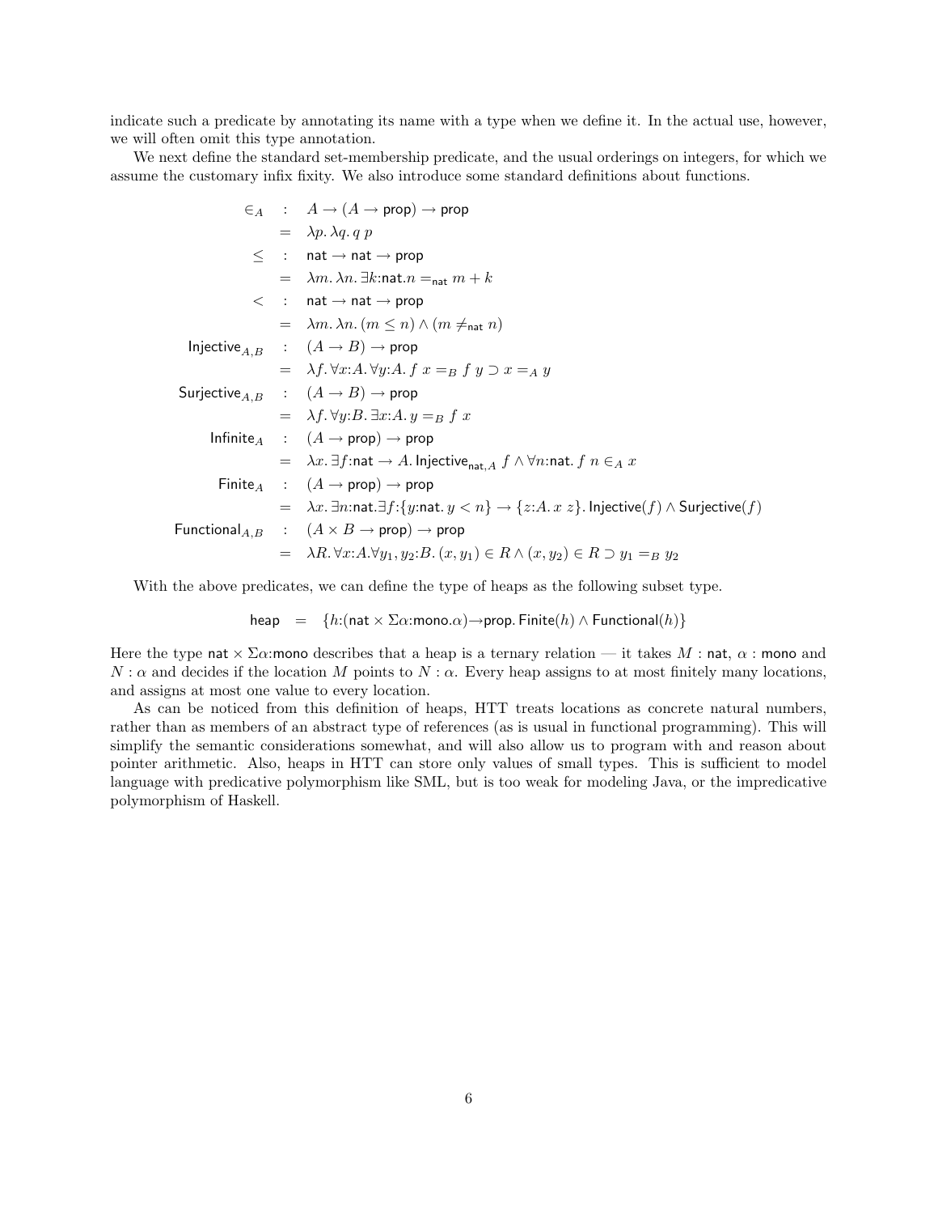indicate such a predicate by annotating its name with a type when we define it. In the actual use, however, we will often omit this type annotation.

We next define the standard set-membership predicate, and the usual orderings on integers, for which we assume the customary infix fixity. We also introduce some standard definitions about functions.

$$
\begin{array}{rcl}
\in_A & : & A \to (A \to \mathsf{prop}) \to \mathsf{prop} \\
& = & \lambda p.\, \lambda q.\, q\ p \\
\leq & : & \mathsf{nat} \to \mathsf{nat} \to \mathsf{prop} \\
& = & \lambda m.\, \lambda n.\, \exists k{:}\mathsf{nat}.\, n =_{\mathsf{nat}} m + k \\
< & : & \mathsf{nat} \to \mathsf{nat} \to \mathsf{prop} \\
& = & \lambda m.\, \lambda n.\, (m \leq n) \wedge (m \neq_{\mathsf{nat}} n) \\
\mathsf{Injective}_{A,B} & : & (A \to B) \to \mathsf{prop} \\
& = & \lambda f.\, \forall x{:}A.\, \forall y{:}A.\, f\ x =_B f\ y \supset x =_A y \\
\mathsf{Surjective}_{A,B} & : & (A \to B) \to \mathsf{prop} \\
& = & \lambda f.\, \forall y{:}B.\, \exists x{:}A.\, y =_B f\ x \\
\mathsf{Infinite}_{A} & : & (A \to \mathsf{prop}) \to \mathsf{prop} \\
& = & \lambda x.\, \exists f{:}\mathsf{nat} \to A.\, \mathsf{Injective}_{\mathsf{nat},A}\ f \wedge \forall n{:}\mathsf{nat}.\, f\ n \in_A x \\
\mathsf{Finite}_{A} & : & (A \to \mathsf{prop}) \to \mathsf{prop} \\
& = & \lambda x.\, \exists n{:}\mathsf{nat}. \exists f{:}\{y{:}\mathsf{nat}.\, y < n\} \to \{z{:}A.\, x\ z\}.\, \mathsf{Injective}(f) \wedge \mathsf{Surjective}(f) \\
\mathsf{Functional}_{A,B} & : & (A \times B \to \mathsf{prop}) \to \mathsf{prop} \\
& = & \lambda R.\, \forall x{:}A. \forall y_1, y_2{:}B.\, (x, y_1) \in R \wedge (x, y_2) \in R \supset y_1 =_B y_2
\end{array}
$$

With the above predicates, we can define the type of heaps as the following subset type.

$$
\mathsf{heap} \quad = \quad \{h{:}(\mathsf{nat} \times \Sigma\alpha{:}\mathsf{mono}.\alpha) {\to} \mathsf{prop}.\, \mathsf{Finite}(h) \wedge \mathsf{Functional}(h)\}
$$

Here the type $\mathsf{nat} \times \Sigma\alpha{:}\mathsf{mono}$ describes that a heap is a ternary relation — it takes $M : \mathsf{nat}$, $\alpha : \mathsf{mono}$ and $N : \alpha$ and decides if the location $M$ points to $N : \alpha$. Every heap assigns to at most finitely many locations, and assigns at most one value to every location.

As can be noticed from this definition of heaps, HTT treats locations as concrete natural numbers, rather than as members of an abstract type of references (as is usual in functional programming). This will simplify the semantic considerations somewhat, and will also allow us to program with and reason about pointer arithmetic. Also, heaps in HTT can store only values of small types. This is sufficient to model language with predicative polymorphism like SML, but is too weak for modeling Java, or the impredicative polymorphism of Haskell.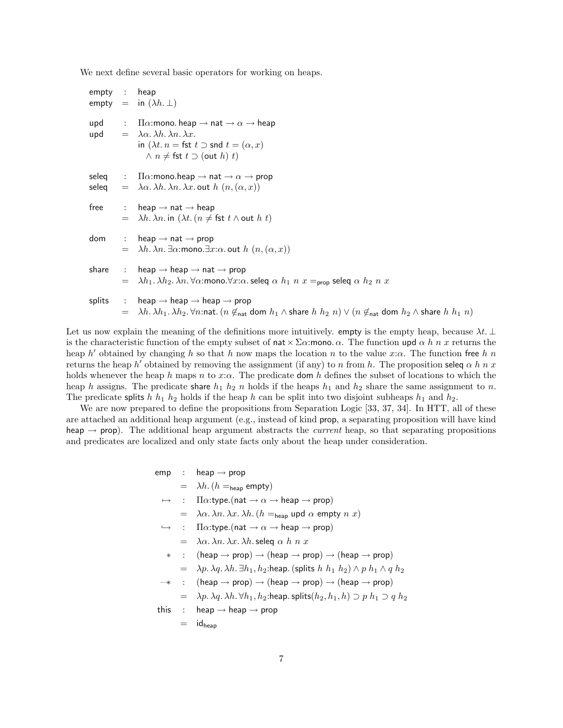We next define several basic operators for working on heaps.

$$
\begin{array}{lcl}
\mathsf{empty} & : & \mathsf{heap} \\
\mathsf{empty} & = & \mathsf{in}\ (\lambda h.\, \bot) \\[1em]
\mathsf{upd} & : & \Pi\alpha{:}\mathsf{mono}.\, \mathsf{heap} \to \mathsf{nat} \to \alpha \to \mathsf{heap} \\
\mathsf{upd} & = & \lambda\alpha.\, \lambda h.\, \lambda n.\, \lambda x. \\
 & & \quad \mathsf{in}\ (\lambda t.\, n = \mathsf{fst}\ t \supset \mathsf{snd}\ t = (\alpha, x) \\
 & & \qquad \wedge\ n \neq \mathsf{fst}\ t \supset (\mathsf{out}\ h)\ t) \\[1em]
\mathsf{seleq} & : & \Pi\alpha{:}\mathsf{mono}.\mathsf{heap} \to \mathsf{nat} \to \alpha \to \mathsf{prop} \\
\mathsf{seleq} & = & \lambda\alpha.\, \lambda h.\, \lambda n.\, \lambda x.\, \mathsf{out}\ h\ (n, (\alpha, x)) \\[1em]
\mathsf{free} & : & \mathsf{heap} \to \mathsf{nat} \to \mathsf{heap} \\
 & = & \lambda h.\, \lambda n.\, \mathsf{in}\ (\lambda t.\, (n \neq \mathsf{fst}\ t \wedge \mathsf{out}\ h\ t) \\[1em]
\mathsf{dom} & : & \mathsf{heap} \to \mathsf{nat} \to \mathsf{prop} \\
 & = & \lambda h.\, \lambda n.\, \exists\alpha{:}\mathsf{mono}.\exists x{:}\alpha.\, \mathsf{out}\ h\ (n, (\alpha, x)) \\[1em]
\mathsf{share} & : & \mathsf{heap} \to \mathsf{heap} \to \mathsf{nat} \to \mathsf{prop} \\
 & = & \lambda h_1.\, \lambda h_2.\, \lambda n.\, \forall\alpha{:}\mathsf{mono}.\forall x{:}\alpha.\, \mathsf{seleq}\ \alpha\ h_1\ n\ x =_{\mathsf{prop}} \mathsf{seleq}\ \alpha\ h_2\ n\ x \\[1em]
\mathsf{splits} & : & \mathsf{heap} \to \mathsf{heap} \to \mathsf{heap} \to \mathsf{prop} \\
 & = & \lambda h.\, \lambda h_1.\, \lambda h_2.\, \forall n{:}\mathsf{nat}.\, (n \notin_{\mathsf{nat}} \mathsf{dom}\ h_1 \wedge \mathsf{share}\ h\ h_2\ n) \vee (n \notin_{\mathsf{nat}} \mathsf{dom}\ h_2 \wedge \mathsf{share}\ h\ h_1\ n)
\end{array}
$$

Let us now explain the meaning of the definitions more intuitively. empty is the empty heap, because $\lambda t. \bot$ is the characteristic function of the empty subset of $\mathsf{nat} \times \Sigma\alpha{:}\mathsf{mono}.\, \alpha$. The function upd $\alpha\ h\ n\ x$ returns the heap $h'$ obtained by changing $h$ so that $h$ now maps the location $n$ to the value $x{:}\alpha$. The function free $h\ n$ returns the heap $h'$ obtained by removing the assignment (if any) to $n$ from $h$. The proposition seleq $\alpha\ h\ n\ x$ holds whenever the heap $h$ maps $n$ to $x{:}\alpha$. The predicate dom $h$ defines the subset of locations to which the heap $h$ assigns. The predicate share $h_1\ h_2\ n$ holds if the heaps $h_1$ and $h_2$ share the same assignment to $n$. The predicate splits $h\ h_1\ h_2$ holds if the heap $h$ can be split into two disjoint subheaps $h_1$ and $h_2$.

We are now prepared to define the propositions from Separation Logic [33, 37, 34]. In HTT, all of these are attached an additional heap argument (e.g., instead of kind prop, a separating proposition will have kind heap $\to$ prop). The additional heap argument abstracts the *current* heap, so that separating propositions and predicates are localized and only state facts only about the heap under consideration.

$$
\begin{array}{rcl}
\mathsf{emp} & : & \mathsf{heap} \to \mathsf{prop} \\
 & = & \lambda h.\, (h =_{\mathsf{heap}} \mathsf{empty}) \\
\mapsto & : & \Pi\alpha{:}\mathsf{type}.(\mathsf{nat} \to \alpha \to \mathsf{heap} \to \mathsf{prop}) \\
 & = & \lambda\alpha.\, \lambda n.\, \lambda x.\, \lambda h.\, (h =_{\mathsf{heap}} \mathsf{upd}\ \alpha\ \mathsf{empty}\ n\ x) \\
\hookrightarrow & : & \Pi\alpha{:}\mathsf{type}.(\mathsf{nat} \to \alpha \to \mathsf{heap} \to \mathsf{prop}) \\
 & = & \lambda\alpha.\, \lambda n.\, \lambda x.\, \lambda h.\, \mathsf{seleq}\ \alpha\ h\ n\ x \\
* & : & (\mathsf{heap} \to \mathsf{prop}) \to (\mathsf{heap} \to \mathsf{prop}) \to (\mathsf{heap} \to \mathsf{prop}) \\
 & = & \lambda p.\, \lambda q.\, \lambda h.\, \exists h_1, h_2{:}\mathsf{heap}.\, (\mathsf{splits}\ h\ h_1\ h_2) \wedge p\ h_1 \wedge q\ h_2 \\
-\!* & : & (\mathsf{heap} \to \mathsf{prop}) \to (\mathsf{heap} \to \mathsf{prop}) \to (\mathsf{heap} \to \mathsf{prop}) \\
 & = & \lambda p.\, \lambda q.\, \lambda h.\, \forall h_1, h_2{:}\mathsf{heap}.\, \mathsf{splits}(h_2, h_1, h) \supset p\ h_1 \supset q\ h_2 \\
\mathsf{this} & : & \mathsf{heap} \to \mathsf{heap} \to \mathsf{prop} \\
 & = & \mathsf{id}_{\mathsf{heap}}
\end{array}
$$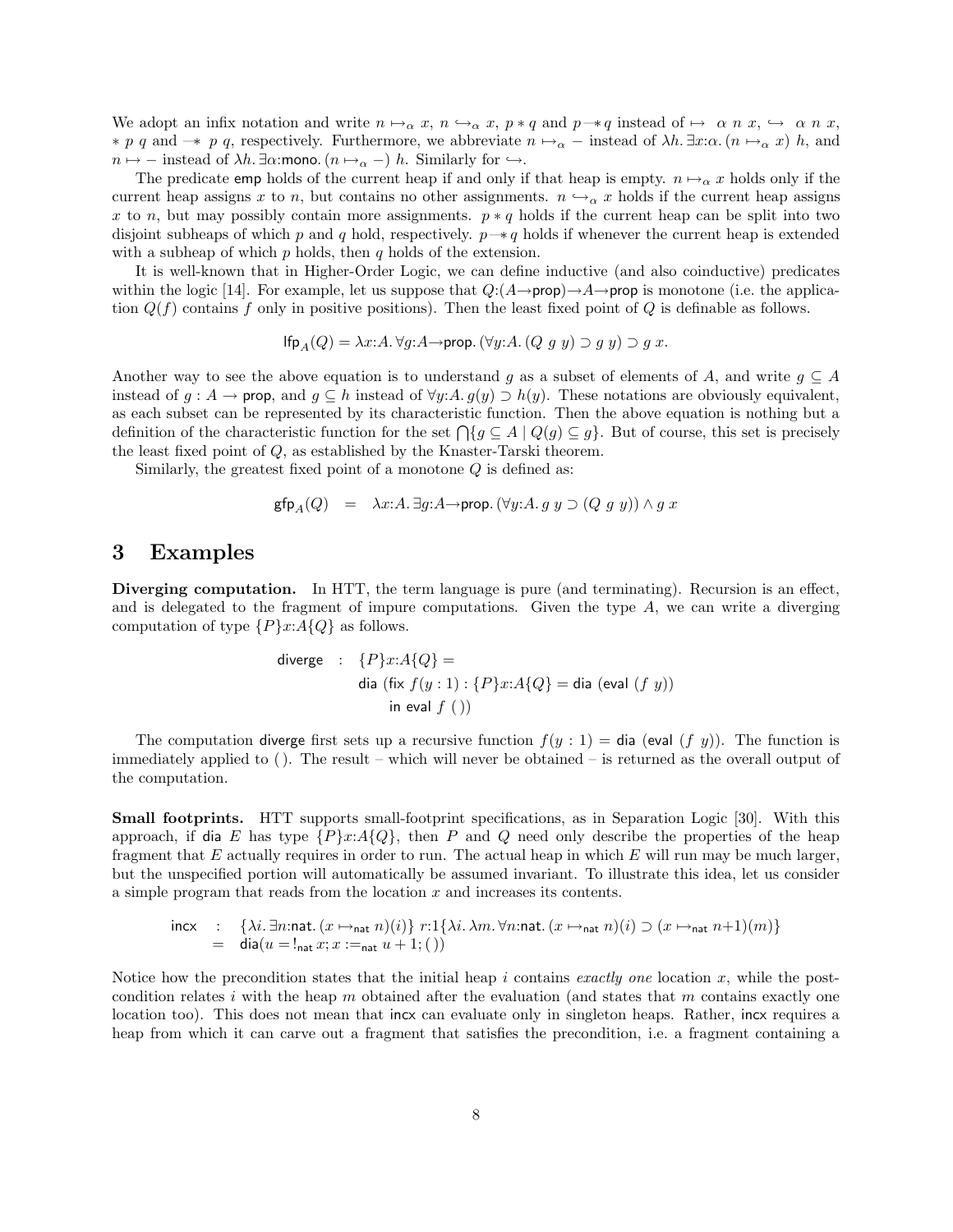We adopt an infix notation and write $n \mapsto_\alpha x$, $n \hookrightarrow_\alpha x$, $p * q$ and $p \mathrel{-\!\!*} q$ instead of $\mapsto\ \alpha\ n\ x$, $\hookrightarrow\ \alpha\ n\ x$, $*\ p\ q$ and $\mathrel{-\!\!*}\ p\ q$, respectively. Furthermore, we abbreviate $n \mapsto_\alpha -$ instead of $\lambda h.\, \exists x{:}\alpha.\, (n \mapsto_\alpha x)\ h$, and $n \mapsto -$ instead of $\lambda h.\, \exists \alpha{:}\mathsf{mono}.\, (n \mapsto_\alpha -)\ h$. Similarly for $\hookrightarrow$.

The predicate $\mathsf{emp}$ holds of the current heap if and only if that heap is empty. $n \mapsto_\alpha x$ holds only if the current heap assigns $x$ to $n$, but contains no other assignments. $n \hookrightarrow_\alpha x$ holds if the current heap assigns $x$ to $n$, but may possibly contain more assignments. $p * q$ holds if the current heap can be split into two disjoint subheaps of which $p$ and $q$ hold, respectively. $p \mathrel{-\!\!*} q$ holds if whenever the current heap is extended with a subheap of which $p$ holds, then $q$ holds of the extension.

It is well-known that in Higher-Order Logic, we can define inductive (and also coinductive) predicates within the logic [14]. For example, let us suppose that $Q{:}(A{\to}\mathsf{prop}){\to}A{\to}\mathsf{prop}$ is monotone (i.e. the application $Q(f)$ contains $f$ only in positive positions). Then the least fixed point of $Q$ is definable as follows.

$$\mathsf{lfp}_A(Q) = \lambda x{:}A.\, \forall g{:}A{\to}\mathsf{prop}.\, (\forall y{:}A.\, (Q\ g\ y) \supset g\ y) \supset g\ x.$$

Another way to see the above equation is to understand $g$ as a subset of elements of $A$, and write $g \subseteq A$ instead of $g : A \to \mathsf{prop}$, and $g \subseteq h$ instead of $\forall y{:}A.\, g(y) \supset h(y)$. These notations are obviously equivalent, as each subset can be represented by its characteristic function. Then the above equation is nothing but a definition of the characteristic function for the set $\bigcap\{g \subseteq A \mid Q(g) \subseteq g\}$. But of course, this set is precisely the least fixed point of $Q$, as established by the Knaster-Tarski theorem.

Similarly, the greatest fixed point of a monotone $Q$ is defined as:

$$\mathsf{gfp}_A(Q) \quad = \quad \lambda x{:}A.\, \exists g{:}A{\to}\mathsf{prop}.\, (\forall y{:}A.\, g\ y \supset (Q\ g\ y)) \wedge g\ x$$

# 3 Examples

**Diverging computation.** In HTT, the term language is pure (and terminating). Recursion is an effect, and is delegated to the fragment of impure computations. Given the type $A$, we can write a diverging computation of type $\{P\}x{:}A\{Q\}$ as follows.

$$\begin{array}{lll} \mathsf{diverge} & : & \{P\}x{:}A\{Q\} = \\ & & \quad \mathsf{dia}\ (\mathsf{fix}\ f(y:1) : \{P\}x{:}A\{Q\} = \mathsf{dia}\ (\mathsf{eval}\ (f\ y)) \\ & & \quad\quad \mathsf{in\ eval}\ f\ (\,)) \end{array}$$

The computation $\mathsf{diverge}$ first sets up a recursive function $f(y:1) = \mathsf{dia}\ (\mathsf{eval}\ (f\ y))$. The function is immediately applied to $(\,)$. The result – which will never be obtained – is returned as the overall output of the computation.

**Small footprints.** HTT supports small-footprint specifications, as in Separation Logic [30]. With this approach, if $\mathsf{dia}\ E$ has type $\{P\}x{:}A\{Q\}$, then $P$ and $Q$ need only describe the properties of the heap fragment that $E$ actually requires in order to run. The actual heap in which $E$ will run may be much larger, but the unspecified portion will automatically be assumed invariant. To illustrate this idea, let us consider a simple program that reads from the location $x$ and increases its contents.

$$\begin{array}{lll} \mathsf{incx} & : & \{\lambda i.\, \exists n{:}\mathsf{nat}.\, (x \mapsto_{\mathsf{nat}} n)(i)\}\ r{:}1\{\lambda i.\, \lambda m.\, \forall n{:}\mathsf{nat}.\, (x \mapsto_{\mathsf{nat}} n)(i) \supset (x \mapsto_{\mathsf{nat}} n{+}1)(m)\} \\ & = & \mathsf{dia}(u = !_{\mathsf{nat}}\, x; x :=_{\mathsf{nat}} u + 1; (\,)) \end{array}$$

Notice how the precondition states that the initial heap $i$ contains *exactly one* location $x$, while the postcondition relates $i$ with the heap $m$ obtained after the evaluation (and states that $m$ contains exactly one location too). This does not mean that $\mathsf{incx}$ can evaluate only in singleton heaps. Rather, $\mathsf{incx}$ requires a heap from which it can carve out a fragment that satisfies the precondition, i.e. a fragment containing a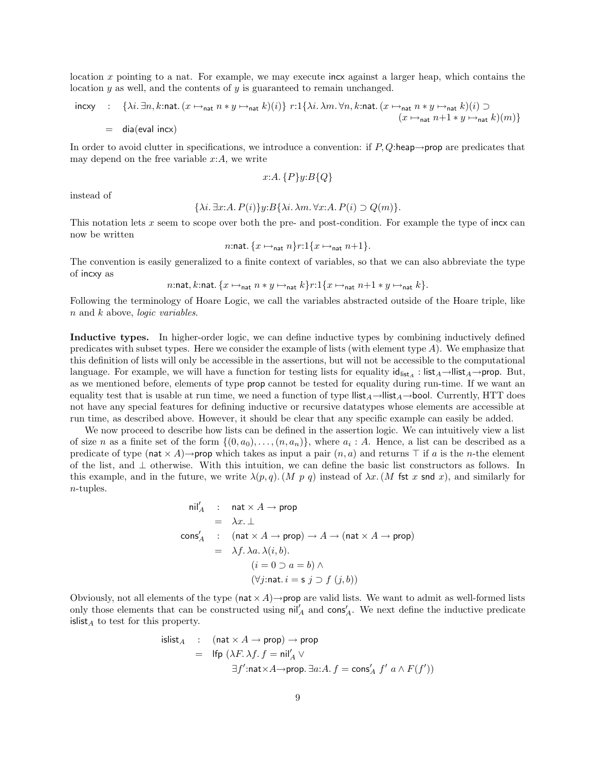location $x$ pointing to a nat. For example, we may execute incx against a larger heap, which contains the location $y$ as well, and the contents of $y$ is guaranteed to remain unchanged.

$$\begin{array}{lcl} \mathsf{incxy} & : & \{\lambda i.\, \exists n, k{:}\mathsf{nat}.\, (x \mapsto_{\mathsf{nat}} n * y \mapsto_{\mathsf{nat}} k)(i)\}\ r{:}1\{\lambda i.\, \lambda m.\, \forall n, k{:}\mathsf{nat}.\, (x \mapsto_{\mathsf{nat}} n * y \mapsto_{\mathsf{nat}} k)(i) \supset \\ & & \qquad\qquad\qquad\qquad\qquad\qquad\qquad\qquad (x \mapsto_{\mathsf{nat}} n{+}1 * y \mapsto_{\mathsf{nat}} k)(m)\} \\ & = & \mathsf{dia}(\mathsf{eval\ incx}) \end{array}$$

In order to avoid clutter in specifications, we introduce a convention: if $P, Q{:}\mathsf{heap}{\to}\mathsf{prop}$ are predicates that may depend on the free variable $x{:}A$, we write

$$x{:}A.\, \{P\}y{:}B\{Q\}$$

instead of

$$\{\lambda i.\, \exists x{:}A.\, P(i)\}y{:}B\{\lambda i.\, \lambda m.\, \forall x{:}A.\, P(i) \supset Q(m)\}.$$

This notation lets $x$ seem to scope over both the pre- and post-condition. For example the type of incx can now be written

$$n{:}\mathsf{nat}.\, \{x \mapsto_{\mathsf{nat}} n\}r{:}1\{x \mapsto_{\mathsf{nat}} n{+}1\}.$$

The convention is easily generalized to a finite context of variables, so that we can also abbreviate the type of incxy as

$$n{:}\mathsf{nat}, k{:}\mathsf{nat}.\, \{x \mapsto_{\mathsf{nat}} n * y \mapsto_{\mathsf{nat}} k\}r{:}1\{x \mapsto_{\mathsf{nat}} n{+}1 * y \mapsto_{\mathsf{nat}} k\}.$$

Following the terminology of Hoare Logic, we call the variables abstracted outside of the Hoare triple, like $n$ and $k$ above, *logic variables*.

**Inductive types.** In higher-order logic, we can define inductive types by combining inductively defined predicates with subset types. Here we consider the example of lists (with element type $A$). We emphasize that this definition of lists will only be accessible in the assertions, but will not be accessible to the computational language. For example, we will have a function for testing lists for equality $\mathsf{id}_{\mathsf{list}_A} : \mathsf{list}_A{\to}\mathsf{llist}_A{\to}\mathsf{prop}$. But, as we mentioned before, elements of type prop cannot be tested for equality during run-time. If we want an equality test that is usable at run time, we need a function of type $\mathsf{llist}_A{\to}\mathsf{llist}_A{\to}\mathsf{bool}$. Currently, HTT does not have any special features for defining inductive or recursive datatypes whose elements are accessible at run time, as described above. However, it should be clear that any specific example can easily be added.

We now proceed to describe how lists can be defined in the assertion logic. We can intuitively view a list of size $n$ as a finite set of the form $\{(0, a_0), \ldots, (n, a_n)\}$, where $a_i : A$. Hence, a list can be described as a predicate of type $(\mathsf{nat} \times A){\to}\mathsf{prop}$ which takes as input a pair $(n, a)$ and returns $\top$ if $a$ is the $n$-the element of the list, and $\bot$ otherwise. With this intuition, we can define the basic list constructors as follows. In this example, and in the future, we write $\lambda(p, q).\,(M\ p\ q)$ instead of $\lambda x.\,(M\ \mathsf{fst}\ x\ \mathsf{snd}\ x)$, and similarly for $n$-tuples.

$$\begin{array}{lcl} \mathsf{nil}'_A & : & \mathsf{nat} \times A \to \mathsf{prop} \\ & = & \lambda x.\, \bot \\ \mathsf{cons}'_A & : & (\mathsf{nat} \times A \to \mathsf{prop}) \to A \to (\mathsf{nat} \times A \to \mathsf{prop}) \\ & = & \lambda f.\, \lambda a.\, \lambda(i, b). \\ & & \qquad (i = 0 \supset a = b) \wedge \\ & & \qquad (\forall j{:}\mathsf{nat}.\, i = \mathsf{s}\ j \supset f\ (j, b)) \end{array}$$

Obviously, not all elements of the type $(\mathsf{nat} \times A){\to}\mathsf{prop}$ are valid lists. We want to admit as well-formed lists only those elements that can be constructed using $\mathsf{nil}'_A$ and $\mathsf{cons}'_A$. We next define the inductive predicate $\mathsf{islist}_A$ to test for this property.

$$\begin{array}{lcl} \mathsf{islist}_A & : & (\mathsf{nat} \times A \to \mathsf{prop}) \to \mathsf{prop} \\ & = & \mathsf{lfp}\ (\lambda F.\, \lambda f.\, f = \mathsf{nil}'_A \vee \\ & & \qquad \exists f'{:}\mathsf{nat}{\times}A{\to}\mathsf{prop}.\, \exists a{:}A.\, f = \mathsf{cons}'_A\ f'\ a \wedge F(f')) \end{array}$$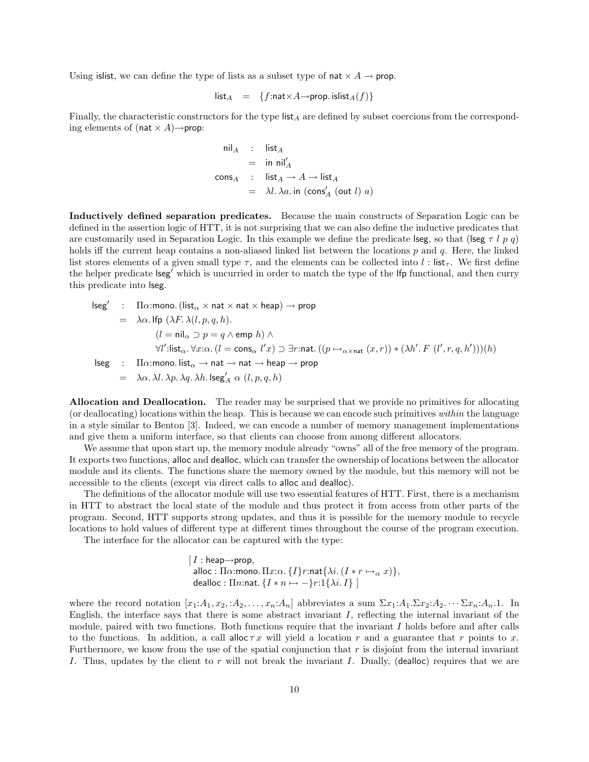Using islist, we can define the type of lists as a subset type of $\mathsf{nat} \times A \to \mathsf{prop}$.

$$\mathsf{list}_A \quad = \quad \{f{:}\mathsf{nat}{\times}A{\to}\mathsf{prop}.\ \mathsf{islist}_A(f)\}$$

Finally, the characteristic constructors for the type $\mathsf{list}_A$ are defined by subset coercions from the corresponding elements of $(\mathsf{nat} \times A){\to}\mathsf{prop}$:

$$\begin{array}{rcl}
\mathsf{nil}_A & : & \mathsf{list}_A \\
& = & \mathsf{in}\ \mathsf{nil}'_A \\
\mathsf{cons}_A & : & \mathsf{list}_A \to A \to \mathsf{list}_A \\
& = & \lambda l.\, \lambda a.\, \mathsf{in}\ (\mathsf{cons}'_A\ (\mathsf{out}\ l)\ a)
\end{array}$$

**Inductively defined separation predicates.** Because the main constructs of Separation Logic can be defined in the assertion logic of HTT, it is not surprising that we can also define the inductive predicates that are customarily used in Separation Logic. In this example we define the predicate lseg, so that $(\mathsf{lseg}\ \tau\ l\ p\ q)$ holds iff the current heap contains a non-aliased linked list between the locations $p$ and $q$. Here, the linked list stores elements of a given small type $\tau$, and the elements can be collected into $l : \mathsf{list}_\tau$. We first define the helper predicate $\mathsf{lseg}'$ which is uncurried in order to match the type of the lfp functional, and then curry this predicate into lseg.

$$\begin{array}{rcl}
\mathsf{lseg}' & : & \Pi\alpha{:}\mathsf{mono}.\, (\mathsf{list}_\alpha \times \mathsf{nat} \times \mathsf{nat} \times \mathsf{heap}) \to \mathsf{prop} \\
& = & \lambda\alpha.\, \mathsf{lfp}\ (\lambda F.\, \lambda(l,p,q,h). \\
& & \quad (l = \mathsf{nil}_\alpha \supset p = q \wedge \mathsf{emp}\ h) \wedge \\
& & \quad \forall l'{:}\mathsf{list}_\alpha.\, \forall x{:}\alpha.\, (l = \mathsf{cons}_\alpha\ l' x) \supset \exists r{:}\mathsf{nat}.\, ((p \mapsto_{\alpha\times\mathsf{nat}} (x,r)) * (\lambda h'.\, F\ (l',r,q,h')))(h) \\
\mathsf{lseg} & : & \Pi\alpha{:}\mathsf{mono}.\, \mathsf{list}_\alpha \to \mathsf{nat} \to \mathsf{nat} \to \mathsf{heap} \to \mathsf{prop} \\
& = & \lambda\alpha.\, \lambda l.\, \lambda p.\, \lambda q.\, \lambda h.\, \mathsf{lseg}'_A\ \alpha\ (l,p,q,h)
\end{array}$$

**Allocation and Deallocation.** The reader may be surprised that we provide no primitives for allocating (or deallocating) locations within the heap. This is because we can encode such primitives *within* the language in a style similar to Benton [3]. Indeed, we can encode a number of memory management implementations and give them a uniform interface, so that clients can choose from among different allocators.

We assume that upon start up, the memory module already "owns" all of the free memory of the program. It exports two functions, alloc and dealloc, which can transfer the ownership of locations between the allocator module and its clients. The functions share the memory owned by the module, but this memory will not be accessible to the clients (except via direct calls to alloc and dealloc).

The definitions of the allocator module will use two essential features of HTT. First, there is a mechanism in HTT to abstract the local state of the module and thus protect it from access from other parts of the program. Second, HTT supports strong updates, and thus it is possible for the memory module to recycle locations to hold values of different type at different times throughout the course of the program execution.

The interface for the allocator can be captured with the type:

$$\begin{array}{l}
[\, I : \mathsf{heap}{\to}\mathsf{prop}, \\
\ \ \mathsf{alloc} : \Pi\alpha{:}\mathsf{mono}.\, \Pi x{:}\alpha.\, \{I\}r{:}\mathsf{nat}\{\lambda i.\, (I * r \mapsto_\alpha x)\}, \\
\ \ \mathsf{dealloc} : \Pi n{:}\mathsf{nat}.\, \{I * n \mapsto -\}r{:}1\{\lambda i.\, I\}\ ]
\end{array}$$

where the record notation $[x_1{:}A_1, x_2, {:}A_2, \ldots, x_n{:}A_n]$ abbreviates a sum $\Sigma x_1{:}A_1.\Sigma x_2{:}A_2.\cdots\Sigma x_n{:}A_n.1$. In English, the interface says that there is some abstract invariant $I$, reflecting the internal invariant of the module, paired with two functions. Both functions require that the invariant $I$ holds before and after calls to the functions. In addition, a call $\mathsf{alloc}\,\tau\,x$ will yield a location $r$ and a guarantee that $r$ points to $x$. Furthermore, we know from the use of the spatial conjunction that $r$ is disjoint from the internal invariant $I$. Thus, updates by the client to $r$ will not break the invariant $I$. Dually, (dealloc) requires that we are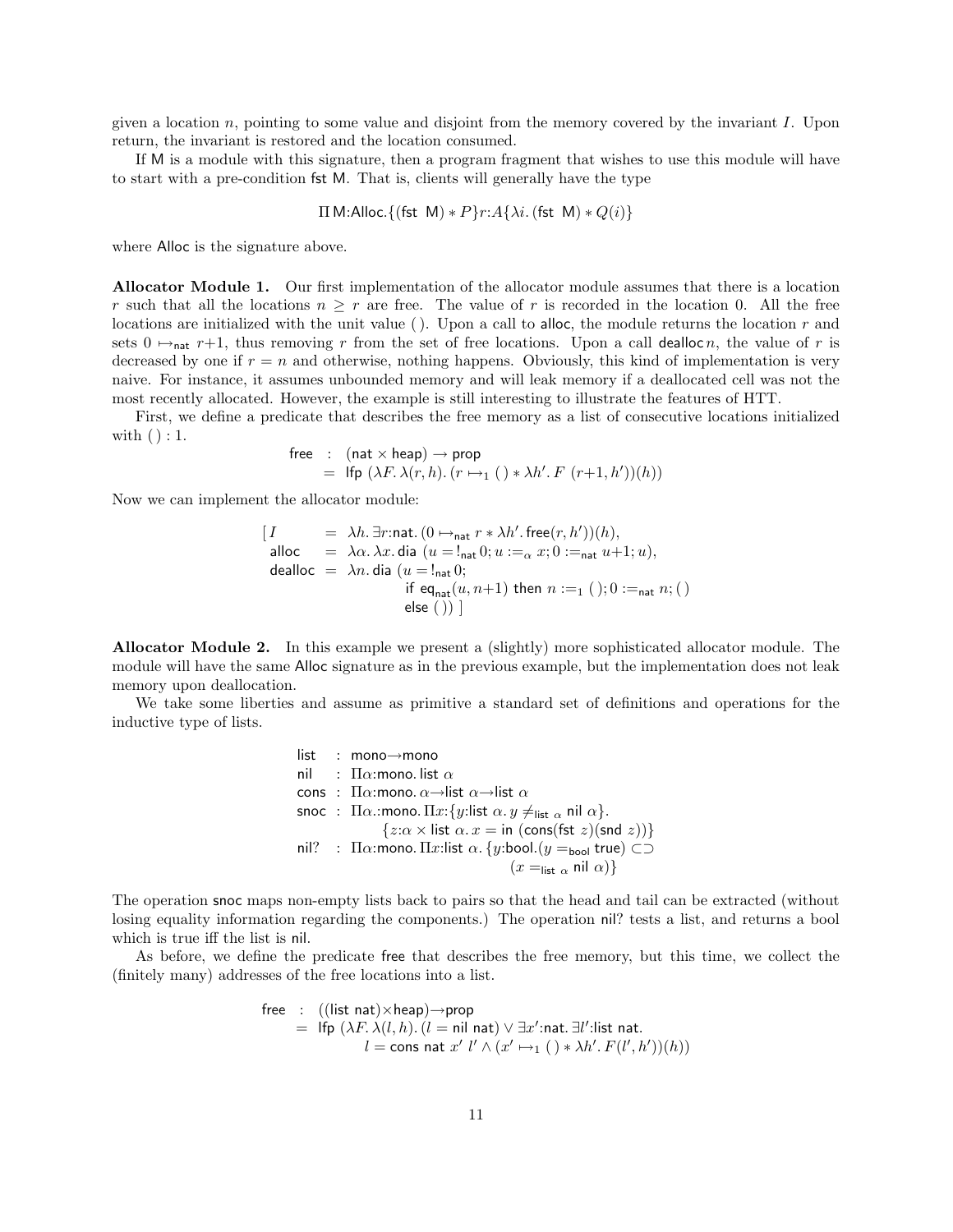given a location $n$, pointing to some value and disjoint from the memory covered by the invariant $I$. Upon return, the invariant is restored and the location consumed.

If $\mathsf{M}$ is a module with this signature, then a program fragment that wishes to use this module will have to start with a pre-condition $\mathsf{fst}\ \mathsf{M}$. That is, clients will generally have the type

$$\Pi\,\mathsf{M}{:}\mathsf{Alloc}.\{(\mathsf{fst}\ \ \mathsf{M}) * P\}r{:}A\{\lambda i.\,(\mathsf{fst}\ \ \mathsf{M}) * Q(i)\}$$

where $\mathsf{Alloc}$ is the signature above.

**Allocator Module 1.** Our first implementation of the allocator module assumes that there is a location $r$ such that all the locations $n \geq r$ are free. The value of $r$ is recorded in the location 0. All the free locations are initialized with the unit value $(\,)$. Upon a call to $\mathsf{alloc}$, the module returns the location $r$ and sets $0 \mapsto_{\mathsf{nat}} r{+}1$, thus removing $r$ from the set of free locations. Upon a call $\mathsf{dealloc}\, n$, the value of $r$ is decreased by one if $r = n$ and otherwise, nothing happens. Obviously, this kind of implementation is very naive. For instance, it assumes unbounded memory and will leak memory if a deallocated cell was not the most recently allocated. However, the example is still interesting to illustrate the features of HTT.

First, we define a predicate that describes the free memory as a list of consecutive locations initialized with $(\,) : 1$.

$$\begin{array}{rcl}\mathsf{free} & : & (\mathsf{nat} \times \mathsf{heap}) \rightarrow \mathsf{prop} \\ & = & \mathsf{lfp}\ (\lambda F.\, \lambda(r, h).\, (r \mapsto_1 (\,) * \lambda h'.\, F\ (r{+}1, h'))(h))\end{array}$$

Now we can implement the allocator module:

$$\begin{array}{lcl}[\,I & = & \lambda h.\, \exists r{:}\mathsf{nat}.\,(0 \mapsto_{\mathsf{nat}} r * \lambda h'.\,\mathsf{free}(r, h'))(h), \\ \ \ \mathsf{alloc} & = & \lambda\alpha.\,\lambda x.\,\mathsf{dia}\ (u = !_{\mathsf{nat}}\, 0; u :=_{\alpha} x; 0 :=_{\mathsf{nat}} u{+}1; u), \\ \ \ \mathsf{dealloc} & = & \lambda n.\,\mathsf{dia}\ (u = !_{\mathsf{nat}}\, 0; \\ & & \qquad \mathsf{if}\ \mathsf{eq}_{\mathsf{nat}}(u, n{+}1)\ \mathsf{then}\ n :=_1 (\,); 0 :=_{\mathsf{nat}} n; (\,) \\ & & \qquad \mathsf{else}\ (\,))\ ]\end{array}$$

**Allocator Module 2.** In this example we present a (slightly) more sophisticated allocator module. The module will have the same $\mathsf{Alloc}$ signature as in the previous example, but the implementation does not leak memory upon deallocation.

We take some liberties and assume as primitive a standard set of definitions and operations for the inductive type of lists.

$$\begin{array}{lcl}\mathsf{list} & : & \mathsf{mono}{\rightarrow}\mathsf{mono} \\ \mathsf{nil} & : & \Pi\alpha{:}\mathsf{mono}.\,\mathsf{list}\ \alpha \\ \mathsf{cons} & : & \Pi\alpha{:}\mathsf{mono}.\,\alpha{\rightarrow}\mathsf{list}\ \alpha{\rightarrow}\mathsf{list}\ \alpha \\ \mathsf{snoc} & : & \Pi\alpha.{:}\mathsf{mono}.\,\Pi x{:}\{y{:}\mathsf{list}\ \alpha.\, y \neq_{\mathsf{list}\ \alpha} \mathsf{nil}\ \alpha\}. \\ & & \qquad \{z{:}\alpha \times \mathsf{list}\ \alpha.\, x = \mathsf{in}\ (\mathsf{cons}(\mathsf{fst}\ z)(\mathsf{snd}\ z))\} \\ \mathsf{nil?} & : & \Pi\alpha{:}\mathsf{mono}.\,\Pi x{:}\mathsf{list}\ \alpha.\,\{y{:}\mathsf{bool}.(y =_{\mathsf{bool}} \mathsf{true}) \subset\supset \\ & & \qquad\qquad (x =_{\mathsf{list}\ \alpha} \mathsf{nil}\ \alpha)\}\end{array}$$

The operation $\mathsf{snoc}$ maps non-empty lists back to pairs so that the head and tail can be extracted (without losing equality information regarding the components.) The operation $\mathsf{nil?}$ tests a list, and returns a bool which is true iff the list is $\mathsf{nil}$.

As before, we define the predicate $\mathsf{free}$ that describes the free memory, but this time, we collect the (finitely many) addresses of the free locations into a list.

$$\begin{array}{rcl}\mathsf{free} & : & ((\mathsf{list\ nat}){\times}\mathsf{heap}){\rightarrow}\mathsf{prop} \\ & = & \mathsf{lfp}\ (\lambda F.\,\lambda(l, h).\,(l = \mathsf{nil\ nat}) \vee \exists x'{:}\mathsf{nat}.\,\exists l'{:}\mathsf{list\ nat}. \\ & & \qquad l = \mathsf{cons\ nat}\ x'\ l' \wedge (x' \mapsto_1 (\,) * \lambda h'.\, F(l', h'))(h))\end{array}$$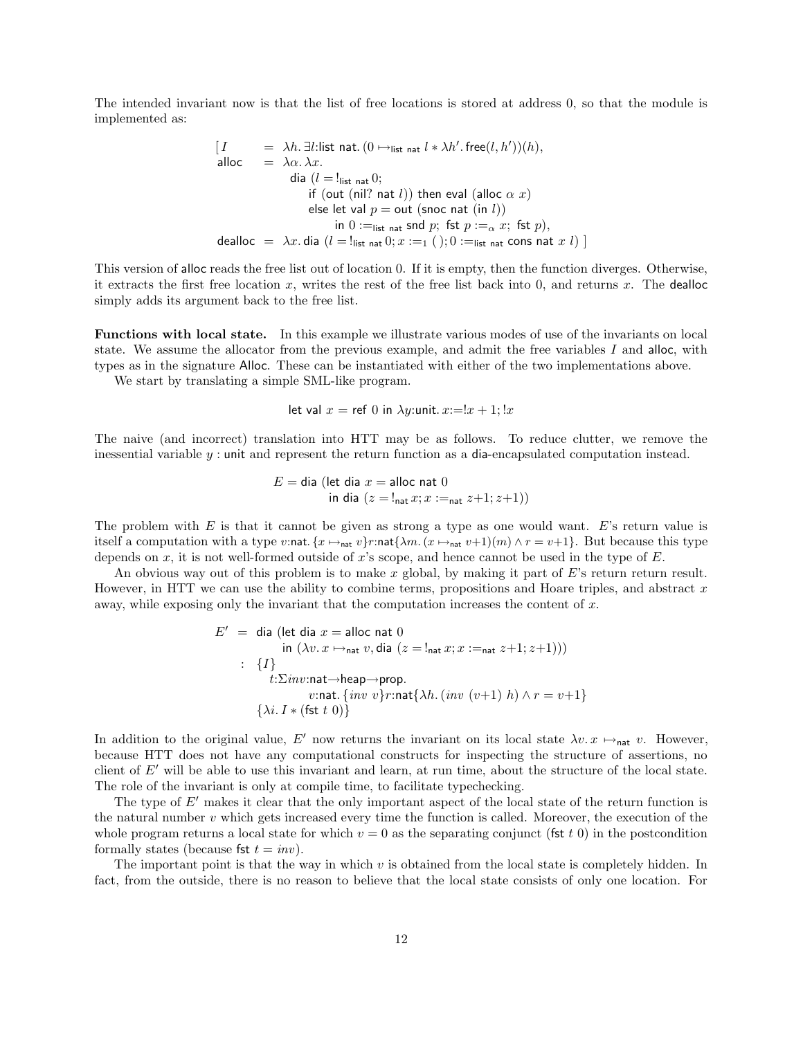The intended invariant now is that the list of free locations is stored at address 0, so that the module is implemented as:

$$
\begin{array}{lcl}
[\, I & = & \lambda h.\, \exists l{:}\mathsf{list\ nat}.\, (0 \mapsto_{\mathsf{list\ nat}} l * \lambda h'.\, \mathsf{free}(l, h'))(h), \\
\mathsf{alloc} & = & \lambda \alpha.\, \lambda x. \\
& & \quad \mathsf{dia}\ (l = !_{\mathsf{list\ nat}}\, 0; \\
& & \quad\quad \mathsf{if}\ (\mathsf{out}\ (\mathsf{nil?}\ \mathsf{nat}\ l))\ \mathsf{then\ eval}\ (\mathsf{alloc}\ \alpha\ x) \\
& & \quad\quad \mathsf{else\ let\ val}\ p = \mathsf{out}\ (\mathsf{snoc\ nat}\ (\mathsf{in}\ l)) \\
& & \quad\quad\quad\quad \mathsf{in}\ 0 :=_{\mathsf{list\ nat}} \mathsf{snd}\ p;\ \mathsf{fst}\ p :=_{\alpha} x;\ \mathsf{fst}\ p), \\
\mathsf{dealloc} & = & \lambda x.\, \mathsf{dia}\ (l = !_{\mathsf{list\ nat}}\, 0; x :=_{1} (\,); 0 :=_{\mathsf{list\ nat}} \mathsf{cons\ nat}\ x\ l)\ ]
\end{array}
$$

This version of alloc reads the free list out of location 0. If it is empty, then the function diverges. Otherwise, it extracts the first free location $x$, writes the rest of the free list back into 0, and returns $x$. The dealloc simply adds its argument back to the free list.

**Functions with local state.** In this example we illustrate various modes of use of the invariants on local state. We assume the allocator from the previous example, and admit the free variables $I$ and alloc, with types as in the signature Alloc. These can be instantiated with either of the two implementations above.

We start by translating a simple SML-like program.

$$
\mathsf{let\ val}\ x = \mathsf{ref}\ 0\ \mathsf{in}\ \lambda y{:}\mathsf{unit}.\, x{:=}!x + 1; !x
$$

The naive (and incorrect) translation into HTT may be as follows. To reduce clutter, we remove the inessential variable $y$ : unit and represent the return function as a dia-encapsulated computation instead.

$$
\begin{array}{l}
E = \mathsf{dia}\ (\mathsf{let\ dia}\ x = \mathsf{alloc\ nat}\ 0 \\
\qquad\qquad \mathsf{in\ dia}\ (z = !_{\mathsf{nat}}\, x; x :=_{\mathsf{nat}} z{+}1; z{+}1))
\end{array}
$$

The problem with $E$ is that it cannot be given as strong a type as one would want. $E$'s return value is itself a computation with a type $v{:}\mathsf{nat}.\, \{x \mapsto_{\mathsf{nat}} v\} r{:}\mathsf{nat}\{\lambda m.\, (x \mapsto_{\mathsf{nat}} v{+}1)(m) \wedge r = v{+}1\}$. But because this type depends on $x$, it is not well-formed outside of $x$'s scope, and hence cannot be used in the type of $E$.

An obvious way out of this problem is to make $x$ global, by making it part of $E$'s return return result. However, in HTT we can use the ability to combine terms, propositions and Hoare triples, and abstract $x$ away, while exposing only the invariant that the computation increases the content of $x$.

$$
\begin{array}{rcl}
E' & = & \mathsf{dia}\ (\mathsf{let\ dia}\ x = \mathsf{alloc\ nat}\ 0 \\
& & \qquad \mathsf{in}\ (\lambda v.\, x \mapsto_{\mathsf{nat}} v, \mathsf{dia}\ (z = !_{\mathsf{nat}}\, x; x :=_{\mathsf{nat}} z{+}1; z{+}1))) \\
& : & \{I\} \\
& & \quad t{:}\Sigma inv{:}\mathsf{nat}{\rightarrow}\mathsf{heap}{\rightarrow}\mathsf{prop}. \\
& & \qquad\qquad v{:}\mathsf{nat}.\, \{inv\ v\} r{:}\mathsf{nat}\{\lambda h.\, (inv\ (v{+}1)\ h) \wedge r = v{+}1\} \\
& & \{\lambda i.\, I * (\mathsf{fst}\ t\ 0)\}
\end{array}
$$

In addition to the original value, $E'$ now returns the invariant on its local state $\lambda v.\, x \mapsto_{\mathsf{nat}} v$. However, because HTT does not have any computational constructs for inspecting the structure of assertions, no client of $E'$ will be able to use this invariant and learn, at run time, about the structure of the local state. The role of the invariant is only at compile time, to facilitate typechecking.

The type of $E'$ makes it clear that the only important aspect of the local state of the return function is the natural number $v$ which gets increased every time the function is called. Moreover, the execution of the whole program returns a local state for which $v = 0$ as the separating conjunct (fst $t$ 0) in the postcondition formally states (because fst $t = inv$).

The important point is that the way in which $v$ is obtained from the local state is completely hidden. In fact, from the outside, there is no reason to believe that the local state consists of only one location. For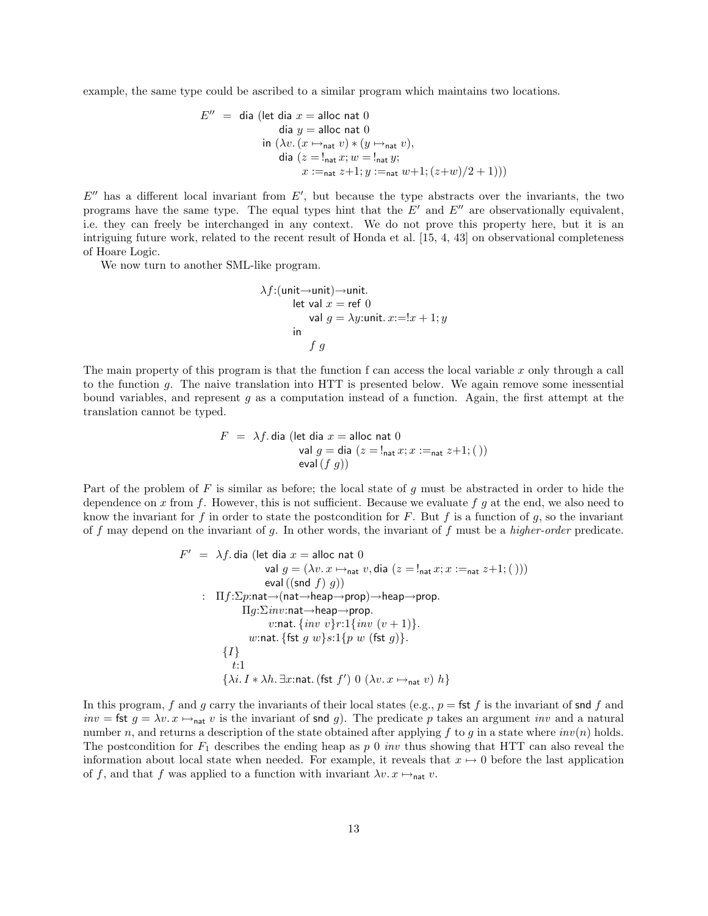example, the same type could be ascribed to a similar program which maintains two locations.

$$
\begin{array}{rl}
E'' = & \mathsf{dia}\ (\mathsf{let\ dia}\ x = \mathsf{alloc\ nat}\ 0 \\
& \qquad \mathsf{dia}\ y = \mathsf{alloc\ nat}\ 0 \\
& \quad \mathsf{in}\ (\lambda v.\, (x \mapsto_{\mathsf{nat}} v) * (y \mapsto_{\mathsf{nat}} v), \\
& \qquad \mathsf{dia}\ (z = !_{\mathsf{nat}}\, x; w = !_{\mathsf{nat}}\, y; \\
& \qquad\quad x :=_{\mathsf{nat}} z{+}1; y :=_{\mathsf{nat}} w{+}1; (z{+}w)/2 + 1)))
\end{array}
$$

$E''$ has a different local invariant from $E'$, but because the type abstracts over the invariants, the two programs have the same type. The equal types hint that the $E'$ and $E''$ are observationally equivalent, i.e. they can freely be interchanged in any context. We do not prove this property here, but it is an intriguing future work, related to the recent result of Honda et al. [15, 4, 43] on observational completeness of Hoare Logic.

We now turn to another SML-like program.

$$
\begin{array}{l}
\lambda f{:}(\mathsf{unit}{\to}\mathsf{unit}){\to}\mathsf{unit}. \\
\quad \mathsf{let\ val}\ x = \mathsf{ref}\ 0 \\
\qquad \mathsf{val}\ g = \lambda y{:}\mathsf{unit}.\, x{:=}!x + 1; y \\
\quad \mathsf{in} \\
\qquad f\ g
\end{array}
$$

The main property of this program is that the function f can access the local variable $x$ only through a call to the function $g$. The naive translation into HTT is presented below. We again remove some inessential bound variables, and represent $g$ as a computation instead of a function. Again, the first attempt at the translation cannot be typed.

$$
\begin{array}{rl}
F = & \lambda f.\, \mathsf{dia}\ (\mathsf{let\ dia}\ x = \mathsf{alloc\ nat}\ 0 \\
& \qquad \mathsf{val}\ g = \mathsf{dia}\ (z = !_{\mathsf{nat}}\, x; x :=_{\mathsf{nat}} z{+}1; (\,)) \\
& \qquad \mathsf{eval}\,(f\ g))
\end{array}
$$

Part of the problem of $F$ is similar as before; the local state of $g$ must be abstracted in order to hide the dependence on $x$ from $f$. However, this is not sufficient. Because we evaluate $f\ g$ at the end, we also need to know the invariant for $f$ in order to state the postcondition for $F$. But $f$ is a function of $g$, so the invariant of $f$ may depend on the invariant of $g$. In other words, the invariant of $f$ must be a *higher-order* predicate.

$$
\begin{array}{rl}
F' = & \lambda f.\, \mathsf{dia}\ (\mathsf{let\ dia}\ x = \mathsf{alloc\ nat}\ 0 \\
& \qquad \mathsf{val}\ g = (\lambda v.\, x \mapsto_{\mathsf{nat}} v, \mathsf{dia}\ (z = !_{\mathsf{nat}}\, x; x :=_{\mathsf{nat}} z{+}1; (\,))) \\
& \qquad \mathsf{eval}\,((\mathsf{snd}\ f)\ g)) \\
: & \Pi f{:}\Sigma p{:}\mathsf{nat}{\to}(\mathsf{nat}{\to}\mathsf{heap}{\to}\mathsf{prop}){\to}\mathsf{heap}{\to}\mathsf{prop}. \\
& \quad \Pi g{:}\Sigma inv{:}\mathsf{nat}{\to}\mathsf{heap}{\to}\mathsf{prop}. \\
& \qquad v{:}\mathsf{nat}.\,\{inv\ v\}r{:}1\{inv\ (v+1)\}. \\
& \quad\ w{:}\mathsf{nat}.\,\{\mathsf{fst}\ g\ w\}s{:}1\{p\ w\ (\mathsf{fst}\ g)\}. \\
& \{I\} \\
& \ \ t{:}1 \\
& \{\lambda i.\, I * \lambda h.\, \exists x{:}\mathsf{nat}.\,(\mathsf{fst}\ f')\ 0\ (\lambda v.\, x \mapsto_{\mathsf{nat}} v)\ h\}
\end{array}
$$

In this program, $f$ and $g$ carry the invariants of their local states (e.g., $p = \mathsf{fst}\ f$ is the invariant of $\mathsf{snd}\ f$ and $inv = \mathsf{fst}\ g = \lambda v.\, x \mapsto_{\mathsf{nat}} v$ is the invariant of $\mathsf{snd}\ g$). The predicate $p$ takes an argument $inv$ and a natural number $n$, and returns a description of the state obtained after applying $f$ to $g$ in a state where $inv(n)$ holds. The postcondition for $F_1$ describes the ending heap as $p\ 0\ inv$ thus showing that HTT can also reveal the information about local state when needed. For example, it reveals that $x \mapsto 0$ before the last application of $f$, and that $f$ was applied to a function with invariant $\lambda v.\, x \mapsto_{\mathsf{nat}} v$.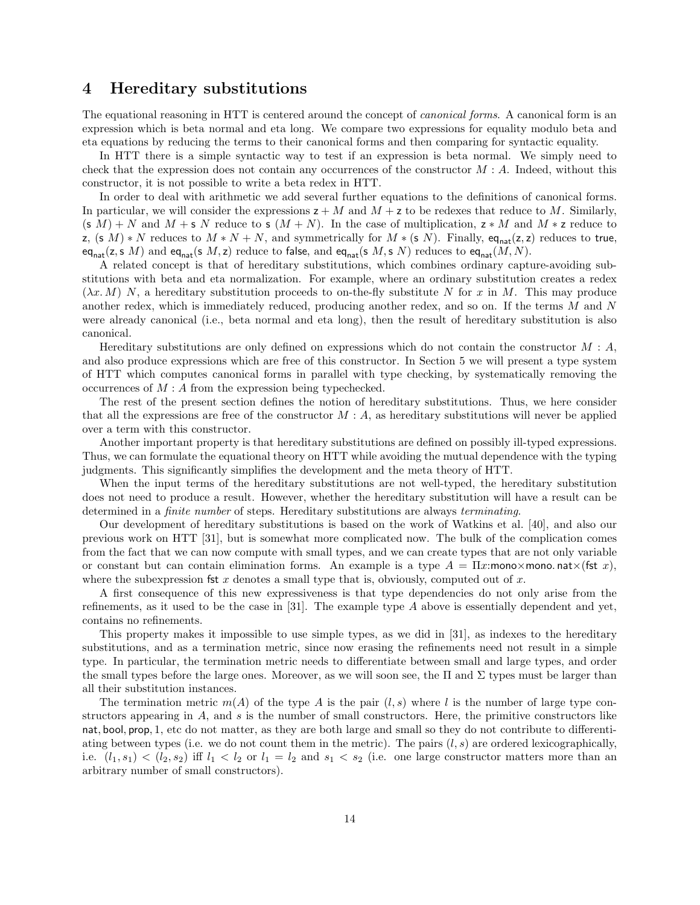## 4 Hereditary substitutions

The equational reasoning in HTT is centered around the concept of *canonical forms*. A canonical form is an expression which is beta normal and eta long. We compare two expressions for equality modulo beta and eta equations by reducing the terms to their canonical forms and then comparing for syntactic equality.

In HTT there is a simple syntactic way to test if an expression is beta normal. We simply need to check that the expression does not contain any occurrences of the constructor $M : A$. Indeed, without this constructor, it is not possible to write a beta redex in HTT.

In order to deal with arithmetic we add several further equations to the definitions of canonical forms. In particular, we will consider the expressions $\mathsf{z} + M$ and $M + \mathsf{z}$ to be redexes that reduce to $M$. Similarly, $(\mathsf{s}\ M) + N$ and $M + \mathsf{s}\ N$ reduce to $\mathsf{s}\ (M + N)$. In the case of multiplication, $\mathsf{z} * M$ and $M * \mathsf{z}$ reduce to $\mathsf{z}$, $(\mathsf{s}\ M) * N$ reduces to $M * N + N$, and symmetrically for $M * (\mathsf{s}\ N)$. Finally, $\mathsf{eq}_{\mathsf{nat}}(\mathsf{z}, \mathsf{z})$ reduces to $\mathsf{true}$, $\mathsf{eq}_{\mathsf{nat}}(\mathsf{z}, \mathsf{s}\ M)$ and $\mathsf{eq}_{\mathsf{nat}}(\mathsf{s}\ M, \mathsf{z})$ reduce to $\mathsf{false}$, and $\mathsf{eq}_{\mathsf{nat}}(\mathsf{s}\ M, \mathsf{s}\ N)$ reduces to $\mathsf{eq}_{\mathsf{nat}}(M, N)$.

A related concept is that of hereditary substitutions, which combines ordinary capture-avoiding substitutions with beta and eta normalization. For example, where an ordinary substitution creates a redex $(\lambda x. M)\ N$, a hereditary substitution proceeds to on-the-fly substitute $N$ for $x$ in $M$. This may produce another redex, which is immediately reduced, producing another redex, and so on. If the terms $M$ and $N$ were already canonical (i.e., beta normal and eta long), then the result of hereditary substitution is also canonical.

Hereditary substitutions are only defined on expressions which do not contain the constructor $M : A$, and also produce expressions which are free of this constructor. In Section 5 we will present a type system of HTT which computes canonical forms in parallel with type checking, by systematically removing the occurrences of $M : A$ from the expression being typechecked.

The rest of the present section defines the notion of hereditary substitutions. Thus, we here consider that all the expressions are free of the constructor $M : A$, as hereditary substitutions will never be applied over a term with this constructor.

Another important property is that hereditary substitutions are defined on possibly ill-typed expressions. Thus, we can formulate the equational theory on HTT while avoiding the mutual dependence with the typing judgments. This significantly simplifies the development and the meta theory of HTT.

When the input terms of the hereditary substitutions are not well-typed, the hereditary substitution does not need to produce a result. However, whether the hereditary substitution will have a result can be determined in a *finite number* of steps. Hereditary substitutions are always *terminating*.

Our development of hereditary substitutions is based on the work of Watkins et al. [40], and also our previous work on HTT [31], but is somewhat more complicated now. The bulk of the complication comes from the fact that we can now compute with small types, and we can create types that are not only variable or constant but can contain elimination forms. An example is a type $A = \Pi x{:}\mathsf{mono}{\times}\mathsf{mono}.\ \mathsf{nat}{\times}(\mathsf{fst}\ x)$, where the subexpression $\mathsf{fst}\ x$ denotes a small type that is, obviously, computed out of $x$.

A first consequence of this new expressiveness is that type dependencies do not only arise from the refinements, as it used to be the case in [31]. The example type $A$ above is essentially dependent and yet, contains no refinements.

This property makes it impossible to use simple types, as we did in [31], as indexes to the hereditary substitutions, and as a termination metric, since now erasing the refinements need not result in a simple type. In particular, the termination metric needs to differentiate between small and large types, and order the small types before the large ones. Moreover, as we will soon see, the $\Pi$ and $\Sigma$ types must be larger than all their substitution instances.

The termination metric $m(A)$ of the type $A$ is the pair $(l, s)$ where $l$ is the number of large type constructors appearing in $A$, and $s$ is the number of small constructors. Here, the primitive constructors like $\mathsf{nat}, \mathsf{bool}, \mathsf{prop}, 1$, etc do not matter, as they are both large and small so they do not contribute to differentiating between types (i.e. we do not count them in the metric). The pairs $(l, s)$ are ordered lexicographically, i.e. $(l_1, s_1) < (l_2, s_2)$ iff $l_1 < l_2$ or $l_1 = l_2$ and $s_1 < s_2$ (i.e. one large constructor matters more than an arbitrary number of small constructors).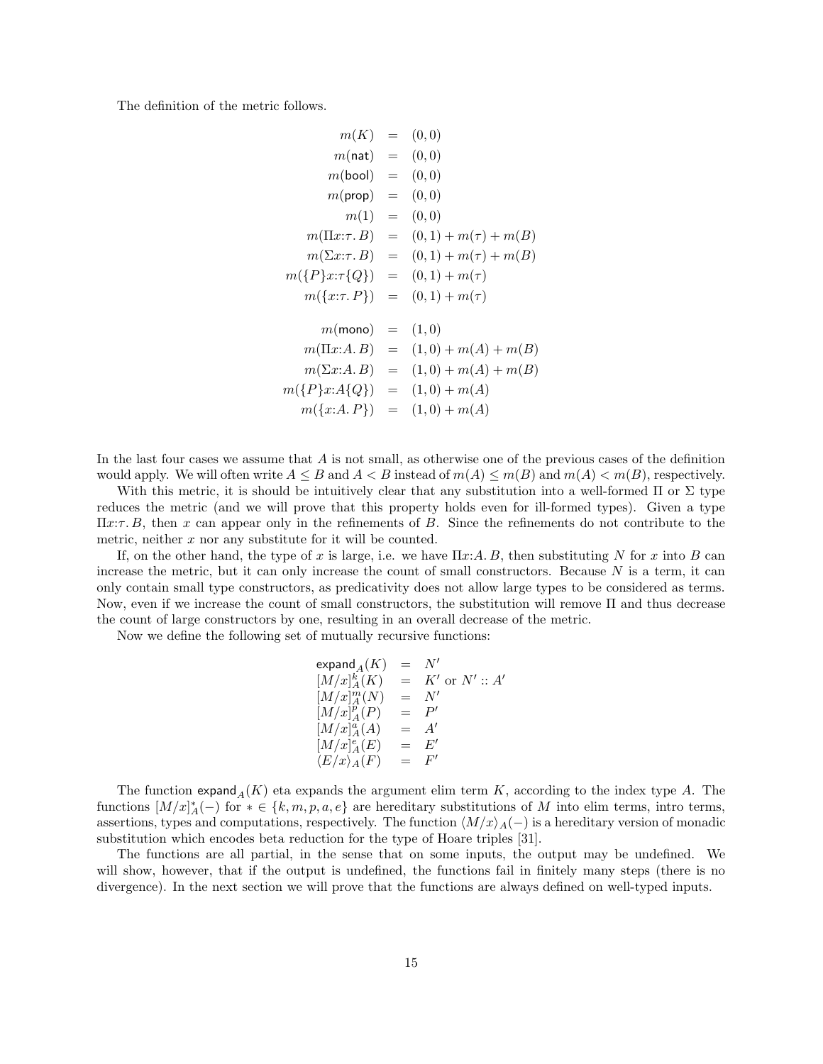The definition of the metric follows.

$$
\begin{array}{rcl}
m(K) & = & (0,0) \\
m(\mathsf{nat}) & = & (0,0) \\
m(\mathsf{bool}) & = & (0,0) \\
m(\mathsf{prop}) & = & (0,0) \\
m(1) & = & (0,0) \\
m(\Pi x{:}\tau.\, B) & = & (0,1) + m(\tau) + m(B) \\
m(\Sigma x{:}\tau.\, B) & = & (0,1) + m(\tau) + m(B) \\
m(\{P\}x{:}\tau\{Q\}) & = & (0,1) + m(\tau) \\
m(\{x{:}\tau.\, P\}) & = & (0,1) + m(\tau) \\
 & & \\
m(\mathsf{mono}) & = & (1,0) \\
m(\Pi x{:}A.\, B) & = & (1,0) + m(A) + m(B) \\
m(\Sigma x{:}A.\, B) & = & (1,0) + m(A) + m(B) \\
m(\{P\}x{:}A\{Q\}) & = & (1,0) + m(A) \\
m(\{x{:}A.\, P\}) & = & (1,0) + m(A)
\end{array}
$$

In the last four cases we assume that $A$ is not small, as otherwise one of the previous cases of the definition would apply. We will often write $A \leq B$ and $A < B$ instead of $m(A) \leq m(B)$ and $m(A) < m(B)$, respectively.

With this metric, it is should be intuitively clear that any substitution into a well-formed $\Pi$ or $\Sigma$ type reduces the metric (and we will prove that this property holds even for ill-formed types). Given a type $\Pi x{:}\tau.\, B$, then $x$ can appear only in the refinements of $B$. Since the refinements do not contribute to the metric, neither $x$ nor any substitute for it will be counted.

If, on the other hand, the type of $x$ is large, i.e. we have $\Pi x{:}A.\, B$, then substituting $N$ for $x$ into $B$ can increase the metric, but it can only increase the count of small constructors. Because $N$ is a term, it can only contain small type constructors, as predicativity does not allow large types to be considered as terms. Now, even if we increase the count of small constructors, the substitution will remove $\Pi$ and thus decrease the count of large constructors by one, resulting in an overall decrease of the metric.

Now we define the following set of mutually recursive functions:

$$
\begin{array}{rcl}
\mathsf{expand}_A(K) & = & N' \\
[M/x]^k_A(K) & = & K' \text{ or } N' :: A' \\
[M/x]^m_A(N) & = & N' \\
[M/x]^p_A(P) & = & P' \\
[M/x]^a_A(A) & = & A' \\
[M/x]^e_A(E) & = & E' \\
\langle E/x \rangle_A(F) & = & F'
\end{array}
$$

The function $\mathsf{expand}_A(K)$ eta expands the argument elim term $K$, according to the index type $A$. The functions $[M/x]^*_A(-)$ for $* \in \{k, m, p, a, e\}$ are hereditary substitutions of $M$ into elim terms, intro terms, assertions, types and computations, respectively. The function $\langle M/x \rangle_A(-)$ is a hereditary version of monadic substitution which encodes beta reduction for the type of Hoare triples [31].

The functions are all partial, in the sense that on some inputs, the output may be undefined. We will show, however, that if the output is undefined, the functions fail in finitely many steps (there is no divergence). In the next section we will prove that the functions are always defined on well-typed inputs.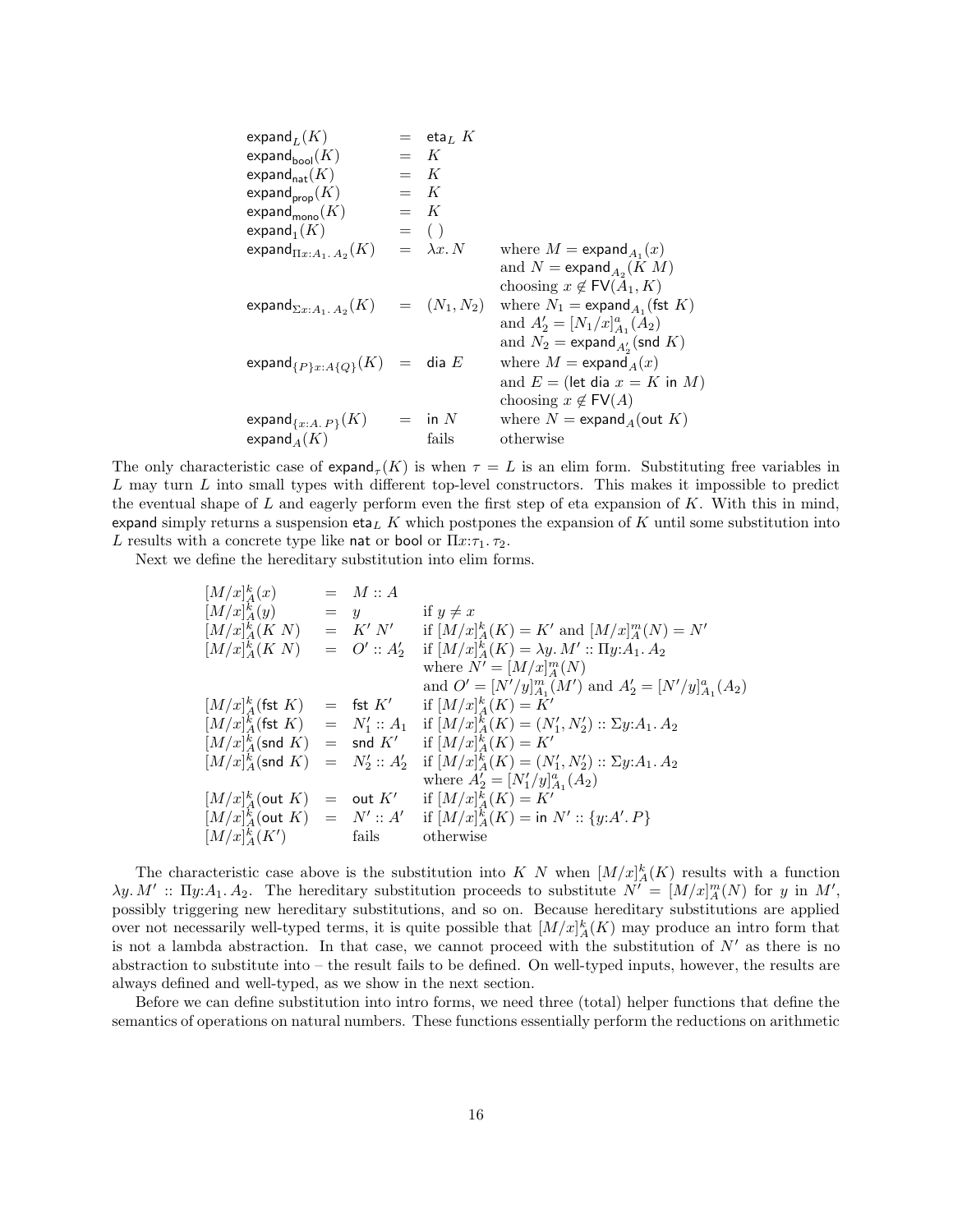$$
\begin{array}{lcll}
\mathsf{expand}_L(K) & = & \mathsf{eta}_L\ K & \\
\mathsf{expand}_{\mathsf{bool}}(K) & = & K & \\
\mathsf{expand}_{\mathsf{nat}}(K) & = & K & \\
\mathsf{expand}_{\mathsf{prop}}(K) & = & K & \\
\mathsf{expand}_{\mathsf{mono}}(K) & = & K & \\
\mathsf{expand}_{1}(K) & = & (\,) & \\
\mathsf{expand}_{\Pi x{:}A_1.\,A_2}(K) & = & \lambda x.\, N & \text{where } M = \mathsf{expand}_{A_1}(x) \\
 & & & \text{and } N = \mathsf{expand}_{A_2}(K\ M) \\
 & & & \text{choosing } x \notin \mathsf{FV}(A_1, K) \\
\mathsf{expand}_{\Sigma x{:}A_1.\,A_2}(K) & = & (N_1, N_2) & \text{where } N_1 = \mathsf{expand}_{A_1}(\mathsf{fst}\ K) \\
 & & & \text{and } A_2' = [N_1/x]^a_{A_1}(A_2) \\
 & & & \text{and } N_2 = \mathsf{expand}_{A_2'}(\mathsf{snd}\ K) \\
\mathsf{expand}_{\{P\}x{:}A\{Q\}}(K) & = & \mathsf{dia}\ E & \text{where } M = \mathsf{expand}_{A}(x) \\
 & & & \text{and } E = (\mathsf{let\ dia}\ x = K\ \mathsf{in}\ M) \\
 & & & \text{choosing } x \notin \mathsf{FV}(A) \\
\mathsf{expand}_{\{x{:}A.\,P\}}(K) & = & \mathsf{in}\ N & \text{where } N = \mathsf{expand}_{A}(\mathsf{out}\ K) \\
\mathsf{expand}_{A}(K) & & \text{fails} & \text{otherwise}
\end{array}
$$

The only characteristic case of $\mathsf{expand}_\tau(K)$ is when $\tau = L$ is an elim form. Substituting free variables in $L$ may turn $L$ into small types with different top-level constructors. This makes it impossible to predict the eventual shape of $L$ and eagerly perform even the first step of eta expansion of $K$. With this in mind, $\mathsf{expand}$ simply returns a suspension $\mathsf{eta}_L\ K$ which postpones the expansion of $K$ until some substitution into $L$ results with a concrete type like $\mathsf{nat}$ or $\mathsf{bool}$ or $\Pi x{:}\tau_1.\,\tau_2$.

Next we define the hereditary substitution into elim forms.

$$
\begin{array}{lcll}
[M/x]^k_A(x) & = & M :: A & \\
[M/x]^k_A(y) & = & y & \text{if } y \neq x \\
[M/x]^k_A(K\ N) & = & K'\ N' & \text{if } [M/x]^k_A(K) = K' \text{ and } [M/x]^m_A(N) = N' \\
[M/x]^k_A(K\ N) & = & O' :: A_2' & \text{if } [M/x]^k_A(K) = \lambda y.\, M' :: \Pi y{:}A_1.\,A_2 \\
 & & & \text{where } N' = [M/x]^m_A(N) \\
 & & & \text{and } O' = [N'/y]^m_{A_1}(M') \text{ and } A_2' = [N'/y]^a_{A_1}(A_2) \\
[M/x]^k_A(\mathsf{fst}\ K) & = & \mathsf{fst}\ K' & \text{if } [M/x]^k_A(K) = K' \\
[M/x]^k_A(\mathsf{fst}\ K) & = & N_1' :: A_1 & \text{if } [M/x]^k_A(K) = (N_1', N_2') :: \Sigma y{:}A_1.\,A_2 \\
[M/x]^k_A(\mathsf{snd}\ K) & = & \mathsf{snd}\ K' & \text{if } [M/x]^k_A(K) = K' \\
[M/x]^k_A(\mathsf{snd}\ K) & = & N_2' :: A_2' & \text{if } [M/x]^k_A(K) = (N_1', N_2') :: \Sigma y{:}A_1.\,A_2 \\
 & & & \text{where } A_2' = [N_1'/y]^a_{A_1}(A_2) \\
[M/x]^k_A(\mathsf{out}\ K) & = & \mathsf{out}\ K' & \text{if } [M/x]^k_A(K) = K' \\
[M/x]^k_A(\mathsf{out}\ K) & = & N' :: A' & \text{if } [M/x]^k_A(K) = \mathsf{in}\ N' :: \{y{:}A'.\,P\} \\
[M/x]^k_A(K') & & \text{fails} & \text{otherwise}
\end{array}
$$

The characteristic case above is the substitution into $K\ N$ when $[M/x]^k_A(K)$ results with a function $\lambda y.\, M' :: \Pi y{:}A_1.\,A_2$. The hereditary substitution proceeds to substitute $N' = [M/x]^m_A(N)$ for $y$ in $M'$, possibly triggering new hereditary substitutions, and so on. Because hereditary substitutions are applied over not necessarily well-typed terms, it is quite possible that $[M/x]^k_A(K)$ may produce an intro form that is not a lambda abstraction. In that case, we cannot proceed with the substitution of $N'$ as there is no abstraction to substitute into – the result fails to be defined. On well-typed inputs, however, the results are always defined and well-typed, as we show in the next section.

Before we can define substitution into intro forms, we need three (total) helper functions that define the semantics of operations on natural numbers. These functions essentially perform the reductions on arithmetic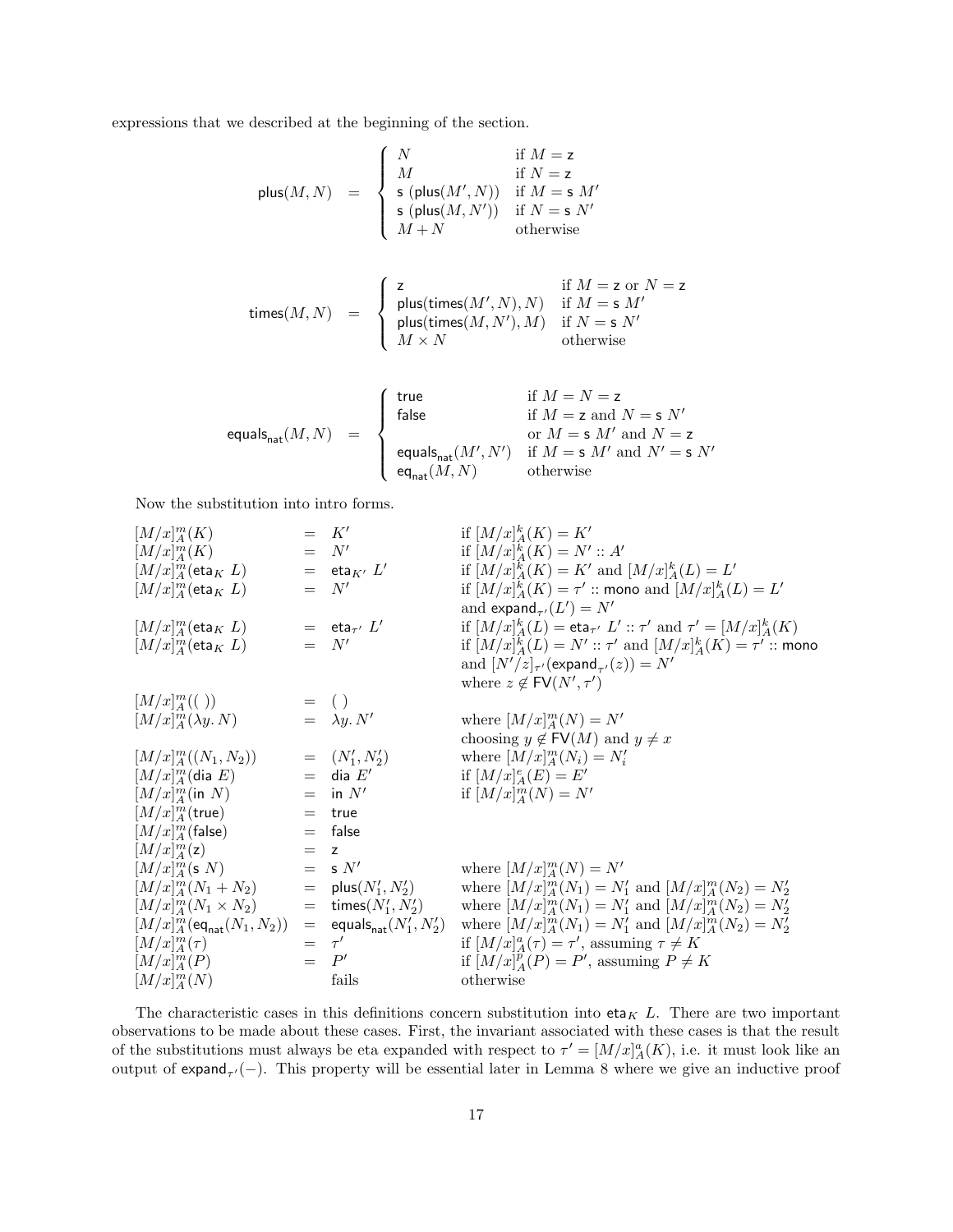expressions that we described at the beginning of the section.

$$
\mathsf{plus}(M, N) \;=\; \begin{cases} N & \text{if } M = \mathsf{z} \\ M & \text{if } N = \mathsf{z} \\ \mathsf{s}\ (\mathsf{plus}(M', N)) & \text{if } M = \mathsf{s}\ M' \\ \mathsf{s}\ (\mathsf{plus}(M, N')) & \text{if } N = \mathsf{s}\ N' \\ M + N & \text{otherwise} \end{cases}
$$

$$
\mathsf{times}(M, N) \;=\; \begin{cases} \mathsf{z} & \text{if } M = \mathsf{z} \text{ or } N = \mathsf{z} \\ \mathsf{plus}(\mathsf{times}(M', N), N) & \text{if } M = \mathsf{s}\ M' \\ \mathsf{plus}(\mathsf{times}(M, N'), M) & \text{if } N = \mathsf{s}\ N' \\ M \times N & \text{otherwise} \end{cases}
$$

$$
\mathsf{equals}_{\mathsf{nat}}(M, N) \;=\; \begin{cases} \mathsf{true} & \text{if } M = N = \mathsf{z} \\ \mathsf{false} & \text{if } M = \mathsf{z} \text{ and } N = \mathsf{s}\ N' \\ & \text{or } M = \mathsf{s}\ M' \text{ and } N = \mathsf{z} \\ \mathsf{equals}_{\mathsf{nat}}(M', N') & \text{if } M = \mathsf{s}\ M' \text{ and } N' = \mathsf{s}\ N' \\ \mathsf{eq}_{\mathsf{nat}}(M, N) & \text{otherwise} \end{cases}
$$

Now the substitution into intro forms.

$$
\begin{array}{lcll}
[M/x]^m_A(K) & = & K' & \text{if } [M/x]^k_A(K) = K' \\
[M/x]^m_A(K) & = & N' & \text{if } [M/x]^k_A(K) = N' :: A' \\
[M/x]^m_A(\mathsf{eta}_K\ L) & = & \mathsf{eta}_{K'}\ L' & \text{if } [M/x]^k_A(K) = K' \text{ and } [M/x]^k_A(L) = L' \\
[M/x]^m_A(\mathsf{eta}_K\ L) & = & N' & \text{if } [M/x]^k_A(K) = \tau' :: \mathsf{mono} \text{ and } [M/x]^k_A(L) = L' \\
 & & & \text{and } \mathsf{expand}_{\tau'}(L') = N' \\
[M/x]^m_A(\mathsf{eta}_K\ L) & = & \mathsf{eta}_{\tau'}\ L' & \text{if } [M/x]^k_A(L) = \mathsf{eta}_{\tau'}\ L' :: \tau' \text{ and } \tau' = [M/x]^k_A(K) \\
[M/x]^m_A(\mathsf{eta}_K\ L) & = & N' & \text{if } [M/x]^k_A(L) = N' :: \tau' \text{ and } [M/x]^k_A(K) = \tau' :: \mathsf{mono} \\
 & & & \text{and } [N'/z]_{\tau'}(\mathsf{expand}_{\tau'}(z)) = N' \\
 & & & \text{where } z \notin \mathsf{FV}(N', \tau') \\
[M/x]^m_A((\,)) & = & (\,) & \\
[M/x]^m_A(\lambda y.\, N) & = & \lambda y.\, N' & \text{where } [M/x]^m_A(N) = N' \\
 & & & \text{choosing } y \notin \mathsf{FV}(M) \text{ and } y \neq x \\
[M/x]^m_A((N_1, N_2)) & = & (N_1', N_2') & \text{where } [M/x]^m_A(N_i) = N_i' \\
[M/x]^m_A(\mathsf{dia}\ E) & = & \mathsf{dia}\ E' & \text{if } [M/x]^e_A(E) = E' \\
[M/x]^m_A(\mathsf{in}\ N) & = & \mathsf{in}\ N' & \text{if } [M/x]^m_A(N) = N' \\
[M/x]^m_A(\mathsf{true}) & = & \mathsf{true} & \\
[M/x]^m_A(\mathsf{false}) & = & \mathsf{false} & \\
[M/x]^m_A(\mathsf{z}) & = & \mathsf{z} & \\
[M/x]^m_A(\mathsf{s}\ N) & = & \mathsf{s}\ N' & \text{where } [M/x]^m_A(N) = N' \\
[M/x]^m_A(N_1 + N_2) & = & \mathsf{plus}(N_1', N_2') & \text{where } [M/x]^m_A(N_1) = N_1' \text{ and } [M/x]^m_A(N_2) = N_2' \\
[M/x]^m_A(N_1 \times N_2) & = & \mathsf{times}(N_1', N_2') & \text{where } [M/x]^m_A(N_1) = N_1' \text{ and } [M/x]^m_A(N_2) = N_2' \\
[M/x]^m_A(\mathsf{eq}_{\mathsf{nat}}(N_1, N_2)) & = & \mathsf{equals}_{\mathsf{nat}}(N_1', N_2') & \text{where } [M/x]^m_A(N_1) = N_1' \text{ and } [M/x]^m_A(N_2) = N_2' \\
[M/x]^m_A(\tau) & = & \tau' & \text{if } [M/x]^a_A(\tau) = \tau', \text{ assuming } \tau \neq K \\
[M/x]^m_A(P) & = & P' & \text{if } [M/x]^p_A(P) = P', \text{ assuming } P \neq K \\
[M/x]^m_A(N) & & \text{fails} & \text{otherwise}
\end{array}
$$

The characteristic cases in this definitions concern substitution into $\mathsf{eta}_K\ L$. There are two important observations to be made about these cases. First, the invariant associated with these cases is that the result of the substitutions must always be eta expanded with respect to $\tau' = [M/x]^a_A(K)$, i.e. it must look like an output of $\mathsf{expand}_{\tau'}(-)$. This property will be essential later in Lemma 8 where we give an inductive proof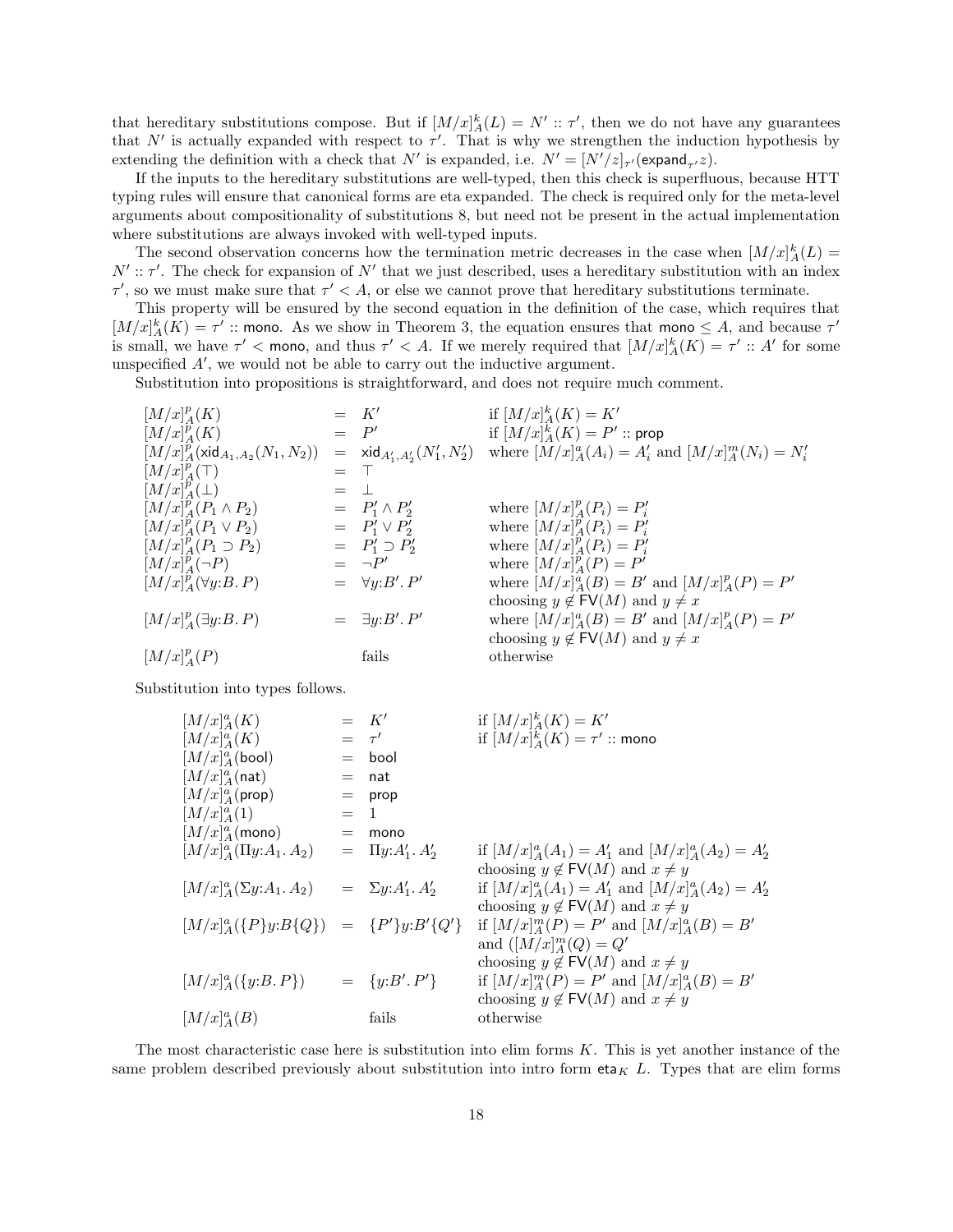that hereditary substitutions compose. But if $[M/x]^k_A(L) = N' :: \tau'$, then we do not have any guarantees that $N'$ is actually expanded with respect to $\tau'$. That is why we strengthen the induction hypothesis by extending the definition with a check that $N'$ is expanded, i.e. $N' = [N'/z]_{\tau'}(\mathsf{expand}_{\tau'} z)$.

If the inputs to the hereditary substitutions are well-typed, then this check is superfluous, because HTT typing rules will ensure that canonical forms are eta expanded. The check is required only for the meta-level arguments about compositionality of substitutions 8, but need not be present in the actual implementation where substitutions are always invoked with well-typed inputs.

The second observation concerns how the termination metric decreases in the case when $[M/x]^k_A(L) = N' :: \tau'$. The check for expansion of $N'$ that we just described, uses a hereditary substitution with an index $\tau'$, so we must make sure that $\tau' < A$, or else we cannot prove that hereditary substitutions terminate.

This property will be ensured by the second equation in the definition of the case, which requires that $[M/x]^k_A(K) = \tau' :: \mathsf{mono}$. As we show in Theorem 3, the equation ensures that $\mathsf{mono} \leq A$, and because $\tau'$ is small, we have $\tau' < \mathsf{mono}$, and thus $\tau' < A$. If we merely required that $[M/x]^k_A(K) = \tau' :: A'$ for some unspecified $A'$, we would not be able to carry out the inductive argument.

Substitution into propositions is straightforward, and does not require much comment.

$$
\begin{array}{lcll}
[M/x]^p_A(K) & = & K' & \text{if } [M/x]^k_A(K) = K' \\
[M/x]^p_A(K) & = & P' & \text{if } [M/x]^k_A(K) = P' :: \mathsf{prop} \\
[M/x]^p_A(\mathsf{xid}_{A_1,A_2}(N_1,N_2)) & = & \mathsf{xid}_{A_1',A_2'}(N_1',N_2') & \text{where } [M/x]^a_A(A_i) = A_i' \text{ and } [M/x]^m_A(N_i) = N_i' \\
[M/x]^p_A(\top) & = & \top & \\
[M/x]^p_A(\bot) & = & \bot & \\
[M/x]^p_A(P_1 \wedge P_2) & = & P_1' \wedge P_2' & \text{where } [M/x]^p_A(P_i) = P_i' \\
[M/x]^p_A(P_1 \vee P_2) & = & P_1' \vee P_2' & \text{where } [M/x]^p_A(P_i) = P_i' \\
[M/x]^p_A(P_1 \supset P_2) & = & P_1' \supset P_2' & \text{where } [M/x]^p_A(P_i) = P_i' \\
[M/x]^p_A(\neg P) & = & \neg P' & \text{where } [M/x]^p_A(P) = P' \\
[M/x]^p_A(\forall y{:}B.\, P) & = & \forall y{:}B'.\, P' & \text{where } [M/x]^a_A(B) = B' \text{ and } [M/x]^p_A(P) = P' \\
 & & & \text{choosing } y \notin \mathsf{FV}(M) \text{ and } y \neq x \\
[M/x]^p_A(\exists y{:}B.\, P) & = & \exists y{:}B'.\, P' & \text{where } [M/x]^a_A(B) = B' \text{ and } [M/x]^p_A(P) = P' \\
 & & & \text{choosing } y \notin \mathsf{FV}(M) \text{ and } y \neq x \\
[M/x]^p_A(P) & & \text{fails} & \text{otherwise}
\end{array}
$$

Substitution into types follows.

$$
\begin{array}{lcll}
[M/x]^a_A(K) & = & K' & \text{if } [M/x]^k_A(K) = K' \\
[M/x]^a_A(K) & = & \tau' & \text{if } [M/x]^k_A(K) = \tau' :: \mathsf{mono} \\
[M/x]^a_A(\mathsf{bool}) & = & \mathsf{bool} & \\
[M/x]^a_A(\mathsf{nat}) & = & \mathsf{nat} & \\
[M/x]^a_A(\mathsf{prop}) & = & \mathsf{prop} & \\
[M/x]^a_A(1) & = & 1 & \\
[M/x]^a_A(\mathsf{mono}) & = & \mathsf{mono} & \\
[M/x]^a_A(\Pi y{:}A_1.\, A_2) & = & \Pi y{:}A_1'.\, A_2' & \text{if } [M/x]^a_A(A_1) = A_1' \text{ and } [M/x]^a_A(A_2) = A_2' \\
 & & & \text{choosing } y \notin \mathsf{FV}(M) \text{ and } x \neq y \\
[M/x]^a_A(\Sigma y{:}A_1.\, A_2) & = & \Sigma y{:}A_1'.\, A_2' & \text{if } [M/x]^a_A(A_1) = A_1' \text{ and } [M/x]^a_A(A_2) = A_2' \\
 & & & \text{choosing } y \notin \mathsf{FV}(M) \text{ and } x \neq y \\
[M/x]^a_A(\{P\}y{:}B\{Q\}) & = & \{P'\}y{:}B'\{Q'\} & \text{if } [M/x]^m_A(P) = P' \text{ and } [M/x]^a_A(B) = B' \\
 & & & \text{and } ([M/x]^m_A(Q) = Q' \\
 & & & \text{choosing } y \notin \mathsf{FV}(M) \text{ and } x \neq y \\
[M/x]^a_A(\{y{:}B.\, P\}) & = & \{y{:}B'.\, P'\} & \text{if } [M/x]^m_A(P) = P' \text{ and } [M/x]^a_A(B) = B' \\
 & & & \text{choosing } y \notin \mathsf{FV}(M) \text{ and } x \neq y \\
[M/x]^a_A(B) & & \text{fails} & \text{otherwise}
\end{array}
$$

The most characteristic case here is substitution into elim forms $K$. This is yet another instance of the same problem described previously about substitution into intro form $\mathsf{eta}_K\ L$. Types that are elim forms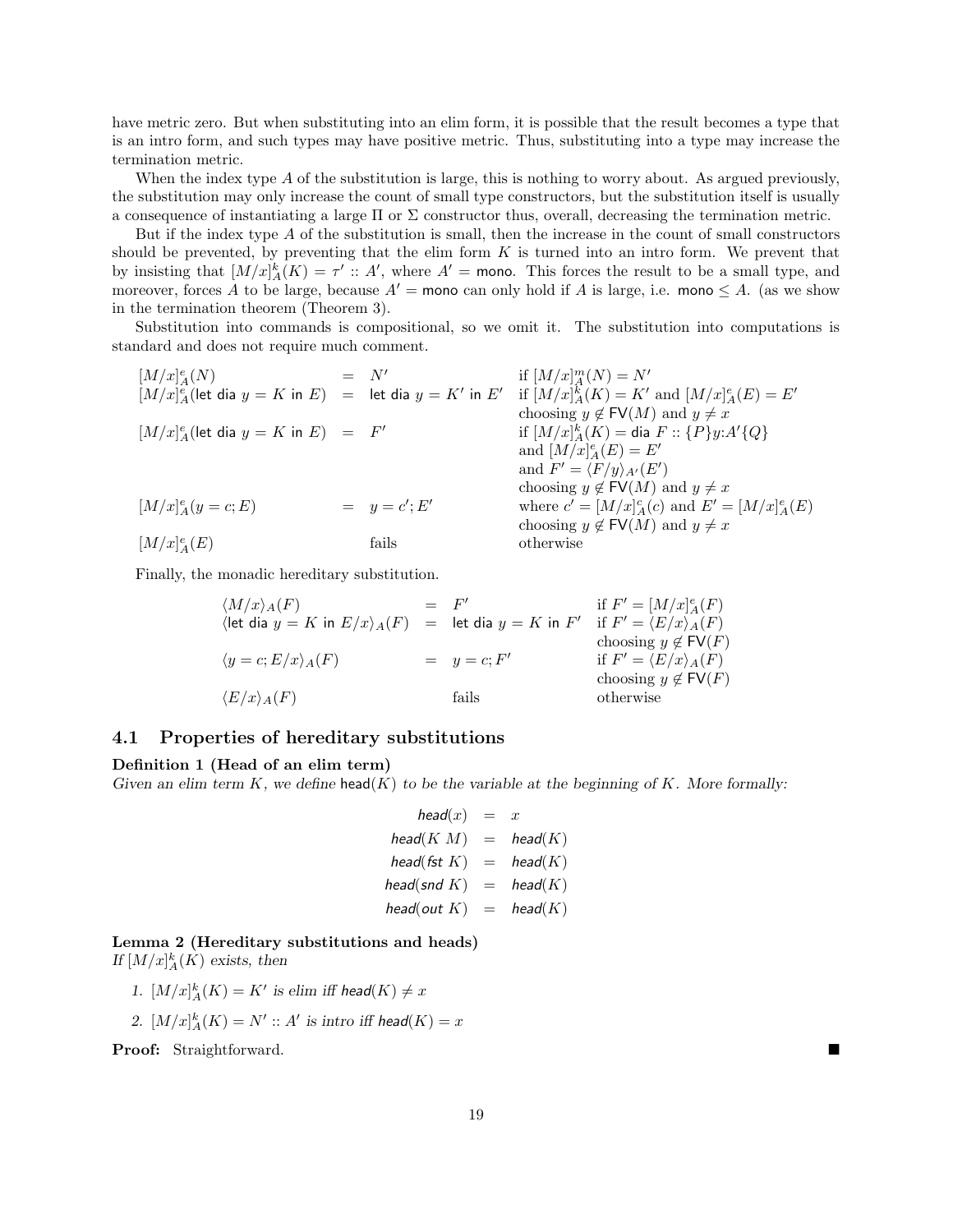have metric zero. But when substituting into an elim form, it is possible that the result becomes a type that is an intro form, and such types may have positive metric. Thus, substituting into a type may increase the termination metric.

When the index type $A$ of the substitution is large, this is nothing to worry about. As argued previously, the substitution may only increase the count of small type constructors, but the substitution itself is usually a consequence of instantiating a large $\Pi$ or $\Sigma$ constructor thus, overall, decreasing the termination metric.

But if the index type $A$ of the substitution is small, then the increase in the count of small constructors should be prevented, by preventing that the elim form $K$ is turned into an intro form. We prevent that by insisting that $[M/x]^k_A(K) = \tau' :: A'$, where $A' = \mathsf{mono}$. This forces the result to be a small type, and moreover, forces $A$ to be large, because $A' = \mathsf{mono}$ can only hold if $A$ is large, i.e. $\mathsf{mono} \leq A$. (as we show in the termination theorem (Theorem 3).

Substitution into commands is compositional, so we omit it. The substitution into computations is standard and does not require much comment.

$$
\begin{array}{lcll}
[M/x]^e_A(N) & = & N' & \text{if } [M/x]^m_A(N) = N' \\
[M/x]^e_A(\mathsf{let\ dia}\ y = K\ \mathsf{in}\ E) & = & \mathsf{let\ dia}\ y = K'\ \mathsf{in}\ E' & \text{if } [M/x]^k_A(K) = K' \text{ and } [M/x]^e_A(E) = E' \\
 & & & \text{choosing } y \notin \mathsf{FV}(M) \text{ and } y \neq x \\
[M/x]^e_A(\mathsf{let\ dia}\ y = K\ \mathsf{in}\ E) & = & F' & \text{if } [M/x]^k_A(K) = \mathsf{dia}\ F :: \{P\}y{:}A'\{Q\} \\
 & & & \text{and } [M/x]^e_A(E) = E' \\
 & & & \text{and } F' = \langle F/y\rangle_{A'}(E') \\
 & & & \text{choosing } y \notin \mathsf{FV}(M) \text{ and } y \neq x \\
[M/x]^e_A(y = c; E) & = & y = c'; E' & \text{where } c' = [M/x]^c_A(c) \text{ and } E' = [M/x]^e_A(E) \\
 & & & \text{choosing } y \notin \mathsf{FV}(M) \text{ and } y \neq x \\
[M/x]^e_A(E) & & \text{fails} & \text{otherwise}
\end{array}
$$

Finally, the monadic hereditary substitution.

$$
\begin{array}{lcll}
\langle M/x\rangle_A(F) & = & F' & \text{if } F' = [M/x]^e_A(F) \\
\langle \mathsf{let\ dia}\ y = K\ \mathsf{in}\ E/x\rangle_A(F) & = & \mathsf{let\ dia}\ y = K\ \mathsf{in}\ F' & \text{if } F' = \langle E/x\rangle_A(F) \\
 & & & \text{choosing } y \notin \mathsf{FV}(F) \\
\langle y = c; E/x\rangle_A(F) & = & y = c; F' & \text{if } F' = \langle E/x\rangle_A(F) \\
 & & & \text{choosing } y \notin \mathsf{FV}(F) \\
\langle E/x\rangle_A(F) & & \text{fails} & \text{otherwise}
\end{array}
$$

## 4.1 Properties of hereditary substitutions

**Definition 1 (Head of an elim term)**
*Given an elim term $K$, we define $\mathsf{head}(K)$ to be the variable at the beginning of $K$. More formally:*

$$
\begin{array}{rcl}
\mathit{head}(x) & = & x \\
\mathit{head}(K\ M) & = & \mathit{head}(K) \\
\mathit{head}(\mathit{fst}\ K) & = & \mathit{head}(K) \\
\mathit{head}(\mathit{snd}\ K) & = & \mathit{head}(K) \\
\mathit{head}(\mathit{out}\ K) & = & \mathit{head}(K)
\end{array}
$$

**Lemma 2 (Hereditary substitutions and heads)**
*If $[M/x]^k_A(K)$ exists, then*

1. *$[M/x]^k_A(K) = K'$ is elim iff $\mathit{head}(K) \neq x$*
2. *$[M/x]^k_A(K) = N' :: A'$ is intro iff $\mathit{head}(K) = x$*

**Proof:** Straightforward. ∎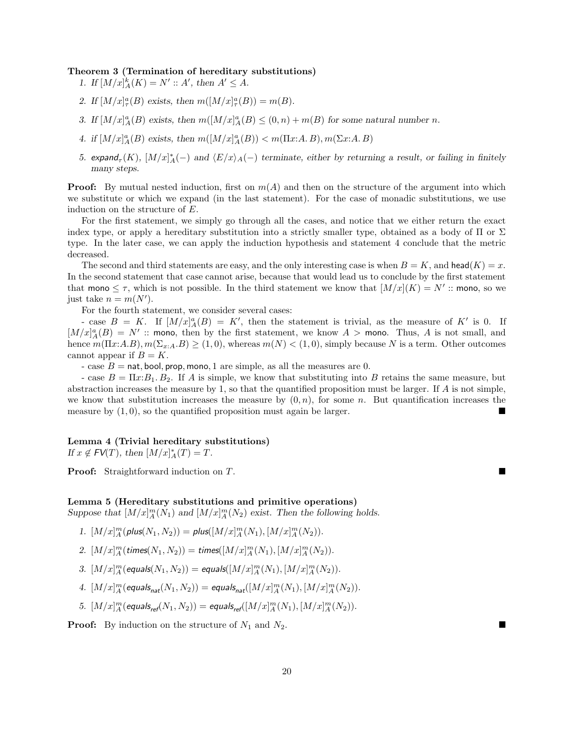**Theorem 3 (Termination of hereditary substitutions)**

1. *If $[M/x]^k_A(K) = N' :: A'$, then $A' \leq A$.*

2. *If $[M/x]^a_\tau(B)$ exists, then $m([M/x]^a_\tau(B)) = m(B)$.*

3. *If $[M/x]^a_A(B)$ exists, then $m([M/x]^a_A(B) \leq (0, n) + m(B)$ for some natural number $n$.*

4. *if $[M/x]^a_A(B)$ exists, then $m([M/x]^a_A(B)) < m(\Pi x{:}A.\, B), m(\Sigma x{:}A.\, B)$*

5. *$\mathsf{expand}_\tau(K)$, $[M/x]^*_A(-)$ and $\langle E/x\rangle_A(-)$ terminate, either by returning a result, or failing in finitely many steps.*

**Proof:** By mutual nested induction, first on $m(A)$ and then on the structure of the argument into which we substitute or which we expand (in the last statement). For the case of monadic substitutions, we use induction on the structure of $E$.

For the first statement, we simply go through all the cases, and notice that we either return the exact index type, or apply a hereditary substitution into a strictly smaller type, obtained as a body of $\Pi$ or $\Sigma$ type. In the later case, we can apply the induction hypothesis and statement 4 conclude that the metric decreased.

The second and third statements are easy, and the only interesting case is when $B = K$, and $\mathsf{head}(K) = x$. In the second statement that case cannot arise, because that would lead us to conclude by the first statement that $\mathsf{mono} \leq \tau$, which is not possible. In the third statement we know that $[M/x](K) = N' :: \mathsf{mono}$, so we just take $n = m(N')$.

For the fourth statement, we consider several cases:

- case $B = K$. If $[M/x]^a_A(B) = K'$, then the statement is trivial, as the measure of $K'$ is 0. If $[M/x]^a_A(B) = N' :: \mathsf{mono}$, then by the first statement, we know $A > \mathsf{mono}$. Thus, $A$ is not small, and hence $m(\Pi x{:}A.B), m(\Sigma_{x:A}.B) \geq (1, 0)$, whereas $m(N) < (1, 0)$, simply because $N$ is a term. Other outcomes cannot appear if $B = K$.

- case $B = \mathsf{nat}, \mathsf{bool}, \mathsf{prop}, \mathsf{mono}, 1$ are simple, as all the measures are 0.

- case $B = \Pi x{:}B_1.\, B_2$. If $A$ is simple, we know that substituting into $B$ retains the same measure, but abstraction increases the measure by 1, so that the quantified proposition must be larger. If $A$ is not simple, we know that substitution increases the measure by $(0, n)$, for some $n$. But quantification increases the measure by $(1, 0)$, so the quantified proposition must again be larger. ■

**Lemma 4 (Trivial hereditary substitutions)**
*If $x \notin \mathsf{FV}(T)$, then $[M/x]^*_A(T) = T$.*

**Proof:** Straightforward induction on $T$. ■

**Lemma 5 (Hereditary substitutions and primitive operations)**
*Suppose that $[M/x]^m_A(N_1)$ and $[M/x]^m_A(N_2)$ exist. Then the following holds.*

1. $[M/x]^m_A(\mathsf{plus}(N_1, N_2)) = \mathsf{plus}([M/x]^m_A(N_1), [M/x]^m_A(N_2))$.

2. $[M/x]^m_A(\mathsf{times}(N_1, N_2)) = \mathsf{times}([M/x]^m_A(N_1), [M/x]^m_A(N_2))$.

3. $[M/x]^m_A(\mathsf{equals}(N_1, N_2)) = \mathsf{equals}([M/x]^m_A(N_1), [M/x]^m_A(N_2))$.

4. $[M/x]^m_A(\mathsf{equals}_{\mathsf{nat}}(N_1, N_2)) = \mathsf{equals}_{\mathsf{nat}}([M/x]^m_A(N_1), [M/x]^m_A(N_2))$.

5. $[M/x]^m_A(\mathsf{equals}_{\mathsf{ref}}(N_1, N_2)) = \mathsf{equals}_{\mathsf{ref}}([M/x]^m_A(N_1), [M/x]^m_A(N_2))$.

**Proof:** By induction on the structure of $N_1$ and $N_2$. ■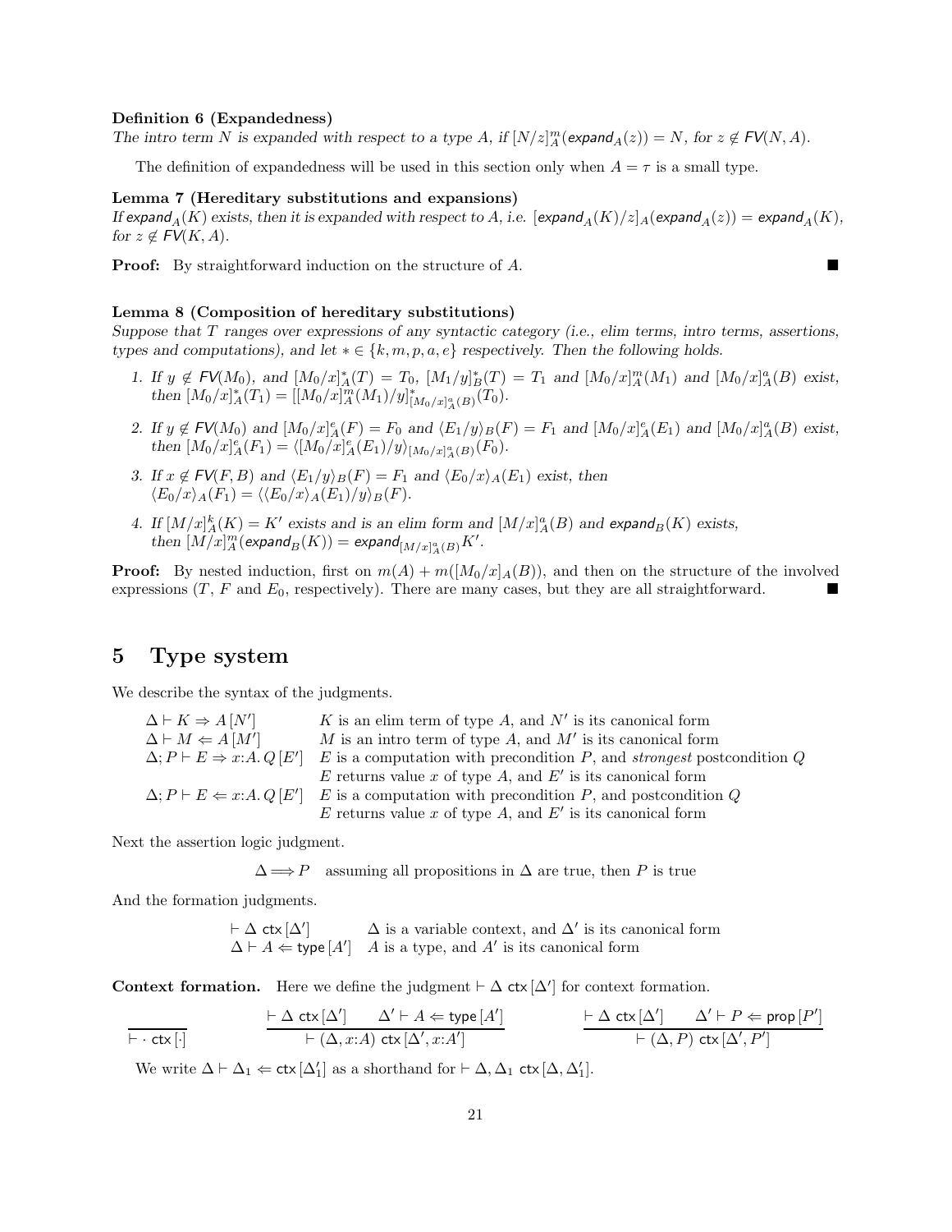**Definition 6 (Expandedness)**
*The intro term $N$ is expanded with respect to a type $A$, if $[N/z]^m_A(\mathsf{expand}_A(z)) = N$, for $z \notin \mathsf{FV}(N, A)$.*

The definition of expandedness will be used in this section only when $A = \tau$ is a small type.

**Lemma 7 (Hereditary substitutions and expansions)**
*If $\mathsf{expand}_A(K)$ exists, then it is expanded with respect to $A$, i.e. $[\mathsf{expand}_A(K)/z]_A(\mathsf{expand}_A(z)) = \mathsf{expand}_A(K)$, for $z \notin \mathsf{FV}(K, A)$.*

**Proof:** By straightforward induction on the structure of $A$. ∎

**Lemma 8 (Composition of hereditary substitutions)**
*Suppose that $T$ ranges over expressions of any syntactic category (i.e., elim terms, intro terms, assertions, types and computations), and let $* \in \{k, m, p, a, e\}$ respectively. Then the following holds.*

1. *If $y \notin \mathsf{FV}(M_0)$, and $[M_0/x]^*_A(T) = T_0$, $[M_1/y]^*_B(T) = T_1$ and $[M_0/x]^m_A(M_1)$ and $[M_0/x]^a_A(B)$ exist, then $[M_0/x]^*_A(T_1) = [[M_0/x]^m_A(M_1)/y]^*_{[M_0/x]^a_A(B)}(T_0)$.*
2. *If $y \notin \mathsf{FV}(M_0)$ and $[M_0/x]^e_A(F) = F_0$ and $\langle E_1/y\rangle_B(F) = F_1$ and $[M_0/x]^e_A(E_1)$ and $[M_0/x]^a_A(B)$ exist, then $[M_0/x]^e_A(F_1) = \langle [M_0/x]^e_A(E_1)/y\rangle_{[M_0/x]^a_A(B)}(F_0)$.*
3. *If $x \notin \mathsf{FV}(F, B)$ and $\langle E_1/y\rangle_B(F) = F_1$ and $\langle E_0/x\rangle_A(E_1)$ exist, then $\langle E_0/x\rangle_A(F_1) = \langle\langle E_0/x\rangle_A(E_1)/y\rangle_B(F)$.*
4. *If $[M/x]^k_A(K) = K'$ exists and is an elim form and $[M/x]^a_A(B)$ and $\mathsf{expand}_B(K)$ exists, then $[M/x]^m_A(\mathsf{expand}_B(K)) = \mathsf{expand}_{[M/x]^a_A(B)}K'$.*

**Proof:** By nested induction, first on $m(A) + m([M_0/x]_A(B))$, and then on the structure of the involved expressions ($T$, $F$ and $E_0$, respectively). There are many cases, but they are all straightforward. ∎

# 5 Type system

We describe the syntax of the judgments.

| | |
|---|---|
| $\Delta \vdash K \Rightarrow A\,[N']$ | $K$ is an elim term of type $A$, and $N'$ is its canonical form |
| $\Delta \vdash M \Leftarrow A\,[M']$ | $M$ is an intro term of type $A$, and $M'$ is its canonical form |
| $\Delta; P \vdash E \Rightarrow x{:}A.\,Q\,[E']$ | $E$ is a computation with precondition $P$, and *strongest* postcondition $Q$; $E$ returns value $x$ of type $A$, and $E'$ is its canonical form |
| $\Delta; P \vdash E \Leftarrow x{:}A.\,Q\,[E']$ | $E$ is a computation with precondition $P$, and postcondition $Q$; $E$ returns value $x$ of type $A$, and $E'$ is its canonical form |

Next the assertion logic judgment.

$$\Delta \Longrightarrow P \quad \text{assuming all propositions in } \Delta \text{ are true, then } P \text{ is true}$$

And the formation judgments.

| | |
|---|---|
| $\vdash \Delta\ \mathsf{ctx}\,[\Delta']$ | $\Delta$ is a variable context, and $\Delta'$ is its canonical form |
| $\Delta \vdash A \Leftarrow \mathsf{type}\,[A']$ | $A$ is a type, and $A'$ is its canonical form |

**Context formation.** Here we define the judgment $\vdash \Delta\ \mathsf{ctx}\,[\Delta']$ for context formation.

$$\frac{}{\vdash \cdot\ \mathsf{ctx}\,[\cdot]} \qquad \frac{\vdash \Delta\ \mathsf{ctx}\,[\Delta'] \qquad \Delta' \vdash A \Leftarrow \mathsf{type}\,[A']}{\vdash (\Delta, x{:}A)\ \mathsf{ctx}\,[\Delta', x{:}A']} \qquad \frac{\vdash \Delta\ \mathsf{ctx}\,[\Delta'] \qquad \Delta' \vdash P \Leftarrow \mathsf{prop}\,[P']}{\vdash (\Delta, P)\ \mathsf{ctx}\,[\Delta', P']}$$

We write $\Delta \vdash \Delta_1 \Leftarrow \mathsf{ctx}\,[\Delta'_1]$ as a shorthand for $\vdash \Delta, \Delta_1\ \mathsf{ctx}\,[\Delta, \Delta'_1]$.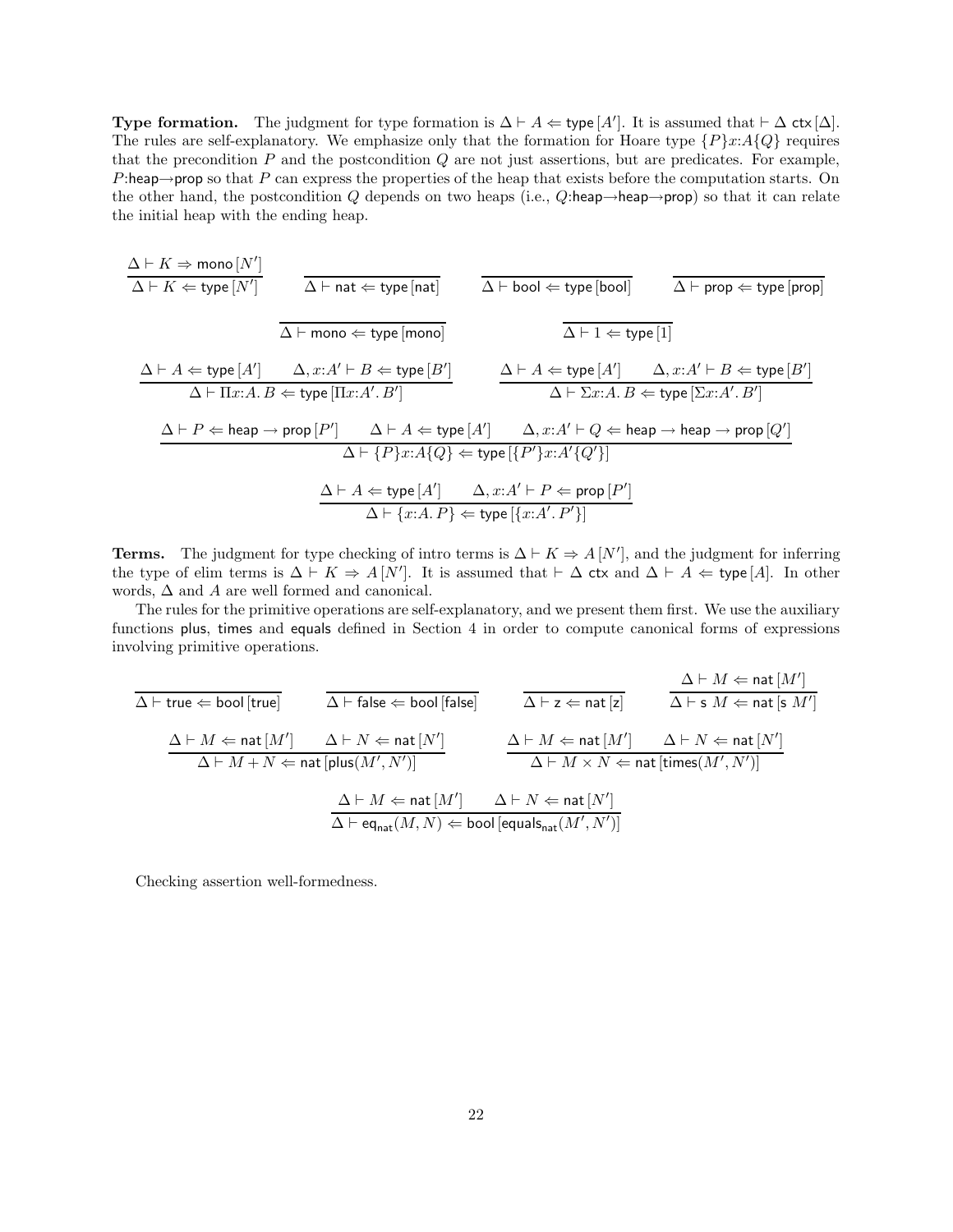**Type formation.** The judgment for type formation is $\Delta \vdash A \Leftarrow \mathsf{type}\,[A']$. It is assumed that $\vdash \Delta\ \mathsf{ctx}\,[\Delta]$. The rules are self-explanatory. We emphasize only that the formation for Hoare type $\{P\}x{:}A\{Q\}$ requires that the precondition $P$ and the postcondition $Q$ are not just assertions, but are predicates. For example, $P{:}\mathsf{heap}{\to}\mathsf{prop}$ so that $P$ can express the properties of the heap that exists before the computation starts. On the other hand, the postcondition $Q$ depends on two heaps (i.e., $Q{:}\mathsf{heap}{\to}\mathsf{heap}{\to}\mathsf{prop}$) so that it can relate the initial heap with the ending heap.

$$\frac{\Delta \vdash K \Rightarrow \mathsf{mono}\,[N']}{\Delta \vdash K \Leftarrow \mathsf{type}\,[N']} \qquad \frac{}{\Delta \vdash \mathsf{nat} \Leftarrow \mathsf{type}\,[\mathsf{nat}]} \qquad \frac{}{\Delta \vdash \mathsf{bool} \Leftarrow \mathsf{type}\,[\mathsf{bool}]} \qquad \frac{}{\Delta \vdash \mathsf{prop} \Leftarrow \mathsf{type}\,[\mathsf{prop}]}$$

$$\frac{}{\Delta \vdash \mathsf{mono} \Leftarrow \mathsf{type}\,[\mathsf{mono}]} \qquad \frac{}{\Delta \vdash 1 \Leftarrow \mathsf{type}\,[1]}$$

$$\frac{\Delta \vdash A \Leftarrow \mathsf{type}\,[A'] \qquad \Delta, x{:}A' \vdash B \Leftarrow \mathsf{type}\,[B']}{\Delta \vdash \Pi x{:}A.\,B \Leftarrow \mathsf{type}\,[\Pi x{:}A'.\,B']} \qquad \frac{\Delta \vdash A \Leftarrow \mathsf{type}\,[A'] \qquad \Delta, x{:}A' \vdash B \Leftarrow \mathsf{type}\,[B']}{\Delta \vdash \Sigma x{:}A.\,B \Leftarrow \mathsf{type}\,[\Sigma x{:}A'.\,B']}$$

$$\frac{\Delta \vdash P \Leftarrow \mathsf{heap} \to \mathsf{prop}\,[P'] \qquad \Delta \vdash A \Leftarrow \mathsf{type}\,[A'] \qquad \Delta, x{:}A' \vdash Q \Leftarrow \mathsf{heap} \to \mathsf{heap} \to \mathsf{prop}\,[Q']}{\Delta \vdash \{P\}x{:}A\{Q\} \Leftarrow \mathsf{type}\,[\{P'\}x{:}A'\{Q'\}]}$$

$$\frac{\Delta \vdash A \Leftarrow \mathsf{type}\,[A'] \qquad \Delta, x{:}A' \vdash P \Leftarrow \mathsf{prop}\,[P']}{\Delta \vdash \{x{:}A.\,P\} \Leftarrow \mathsf{type}\,[\{x{:}A'.\,P'\}]}$$

**Terms.** The judgment for type checking of intro terms is $\Delta \vdash K \Rightarrow A\,[N']$, and the judgment for inferring the type of elim terms is $\Delta \vdash K \Rightarrow A\,[N']$. It is assumed that $\vdash \Delta$ ctx and $\Delta \vdash A \Leftarrow \mathsf{type}\,[A]$. In other words, $\Delta$ and $A$ are well formed and canonical.

The rules for the primitive operations are self-explanatory, and we present them first. We use the auxiliary functions plus, times and equals defined in Section 4 in order to compute canonical forms of expressions involving primitive operations.

$$\frac{}{\Delta \vdash \mathsf{true} \Leftarrow \mathsf{bool}\,[\mathsf{true}]} \qquad \frac{}{\Delta \vdash \mathsf{false} \Leftarrow \mathsf{bool}\,[\mathsf{false}]} \qquad \frac{}{\Delta \vdash \mathsf{z} \Leftarrow \mathsf{nat}\,[\mathsf{z}]} \qquad \frac{\Delta \vdash M \Leftarrow \mathsf{nat}\,[M']}{\Delta \vdash \mathsf{s}\ M \Leftarrow \mathsf{nat}\,[\mathsf{s}\ M']}$$

$$\frac{\Delta \vdash M \Leftarrow \mathsf{nat}\,[M'] \qquad \Delta \vdash N \Leftarrow \mathsf{nat}\,[N']}{\Delta \vdash M + N \Leftarrow \mathsf{nat}\,[\mathsf{plus}(M', N')]} \qquad \frac{\Delta \vdash M \Leftarrow \mathsf{nat}\,[M'] \qquad \Delta \vdash N \Leftarrow \mathsf{nat}\,[N']}{\Delta \vdash M \times N \Leftarrow \mathsf{nat}\,[\mathsf{times}(M', N')]}$$

$$\frac{\Delta \vdash M \Leftarrow \mathsf{nat}\,[M'] \qquad \Delta \vdash N \Leftarrow \mathsf{nat}\,[N']}{\Delta \vdash \mathsf{eq}_{\mathsf{nat}}(M, N) \Leftarrow \mathsf{bool}\,[\mathsf{equals}_{\mathsf{nat}}(M', N')]}$$

Checking assertion well-formedness.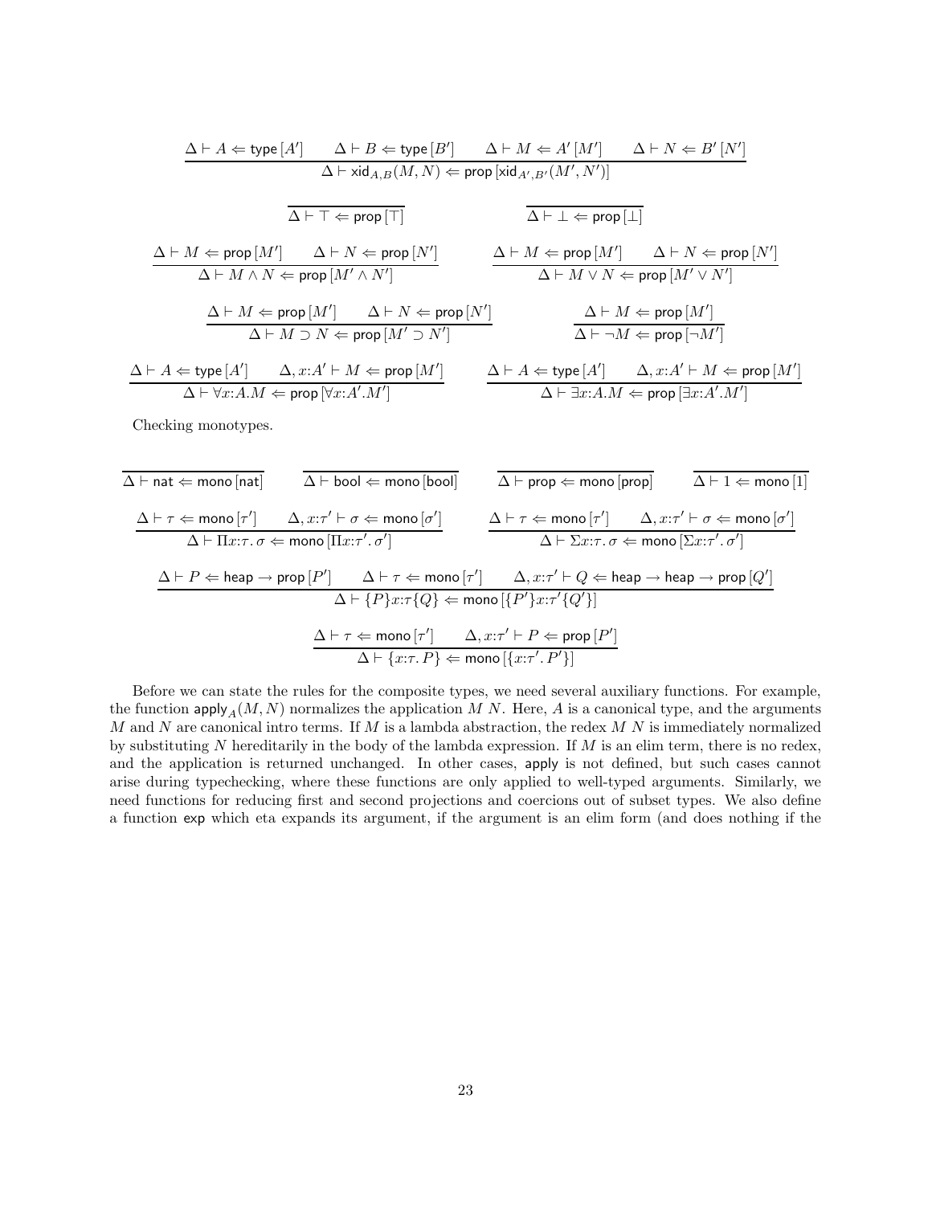$$\frac{\Delta \vdash A \Leftarrow \mathsf{type}\,[A'] \qquad \Delta \vdash B \Leftarrow \mathsf{type}\,[B'] \qquad \Delta \vdash M \Leftarrow A'\,[M'] \qquad \Delta \vdash N \Leftarrow B'\,[N']}{\Delta \vdash \mathsf{xid}_{A,B}(M,N) \Leftarrow \mathsf{prop}\,[\mathsf{xid}_{A',B'}(M',N')]}$$

$$\frac{}{\Delta \vdash \top \Leftarrow \mathsf{prop}\,[\top]} \qquad \frac{}{\Delta \vdash \bot \Leftarrow \mathsf{prop}\,[\bot]}$$

$$\frac{\Delta \vdash M \Leftarrow \mathsf{prop}\,[M'] \qquad \Delta \vdash N \Leftarrow \mathsf{prop}\,[N']}{\Delta \vdash M \wedge N \Leftarrow \mathsf{prop}\,[M' \wedge N']} \qquad \frac{\Delta \vdash M \Leftarrow \mathsf{prop}\,[M'] \qquad \Delta \vdash N \Leftarrow \mathsf{prop}\,[N']}{\Delta \vdash M \vee N \Leftarrow \mathsf{prop}\,[M' \vee N']}$$

$$\frac{\Delta \vdash M \Leftarrow \mathsf{prop}\,[M'] \qquad \Delta \vdash N \Leftarrow \mathsf{prop}\,[N']}{\Delta \vdash M \supset N \Leftarrow \mathsf{prop}\,[M' \supset N']} \qquad \frac{\Delta \vdash M \Leftarrow \mathsf{prop}\,[M']}{\Delta \vdash \neg M \Leftarrow \mathsf{prop}\,[\neg M']}$$

$$\frac{\Delta \vdash A \Leftarrow \mathsf{type}\,[A'] \qquad \Delta, x{:}A' \vdash M \Leftarrow \mathsf{prop}\,[M']}{\Delta \vdash \forall x{:}A.M \Leftarrow \mathsf{prop}\,[\forall x{:}A'.M']} \qquad \frac{\Delta \vdash A \Leftarrow \mathsf{type}\,[A'] \qquad \Delta, x{:}A' \vdash M \Leftarrow \mathsf{prop}\,[M']}{\Delta \vdash \exists x{:}A.M \Leftarrow \mathsf{prop}\,[\exists x{:}A'.M']}$$

Checking monotypes.

$$\frac{}{\Delta \vdash \mathsf{nat} \Leftarrow \mathsf{mono}\,[\mathsf{nat}]} \qquad \frac{}{\Delta \vdash \mathsf{bool} \Leftarrow \mathsf{mono}\,[\mathsf{bool}]} \qquad \frac{}{\Delta \vdash \mathsf{prop} \Leftarrow \mathsf{mono}\,[\mathsf{prop}]} \qquad \frac{}{\Delta \vdash 1 \Leftarrow \mathsf{mono}\,[1]}$$

$$\frac{\Delta \vdash \tau \Leftarrow \mathsf{mono}\,[\tau'] \qquad \Delta, x{:}\tau' \vdash \sigma \Leftarrow \mathsf{mono}\,[\sigma']}{\Delta \vdash \Pi x{:}\tau.\, \sigma \Leftarrow \mathsf{mono}\,[\Pi x{:}\tau'.\, \sigma']} \qquad \frac{\Delta \vdash \tau \Leftarrow \mathsf{mono}\,[\tau'] \qquad \Delta, x{:}\tau' \vdash \sigma \Leftarrow \mathsf{mono}\,[\sigma']}{\Delta \vdash \Sigma x{:}\tau.\, \sigma \Leftarrow \mathsf{mono}\,[\Sigma x{:}\tau'.\, \sigma']}$$

$$\frac{\Delta \vdash P \Leftarrow \mathsf{heap} \to \mathsf{prop}\,[P'] \qquad \Delta \vdash \tau \Leftarrow \mathsf{mono}\,[\tau'] \qquad \Delta, x{:}\tau' \vdash Q \Leftarrow \mathsf{heap} \to \mathsf{heap} \to \mathsf{prop}\,[Q']}{\Delta \vdash \{P\}x{:}\tau\{Q\} \Leftarrow \mathsf{mono}\,[\{P'\}x{:}\tau'\{Q'\}]}$$

$$\frac{\Delta \vdash \tau \Leftarrow \mathsf{mono}\,[\tau'] \qquad \Delta, x{:}\tau' \vdash P \Leftarrow \mathsf{prop}\,[P']}{\Delta \vdash \{x{:}\tau.\, P\} \Leftarrow \mathsf{mono}\,[\{x{:}\tau'.\, P'\}]}$$

Before we can state the rules for the composite types, we need several auxiliary functions. For example, the function $\mathsf{apply}_A(M, N)$ normalizes the application $M\ N$. Here, $A$ is a canonical type, and the arguments $M$ and $N$ are canonical intro terms. If $M$ is a lambda abstraction, the redex $M\ N$ is immediately normalized by substituting $N$ hereditarily in the body of the lambda expression. If $M$ is an elim term, there is no redex, and the application is returned unchanged. In other cases, apply is not defined, but such cases cannot arise during typechecking, where these functions are only applied to well-typed arguments. Similarly, we need functions for reducing first and second projections and coercions out of subset types. We also define a function exp which eta expands its argument, if the argument is an elim form (and does nothing if the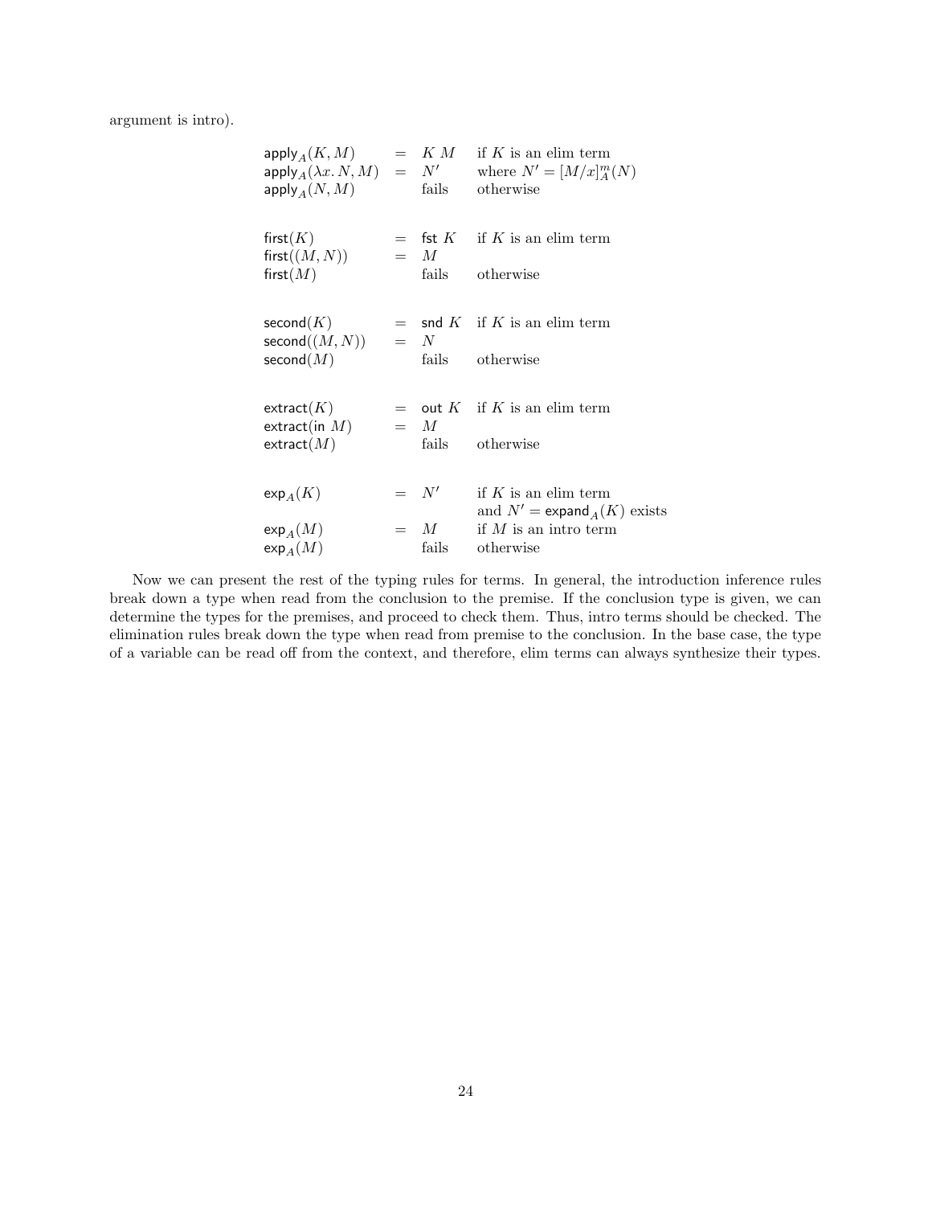argument is intro).

$$
\begin{array}{llll}
\mathsf{apply}_A(K, M) & = & K\ M & \text{if } K \text{ is an elim term} \\
\mathsf{apply}_A(\lambda x.\, N, M) & = & N' & \text{where } N' = [M/x]^m_A(N) \\
\mathsf{apply}_A(N, M) & & \text{fails} & \text{otherwise}
\end{array}
$$

$$
\begin{array}{llll}
\mathsf{first}(K) & = & \mathsf{fst}\ K & \text{if } K \text{ is an elim term} \\
\mathsf{first}((M, N)) & = & M & \\
\mathsf{first}(M) & & \text{fails} & \text{otherwise}
\end{array}
$$

$$
\begin{array}{llll}
\mathsf{second}(K) & = & \mathsf{snd}\ K & \text{if } K \text{ is an elim term} \\
\mathsf{second}((M, N)) & = & N & \\
\mathsf{second}(M) & & \text{fails} & \text{otherwise}
\end{array}
$$

$$
\begin{array}{llll}
\mathsf{extract}(K) & = & \mathsf{out}\ K & \text{if } K \text{ is an elim term} \\
\mathsf{extract}(\mathsf{in}\ M) & = & M & \\
\mathsf{extract}(M) & & \text{fails} & \text{otherwise}
\end{array}
$$

$$
\begin{array}{llll}
\mathsf{exp}_A(K) & = & N' & \text{if } K \text{ is an elim term} \\
 & & & \text{and } N' = \mathsf{expand}_A(K) \text{ exists} \\
\mathsf{exp}_A(M) & = & M & \text{if } M \text{ is an intro term} \\
\mathsf{exp}_A(M) & & \text{fails} & \text{otherwise}
\end{array}
$$

Now we can present the rest of the typing rules for terms. In general, the introduction inference rules break down a type when read from the conclusion to the premise. If the conclusion type is given, we can determine the types for the premises, and proceed to check them. Thus, intro terms should be checked. The elimination rules break down the type when read from premise to the conclusion. In the base case, the type of a variable can be read off from the context, and therefore, elim terms can always synthesize their types.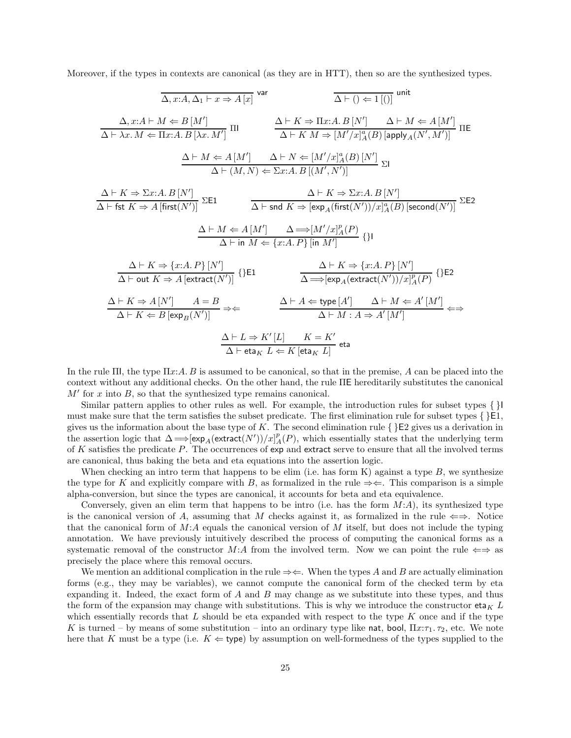Moreover, if the types in contexts are canonical (as they are in HTT), then so are the synthesized types.

$$\frac{}{\Delta, x{:}A, \Delta_1 \vdash x \Rightarrow A\,[x]}\ \mathsf{var} \qquad \frac{}{\Delta \vdash () \Leftarrow 1\,[()]}\ \mathsf{unit}$$

$$\frac{\Delta, x{:}A \vdash M \Leftarrow B\,[M']}{\Delta \vdash \lambda x.\, M \Leftarrow \Pi x{:}A.\, B\,[\lambda x.\, M']}\ \Pi\mathsf{I} \qquad \frac{\Delta \vdash K \Rightarrow \Pi x{:}A.\, B\,[N'] \quad \Delta \vdash M \Leftarrow A\,[M']}{\Delta \vdash K\ M \Rightarrow [M'/x]^a_A(B)\,[\mathsf{apply}_A(N', M')]}\ \Pi\mathsf{E}$$

$$\frac{\Delta \vdash M \Leftarrow A\,[M'] \quad \Delta \vdash N \Leftarrow [M'/x]^a_A(B)\,[N']}{\Delta \vdash (M, N) \Leftarrow \Sigma x{:}A.\, B\,[(M', N')]}\ \Sigma\mathsf{I}$$

$$\frac{\Delta \vdash K \Rightarrow \Sigma x{:}A.\, B\,[N']}{\Delta \vdash \mathsf{fst}\ K \Rightarrow A\,[\mathsf{first}(N')]}\ \Sigma\mathsf{E1} \qquad \frac{\Delta \vdash K \Rightarrow \Sigma x{:}A.\, B\,[N']}{\Delta \vdash \mathsf{snd}\ K \Rightarrow [\mathsf{exp}_A(\mathsf{first}(N'))/x]^a_A(B)\,[\mathsf{second}(N')]}\ \Sigma\mathsf{E2}$$

$$\frac{\Delta \vdash M \Leftarrow A\,[M'] \quad \Delta \Longrightarrow [M'/x]^p_A(P)}{\Delta \vdash \mathsf{in}\ M \Leftarrow \{x{:}A.\, P\}\,[\mathsf{in}\ M']}\ \{\}\mathsf{I}$$

$$\frac{\Delta \vdash K \Rightarrow \{x{:}A.\, P\}\,[N']}{\Delta \vdash \mathsf{out}\ K \Rightarrow A\,[\mathsf{extract}(N')]}\ \{\}\mathsf{E1} \qquad \frac{\Delta \vdash K \Rightarrow \{x{:}A.\, P\}\,[N']}{\Delta \Longrightarrow [\mathsf{exp}_A(\mathsf{extract}(N'))/x]^p_A(P)}\ \{\}\mathsf{E2}$$

$$\frac{\Delta \vdash K \Rightarrow A\,[N'] \quad A = B}{\Delta \vdash K \Leftarrow B\,[\mathsf{exp}_B(N')]}\ \Rightarrow\Leftarrow \qquad \frac{\Delta \vdash A \Leftarrow \mathsf{type}\,[A'] \quad \Delta \vdash M \Leftarrow A'\,[M']}{\Delta \vdash M : A \Rightarrow A'\,[M']}\ \Leftarrow\Rightarrow$$

$$\frac{\Delta \vdash L \Rightarrow K'\,[L] \quad K = K'}{\Delta \vdash \mathsf{eta}_K\ L \Leftarrow K\,[\mathsf{eta}_K\ L]}\ \mathsf{eta}$$

In the rule $\Pi\mathsf{I}$, the type $\Pi x{:}A.\, B$ is assumed to be canonical, so that in the premise, $A$ can be placed into the context without any additional checks. On the other hand, the rule $\Pi\mathsf{E}$ hereditarily substitutes the canonical $M'$ for $x$ into $B$, so that the synthesized type remains canonical.

Similar pattern applies to other rules as well. For example, the introduction rules for subset types $\{\}\mathsf{I}$ must make sure that the term satisfies the subset predicate. The first elimination rule for subset types $\{\}\mathsf{E1}$, gives us the information about the base type of $K$. The second elimination rule $\{\}\mathsf{E2}$ gives us a derivation in the assertion logic that $\Delta \Longrightarrow [\mathsf{exp}_A(\mathsf{extract}(N'))/x]^p_A(P)$, which essentially states that the underlying term of $K$ satisfies the predicate $P$. The occurrences of $\mathsf{exp}$ and $\mathsf{extract}$ serve to ensure that all the involved terms are canonical, thus baking the beta and eta equations into the assertion logic.

When checking an intro term that happens to be elim (i.e. has form K) against a type $B$, we synthesize the type for $K$ and explicitly compare with $B$, as formalized in the rule $\Rightarrow\Leftarrow$. This comparison is a simple alpha-conversion, but since the types are canonical, it accounts for beta and eta equivalence.

Conversely, given an elim term that happens to be intro (i.e. has the form $M{:}A$), its synthesized type is the canonical version of $A$, assuming that $M$ checks against it, as formalized in the rule $\Leftarrow\Rightarrow$. Notice that the canonical form of $M{:}A$ equals the canonical version of $M$ itself, but does not include the typing annotation. We have previously intuitively described the process of computing the canonical forms as a systematic removal of the constructor $M{:}A$ from the involved term. Now we can point the rule $\Leftarrow\Rightarrow$ as precisely the place where this removal occurs.

We mention an additional complication in the rule $\Rightarrow\Leftarrow$. When the types $A$ and $B$ are actually elimination forms (e.g., they may be variables), we cannot compute the canonical form of the checked term by eta expanding it. Indeed, the exact form of $A$ and $B$ may change as we substitute into these types, and thus the form of the expansion may change with substitutions. This is why we introduce the constructor $\mathsf{eta}_K\ L$ which essentially records that $L$ should be eta expanded with respect to the type $K$ once and if the type $K$ is turned – by means of some substitution – into an ordinary type like $\mathsf{nat}$, $\mathsf{bool}$, $\Pi x{:}\tau_1.\, \tau_2$, etc. We note here that $K$ must be a type (i.e. $K \Leftarrow \mathsf{type}$) by assumption on well-formedness of the types supplied to the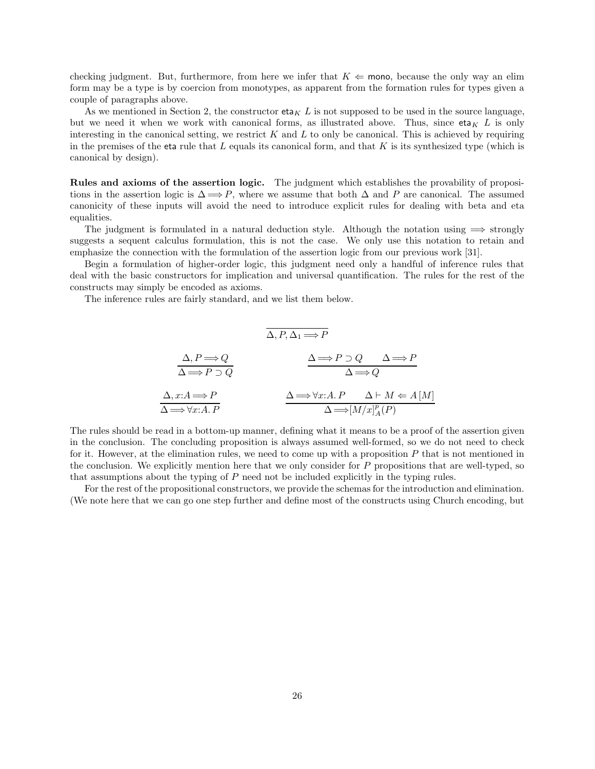checking judgment. But, furthermore, from here we infer that $K \Leftarrow \mathsf{mono}$, because the only way an elim form may be a type is by coercion from monotypes, as apparent from the formation rules for types given a couple of paragraphs above.

As we mentioned in Section 2, the constructor $\mathsf{eta}_K\ L$ is not supposed to be used in the source language, but we need it when we work with canonical forms, as illustrated above. Thus, since $\mathsf{eta}_K\ L$ is only interesting in the canonical setting, we restrict $K$ and $L$ to only be canonical. This is achieved by requiring in the premises of the $\mathsf{eta}$ rule that $L$ equals its canonical form, and that $K$ is its synthesized type (which is canonical by design).

**Rules and axioms of the assertion logic.** The judgment which establishes the provability of propositions in the assertion logic is $\Delta \Longrightarrow P$, where we assume that both $\Delta$ and $P$ are canonical. The assumed canonicity of these inputs will avoid the need to introduce explicit rules for dealing with beta and eta equalities.

The judgment is formulated in a natural deduction style. Although the notation using $\Longrightarrow$ strongly suggests a sequent calculus formulation, this is not the case. We only use this notation to retain and emphasize the connection with the formulation of the assertion logic from our previous work [31].

Begin a formulation of higher-order logic, this judgment need only a handful of inference rules that deal with the basic constructors for implication and universal quantification. The rules for the rest of the constructs may simply be encoded as axioms.

The inference rules are fairly standard, and we list them below.

$$\frac{}{\Delta, P, \Delta_1 \Longrightarrow P}$$

$$\frac{\Delta, P \Longrightarrow Q}{\Delta \Longrightarrow P \supset Q} \qquad\qquad \frac{\Delta \Longrightarrow P \supset Q \qquad \Delta \Longrightarrow P}{\Delta \Longrightarrow Q}$$

$$\frac{\Delta, x{:}A \Longrightarrow P}{\Delta \Longrightarrow \forall x{:}A.\, P} \qquad\qquad \frac{\Delta \Longrightarrow \forall x{:}A.\, P \qquad \Delta \vdash M \Leftarrow A\,[M]}{\Delta \Longrightarrow [M/x]^p_A(P)}$$

The rules should be read in a bottom-up manner, defining what it means to be a proof of the assertion given in the conclusion. The concluding proposition is always assumed well-formed, so we do not need to check for it. However, at the elimination rules, we need to come up with a proposition $P$ that is not mentioned in the conclusion. We explicitly mention here that we only consider for $P$ propositions that are well-typed, so that assumptions about the typing of $P$ need not be included explicitly in the typing rules.

For the rest of the propositional constructors, we provide the schemas for the introduction and elimination. (We note here that we can go one step further and define most of the constructs using Church encoding, but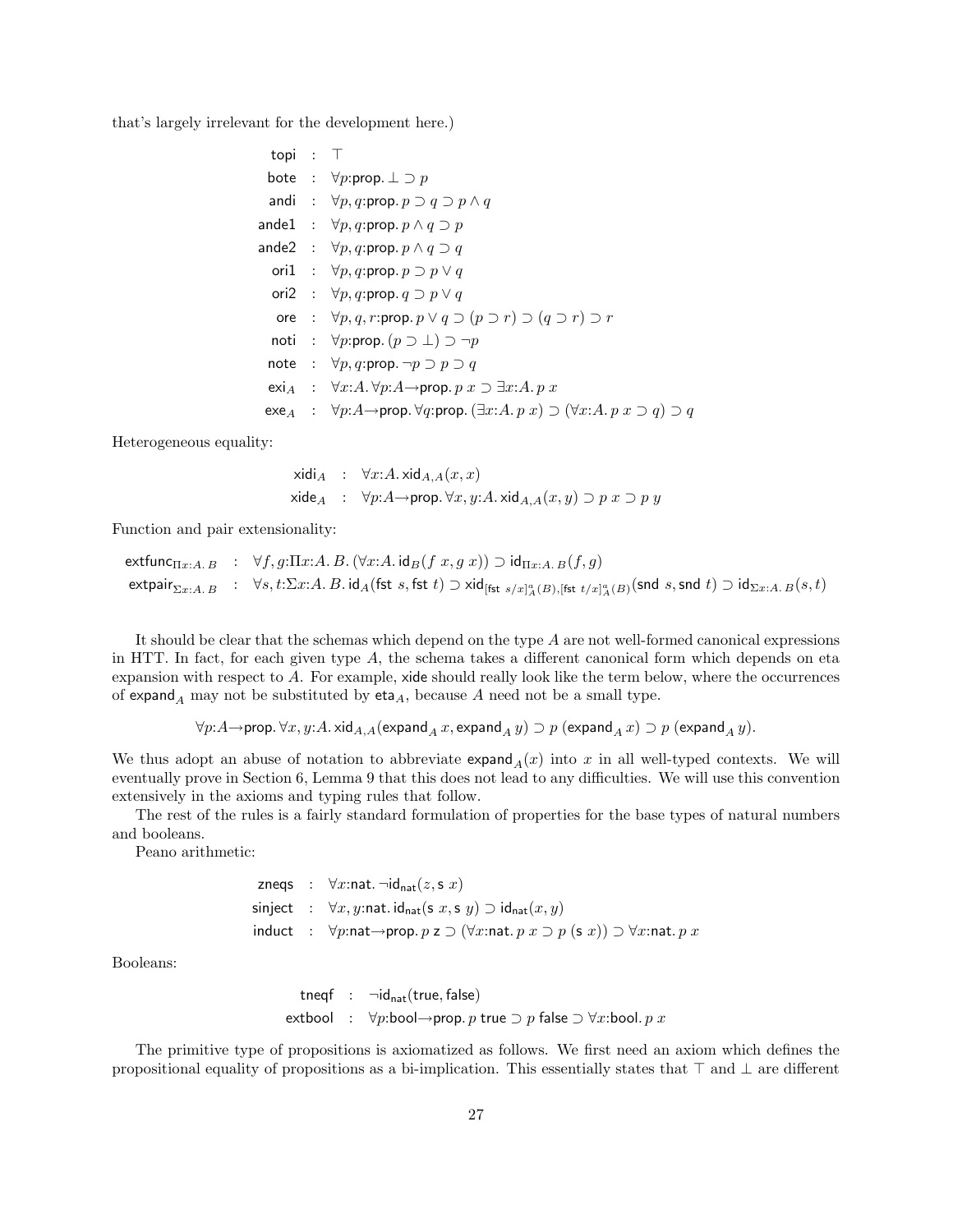that's largely irrelevant for the development here.)

$$
\begin{array}{rcl}
\mathsf{topi} & : & \top \\
\mathsf{bote} & : & \forall p{:}\mathsf{prop}.\, \bot \supset p \\
\mathsf{andi} & : & \forall p, q{:}\mathsf{prop}.\, p \supset q \supset p \wedge q \\
\mathsf{ande1} & : & \forall p, q{:}\mathsf{prop}.\, p \wedge q \supset p \\
\mathsf{ande2} & : & \forall p, q{:}\mathsf{prop}.\, p \wedge q \supset q \\
\mathsf{ori1} & : & \forall p, q{:}\mathsf{prop}.\, p \supset p \vee q \\
\mathsf{ori2} & : & \forall p, q{:}\mathsf{prop}.\, q \supset p \vee q \\
\mathsf{ore} & : & \forall p, q, r{:}\mathsf{prop}.\, p \vee q \supset (p \supset r) \supset (q \supset r) \supset r \\
\mathsf{noti} & : & \forall p{:}\mathsf{prop}.\, (p \supset \bot) \supset \neg p \\
\mathsf{note} & : & \forall p, q{:}\mathsf{prop}.\, \neg p \supset p \supset q \\
\mathsf{exi}_A & : & \forall x{:}A.\, \forall p{:}A{\rightarrow}\mathsf{prop}.\, p\ x \supset \exists x{:}A.\, p\ x \\
\mathsf{exe}_A & : & \forall p{:}A{\rightarrow}\mathsf{prop}.\, \forall q{:}\mathsf{prop}.\, (\exists x{:}A.\, p\ x) \supset (\forall x{:}A.\, p\ x \supset q) \supset q
\end{array}
$$

Heterogeneous equality:

$$
\begin{array}{rcl}
\mathsf{xidi}_A & : & \forall x{:}A.\, \mathsf{xid}_{A,A}(x, x) \\
\mathsf{xide}_A & : & \forall p{:}A{\rightarrow}\mathsf{prop}.\, \forall x, y{:}A.\, \mathsf{xid}_{A,A}(x, y) \supset p\ x \supset p\ y
\end{array}
$$

Function and pair extensionality:

$$
\begin{array}{rcl}
\mathsf{extfunc}_{\Pi x:A.\, B} & : & \forall f, g{:}\Pi x{:}A.\, B.\, (\forall x{:}A.\, \mathsf{id}_B(f\ x, g\ x)) \supset \mathsf{id}_{\Pi x:A.\, B}(f, g) \\
\mathsf{extpair}_{\Sigma x:A.\, B} & : & \forall s, t{:}\Sigma x{:}A.\, B.\, \mathsf{id}_A(\mathsf{fst}\ s, \mathsf{fst}\ t) \supset \mathsf{xid}_{[\mathsf{fst}\ s/x]^a_A(B), [\mathsf{fst}\ t/x]^a_A(B)}(\mathsf{snd}\ s, \mathsf{snd}\ t) \supset \mathsf{id}_{\Sigma x:A.\, B}(s, t)
\end{array}
$$

It should be clear that the schemas which depend on the type $A$ are not well-formed canonical expressions in HTT. In fact, for each given type $A$, the schema takes a different canonical form which depends on eta expansion with respect to $A$. For example, xide should really look like the term below, where the occurrences of $\mathsf{expand}_A$ may not be substituted by $\mathsf{eta}_A$, because $A$ need not be a small type.

$$\forall p{:}A{\rightarrow}\mathsf{prop}.\, \forall x, y{:}A.\, \mathsf{xid}_{A,A}(\mathsf{expand}_A\ x, \mathsf{expand}_A\ y) \supset p\ (\mathsf{expand}_A\ x) \supset p\ (\mathsf{expand}_A\ y).$$

We thus adopt an abuse of notation to abbreviate $\mathsf{expand}_A(x)$ into $x$ in all well-typed contexts. We will eventually prove in Section 6, Lemma 9 that this does not lead to any difficulties. We will use this convention extensively in the axioms and typing rules that follow.

The rest of the rules is a fairly standard formulation of properties for the base types of natural numbers and booleans.

Peano arithmetic:

$$
\begin{array}{rcl}
\mathsf{zneqs} & : & \forall x{:}\mathsf{nat}.\, \neg\mathsf{id}_{\mathsf{nat}}(z, \mathsf{s}\ x) \\
\mathsf{sinject} & : & \forall x, y{:}\mathsf{nat}.\, \mathsf{id}_{\mathsf{nat}}(\mathsf{s}\ x, \mathsf{s}\ y) \supset \mathsf{id}_{\mathsf{nat}}(x, y) \\
\mathsf{induct} & : & \forall p{:}\mathsf{nat}{\rightarrow}\mathsf{prop}.\, p\ \mathsf{z} \supset (\forall x{:}\mathsf{nat}.\, p\ x \supset p\ (\mathsf{s}\ x)) \supset \forall x{:}\mathsf{nat}.\, p\ x
\end{array}
$$

Booleans:

$$
\begin{array}{rcl}
\mathsf{tneqf} & : & \neg\mathsf{id}_{\mathsf{nat}}(\mathsf{true}, \mathsf{false}) \\
\mathsf{extbool} & : & \forall p{:}\mathsf{bool}{\rightarrow}\mathsf{prop}.\, p\ \mathsf{true} \supset p\ \mathsf{false} \supset \forall x{:}\mathsf{bool}.\, p\ x
\end{array}
$$

The primitive type of propositions is axiomatized as follows. We first need an axiom which defines the propositional equality of propositions as a bi-implication. This essentially states that $\top$ and $\bot$ are different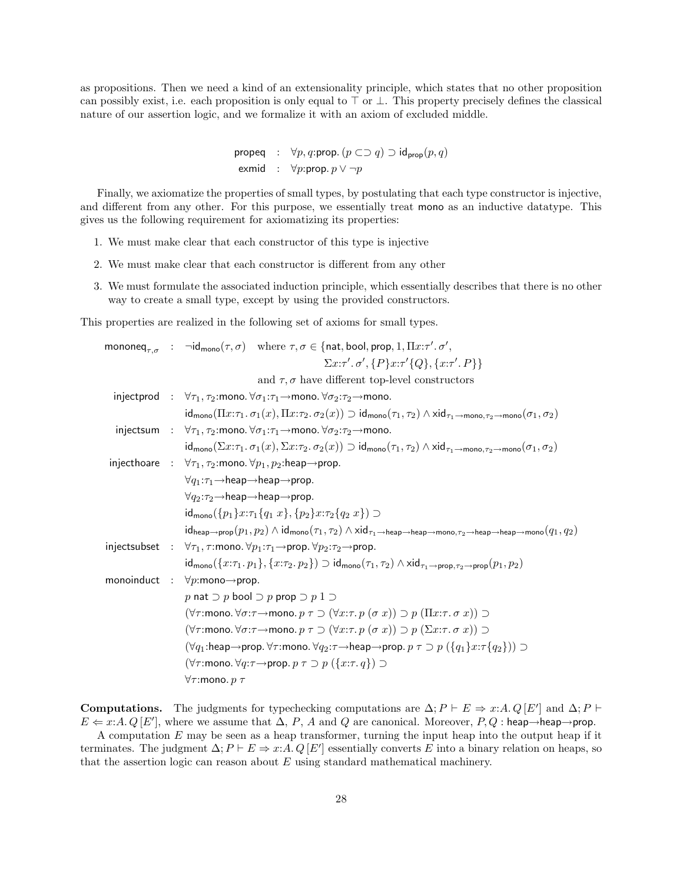as propositions. Then we need a kind of an extensionality principle, which states that no other proposition can possibly exist, i.e. each proposition is only equal to $\top$ or $\bot$. This property precisely defines the classical nature of our assertion logic, and we formalize it with an axiom of excluded middle.

$$
\begin{array}{rcl}
\mathsf{propeq} & : & \forall p, q{:}\mathsf{prop}.\, (p \subset\supset q) \supset \mathsf{id}_{\mathsf{prop}}(p, q) \\
\mathsf{exmid} & : & \forall p{:}\mathsf{prop}.\, p \vee \neg p
\end{array}
$$

Finally, we axiomatize the properties of small types, by postulating that each type constructor is injective, and different from any other. For this purpose, we essentially treat mono as an inductive datatype. This gives us the following requirement for axiomatizing its properties:

1. We must make clear that each constructor of this type is injective
2. We must make clear that each constructor is different from any other
3. We must formulate the associated induction principle, which essentially describes that there is no other way to create a small type, except by using the provided constructors.

This properties are realized in the following set of axioms for small types.

$$
\begin{array}{rcl}
\mathsf{mononeq}_{\tau,\sigma} & : & \neg\mathsf{id}_{\mathsf{mono}}(\tau, \sigma) \quad \text{where } \tau, \sigma \in \{\mathsf{nat}, \mathsf{bool}, \mathsf{prop}, 1, \Pi x{:}\tau'.\, \sigma', \\
& & \qquad\qquad\qquad\qquad\qquad \Sigma x{:}\tau'.\, \sigma', \{P\}x{:}\tau'\{Q\}, \{x{:}\tau'.\, P\}\} \\
& & \qquad\qquad\quad \text{and } \tau, \sigma \text{ have different top-level constructors} \\
\mathsf{injectprod} & : & \forall \tau_1, \tau_2{:}\mathsf{mono}.\, \forall \sigma_1{:}\tau_1{\to}\mathsf{mono}.\, \forall \sigma_2{:}\tau_2{\to}\mathsf{mono}. \\
& & \mathsf{id}_{\mathsf{mono}}(\Pi x{:}\tau_1.\, \sigma_1(x), \Pi x{:}\tau_2.\, \sigma_2(x)) \supset \mathsf{id}_{\mathsf{mono}}(\tau_1, \tau_2) \wedge \mathsf{xid}_{\tau_1\to\mathsf{mono}, \tau_2\to\mathsf{mono}}(\sigma_1, \sigma_2) \\
\mathsf{injectsum} & : & \forall \tau_1, \tau_2{:}\mathsf{mono}.\, \forall \sigma_1{:}\tau_1{\to}\mathsf{mono}.\, \forall \sigma_2{:}\tau_2{\to}\mathsf{mono}. \\
& & \mathsf{id}_{\mathsf{mono}}(\Sigma x{:}\tau_1.\, \sigma_1(x), \Sigma x{:}\tau_2.\, \sigma_2(x)) \supset \mathsf{id}_{\mathsf{mono}}(\tau_1, \tau_2) \wedge \mathsf{xid}_{\tau_1\to\mathsf{mono}, \tau_2\to\mathsf{mono}}(\sigma_1, \sigma_2) \\
\mathsf{injecthoare} & : & \forall \tau_1, \tau_2{:}\mathsf{mono}.\, \forall p_1, p_2{:}\mathsf{heap}{\to}\mathsf{prop}. \\
& & \forall q_1{:}\tau_1{\to}\mathsf{heap}{\to}\mathsf{heap}{\to}\mathsf{prop}. \\
& & \forall q_2{:}\tau_2{\to}\mathsf{heap}{\to}\mathsf{heap}{\to}\mathsf{prop}. \\
& & \mathsf{id}_{\mathsf{mono}}(\{p_1\}x{:}\tau_1\{q_1\ x\}, \{p_2\}x{:}\tau_2\{q_2\ x\}) \supset \\
& & \mathsf{id}_{\mathsf{heap}\to\mathsf{prop}}(p_1, p_2) \wedge \mathsf{id}_{\mathsf{mono}}(\tau_1, \tau_2) \wedge \mathsf{xid}_{\tau_1\to\mathsf{heap}\to\mathsf{heap}\to\mathsf{mono}, \tau_2\to\mathsf{heap}\to\mathsf{heap}\to\mathsf{mono}}(q_1, q_2) \\
\mathsf{injectsubset} & : & \forall \tau_1, \tau{:}\mathsf{mono}.\, \forall p_1{:}\tau_1{\to}\mathsf{prop}.\, \forall p_2{:}\tau_2{\to}\mathsf{prop}. \\
& & \mathsf{id}_{\mathsf{mono}}(\{x{:}\tau_1.\, p_1\}, \{x{:}\tau_2.\, p_2\}) \supset \mathsf{id}_{\mathsf{mono}}(\tau_1, \tau_2) \wedge \mathsf{xid}_{\tau_1\to\mathsf{prop}, \tau_2\to\mathsf{prop}}(p_1, p_2) \\
\mathsf{monoinduct} & : & \forall p{:}\mathsf{mono}{\to}\mathsf{prop}. \\
& & p\ \mathsf{nat} \supset p\ \mathsf{bool} \supset p\ \mathsf{prop} \supset p\ 1 \supset \\
& & (\forall \tau{:}\mathsf{mono}.\, \forall \sigma{:}\tau{\to}\mathsf{mono}.\, p\ \tau \supset (\forall x{:}\tau.\, p\ (\sigma\ x)) \supset p\ (\Pi x{:}\tau.\, \sigma\ x)) \supset \\
& & (\forall \tau{:}\mathsf{mono}.\, \forall \sigma{:}\tau{\to}\mathsf{mono}.\, p\ \tau \supset (\forall x{:}\tau.\, p\ (\sigma\ x)) \supset p\ (\Sigma x{:}\tau.\, \sigma\ x)) \supset \\
& & (\forall q_1{:}\mathsf{heap}{\to}\mathsf{prop}.\, \forall \tau{:}\mathsf{mono}.\, \forall q_2{:}\tau{\to}\mathsf{heap}{\to}\mathsf{prop}.\, p\ \tau \supset p\ (\{q_1\}x{:}\tau\{q_2\})) \supset \\
& & (\forall \tau{:}\mathsf{mono}.\, \forall q{:}\tau{\to}\mathsf{prop}.\, p\ \tau \supset p\ (\{x{:}\tau.\, q\}) \supset \\
& & \forall \tau{:}\mathsf{mono}.\, p\ \tau
\end{array}
$$

**Computations.** The judgments for typechecking computations are $\Delta; P \vdash E \Rightarrow x{:}A.\, Q\, [E']$ and $\Delta; P \vdash E \Leftarrow x{:}A.\, Q\, [E']$, where we assume that $\Delta$, $P$, $A$ and $Q$ are canonical. Moreover, $P, Q : \mathsf{heap}{\to}\mathsf{heap}{\to}\mathsf{prop}$.

A computation $E$ may be seen as a heap transformer, turning the input heap into the output heap if it terminates. The judgment $\Delta; P \vdash E \Rightarrow x{:}A.\, Q\, [E']$ essentially converts $E$ into a binary relation on heaps, so that the assertion logic can reason about $E$ using standard mathematical machinery.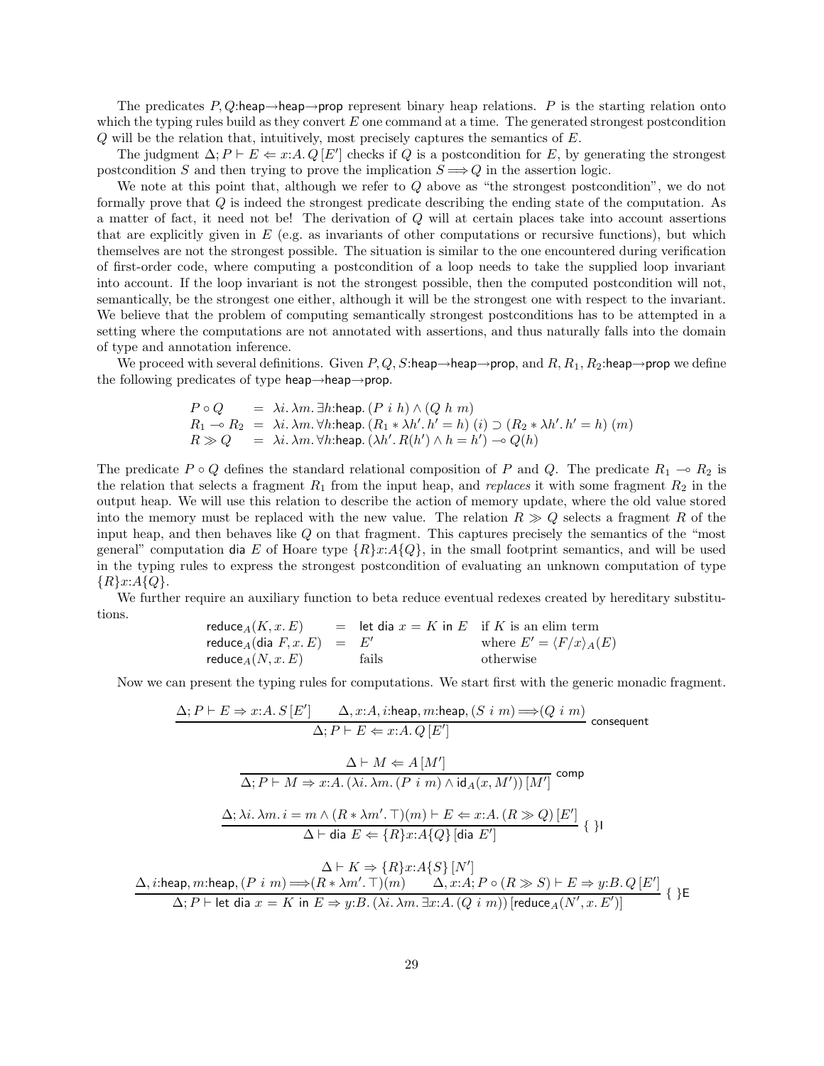The predicates $P, Q$:heap→heap→prop represent binary heap relations. $P$ is the starting relation onto which the typing rules build as they convert $E$ one command at a time. The generated strongest postcondition $Q$ will be the relation that, intuitively, most precisely captures the semantics of $E$.

The judgment $\Delta; P \vdash E \Leftarrow x{:}A.\, Q\, [E']$ checks if $Q$ is a postcondition for $E$, by generating the strongest postcondition $S$ and then trying to prove the implication $S \Longrightarrow Q$ in the assertion logic.

We note at this point that, although we refer to $Q$ above as "the strongest postcondition", we do not formally prove that $Q$ is indeed the strongest predicate describing the ending state of the computation. As a matter of fact, it need not be! The derivation of $Q$ will at certain places take into account assertions that are explicitly given in $E$ (e.g. as invariants of other computations or recursive functions), but which themselves are not the strongest possible. The situation is similar to the one encountered during verification of first-order code, where computing a postcondition of a loop needs to take the supplied loop invariant into account. If the loop invariant is not the strongest possible, then the computed postcondition will not, semantically, be the strongest one either, although it will be the strongest one with respect to the invariant. We believe that the problem of computing semantically strongest postconditions has to be attempted in a setting where the computations are not annotated with assertions, and thus naturally falls into the domain of type and annotation inference.

We proceed with several definitions. Given $P, Q, S$:heap→heap→prop, and $R, R_1, R_2$:heap→prop we define the following predicates of type heap→heap→prop.

$$
\begin{array}{lcl}
P \circ Q & = & \lambda i.\, \lambda m.\, \exists h{:}\mathsf{heap}.\, (P\ i\ h) \wedge (Q\ h\ m) \\
R_1 \multimap R_2 & = & \lambda i.\, \lambda m.\, \forall h{:}\mathsf{heap}.\, (R_1 * \lambda h'.\, h' = h)\ (i) \supset (R_2 * \lambda h'.\, h' = h)\ (m) \\
R \gg Q & = & \lambda i.\, \lambda m.\, \forall h{:}\mathsf{heap}.\, (\lambda h'.\, R(h') \wedge h = h') \multimap Q(h)
\end{array}
$$

The predicate $P \circ Q$ defines the standard relational composition of $P$ and $Q$. The predicate $R_1 \multimap R_2$ is the relation that selects a fragment $R_1$ from the input heap, and *replaces* it with some fragment $R_2$ in the output heap. We will use this relation to describe the action of memory update, where the old value stored into the memory must be replaced with the new value. The relation $R \gg Q$ selects a fragment $R$ of the input heap, and then behaves like $Q$ on that fragment. This captures precisely the semantics of the "most general" computation dia $E$ of Hoare type $\{R\}x{:}A\{Q\}$, in the small footprint semantics, and will be used in the typing rules to express the strongest postcondition of evaluating an unknown computation of type $\{R\}x{:}A\{Q\}$.

We further require an auxiliary function to beta reduce eventual redexes created by hereditary substitutions.

$$
\begin{array}{lcll}
\mathsf{reduce}_A(K, x.\, E) & = & \mathsf{let\ dia}\ x = K\ \mathsf{in}\ E & \text{if } K \text{ is an elim term} \\
\mathsf{reduce}_A(\mathsf{dia}\ F, x.\, E) & = & E' & \text{where } E' = \langle F/x \rangle_A(E) \\
\mathsf{reduce}_A(N, x.\, E) & & \text{fails} & \text{otherwise}
\end{array}
$$

Now we can present the typing rules for computations. We start first with the generic monadic fragment.

$$
\frac{\Delta; P \vdash E \Rightarrow x{:}A.\, S\, [E'] \qquad \Delta, x{:}A, i{:}\mathsf{heap}, m{:}\mathsf{heap}, (S\ i\ m) \Longrightarrow (Q\ i\ m)}{\Delta; P \vdash E \Leftarrow x{:}A.\, Q\, [E']}\ \mathsf{consequent}
$$

$$
\frac{\Delta \vdash M \Leftarrow A\, [M']}{\Delta; P \vdash M \Rightarrow x{:}A.\, (\lambda i.\, \lambda m.\, (P\ i\ m) \wedge \mathsf{id}_A(x, M'))\, [M']}\ \mathsf{comp}
$$

$$
\frac{\Delta; \lambda i.\, \lambda m.\, i = m \wedge (R * \lambda m'.\, \top)(m) \vdash E \Leftarrow x{:}A.\, (R \gg Q)\, [E']}{\Delta \vdash \mathsf{dia}\ E \Leftarrow \{R\}x{:}A\{Q\}\, [\mathsf{dia}\ E']}\ \{\,\}\mathsf{I}
$$

$$
\frac{\begin{array}{c}\Delta \vdash K \Rightarrow \{R\}x{:}A\{S\}\, [N'] \\ \Delta, i{:}\mathsf{heap}, m{:}\mathsf{heap}, (P\ i\ m) \Longrightarrow (R * \lambda m'.\, \top)(m) \qquad \Delta, x{:}A; P \circ (R \gg S) \vdash E \Rightarrow y{:}B.\, Q\, [E']\end{array}}{\Delta; P \vdash \mathsf{let\ dia}\ x = K\ \mathsf{in}\ E \Rightarrow y{:}B.\, (\lambda i.\, \lambda m.\, \exists x{:}A.\, (Q\ i\ m))\, [\mathsf{reduce}_A(N', x.\, E')]}\ \{\,\}\mathsf{E}
$$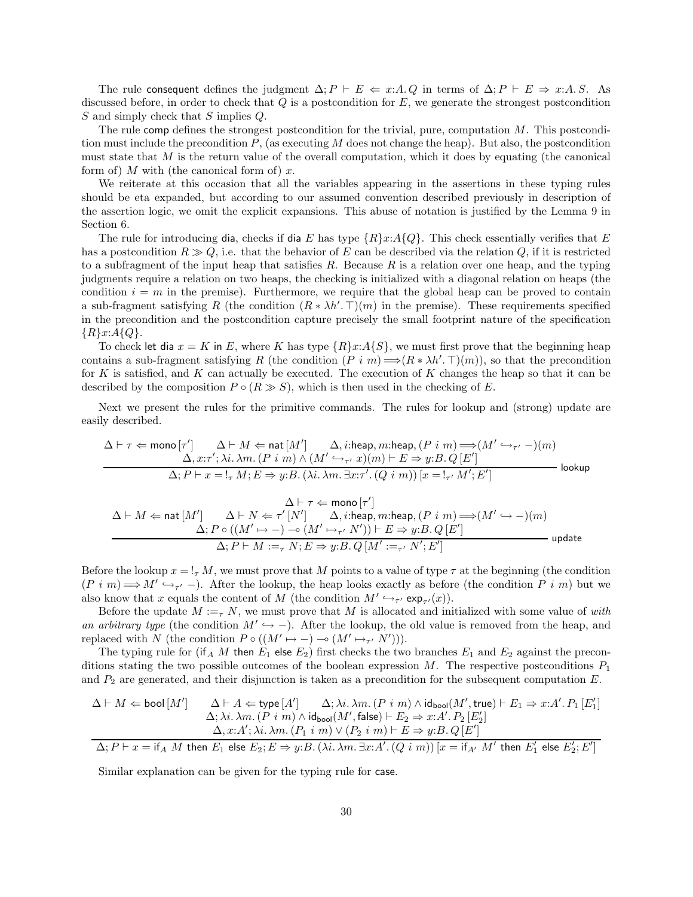The rule consequent defines the judgment $\Delta; P \vdash E \Leftarrow x{:}A.\,Q$ in terms of $\Delta; P \vdash E \Rightarrow x{:}A.\,S$. As discussed before, in order to check that $Q$ is a postcondition for $E$, we generate the strongest postcondition $S$ and simply check that $S$ implies $Q$.

The rule comp defines the strongest postcondition for the trivial, pure, computation $M$. This postcondition must include the precondition $P$, (as executing $M$ does not change the heap). But also, the postcondition must state that $M$ is the return value of the overall computation, which it does by equating (the canonical form of) $M$ with (the canonical form of) $x$.

We reiterate at this occasion that all the variables appearing in the assertions in these typing rules should be eta expanded, but according to our assumed convention described previously in description of the assertion logic, we omit the explicit expansions. This abuse of notation is justified by the Lemma 9 in Section 6.

The rule for introducing dia, checks if dia $E$ has type $\{R\}x{:}A\{Q\}$. This check essentially verifies that $E$ has a postcondition $R \gg Q$, i.e. that the behavior of $E$ can be described via the relation $Q$, if it is restricted to a subfragment of the input heap that satisfies $R$. Because $R$ is a relation over one heap, and the typing judgments require a relation on two heaps, the checking is initialized with a diagonal relation on heaps (the condition $i = m$ in the premise). Furthermore, we require that the global heap can be proved to contain a sub-fragment satisfying $R$ (the condition $(R * \lambda h'.\,\top)(m)$ in the premise). These requirements specified in the precondition and the postcondition capture precisely the small footprint nature of the specification $\{R\}x{:}A\{Q\}$.

To check let dia $x = K$ in $E$, where $K$ has type $\{R\}x{:}A\{S\}$, we must first prove that the beginning heap contains a sub-fragment satisfying $R$ (the condition $(P\ i\ m) \Longrightarrow (R * \lambda h'.\,\top)(m)$), so that the precondition for $K$ is satisfied, and $K$ can actually be executed. The execution of $K$ changes the heap so that it can be described by the composition $P \circ (R \gg S)$, which is then used in the checking of $E$.

Next we present the rules for the primitive commands. The rules for lookup and (strong) update are easily described.

$$\frac{\Delta \vdash \tau \Leftarrow \mathsf{mono}\,[\tau'] \qquad \Delta \vdash M \Leftarrow \mathsf{nat}\,[M'] \qquad \Delta, i{:}\mathsf{heap}, m{:}\mathsf{heap}, (P\ i\ m) \Longrightarrow (M' \hookrightarrow_{\tau'} -)(m) \qquad \Delta, x{:}\tau'; \lambda i.\,\lambda m.\,(P\ i\ m) \wedge (M' \hookrightarrow_{\tau'} x)(m) \vdash E \Rightarrow y{:}B.\,Q\,[E']}{\Delta; P \vdash x = !_\tau\, M; E \Rightarrow y{:}B.\,(\lambda i.\,\lambda m.\,\exists x{:}\tau'.\,(Q\ i\ m))\,[x = !_{\tau'}\, M'; E']}\ \mathsf{lookup}$$

$$\frac{\Delta \vdash \tau \Leftarrow \mathsf{mono}\,[\tau'] \qquad \Delta \vdash M \Leftarrow \mathsf{nat}\,[M'] \qquad \Delta \vdash N \Leftarrow \tau'\,[N'] \qquad \Delta, i{:}\mathsf{heap}, m{:}\mathsf{heap}, (P\ i\ m) \Longrightarrow (M' \hookrightarrow -)(m) \qquad \Delta; P \circ ((M' \mapsto -) \multimap (M' \mapsto_{\tau'} N')) \vdash E \Rightarrow y{:}B.\,Q\,[E']}{\Delta; P \vdash M :=_\tau N; E \Rightarrow y{:}B.\,Q\,[M' :=_{\tau'} N'; E']}\ \mathsf{update}$$

Before the lookup $x = !_\tau\, M$, we must prove that $M$ points to a value of type $\tau$ at the beginning (the condition $(P\ i\ m) \Longrightarrow M' \hookrightarrow_{\tau'} -$). After the lookup, the heap looks exactly as before (the condition $P\ i\ m$) but we also know that $x$ equals the content of $M$ (the condition $M' \hookrightarrow_{\tau'} \mathsf{exp}_{\tau'}(x)$).

Before the update $M :=_\tau N$, we must prove that $M$ is allocated and initialized with some value of *with an arbitrary type* (the condition $M' \hookrightarrow -$). After the lookup, the old value is removed from the heap, and replaced with $N$ (the condition $P \circ ((M' \mapsto -) \multimap (M' \mapsto_{\tau'} N'))$).

The typing rule for ($\mathsf{if}_A\ M$ then $E_1$ else $E_2$) first checks the two branches $E_1$ and $E_2$ against the preconditions stating the two possible outcomes of the boolean expression $M$. The respective postconditions $P_1$ and $P_2$ are generated, and their disjunction is taken as a precondition for the subsequent computation $E$.

$$\frac{\Delta \vdash M \Leftarrow \mathsf{bool}\,[M'] \qquad \Delta \vdash A \Leftarrow \mathsf{type}\,[A'] \qquad \Delta; \lambda i.\,\lambda m.\,(P\ i\ m) \wedge \mathsf{id}_{\mathsf{bool}}(M', \mathsf{true}) \vdash E_1 \Rightarrow x{:}A'.\,P_1\,[E_1'] \qquad \Delta; \lambda i.\,\lambda m.\,(P\ i\ m) \wedge \mathsf{id}_{\mathsf{bool}}(M', \mathsf{false}) \vdash E_2 \Rightarrow x{:}A'.\,P_2\,[E_2'] \qquad \Delta, x{:}A'; \lambda i.\,\lambda m.\,(P_1\ i\ m) \vee (P_2\ i\ m) \vdash E \Rightarrow y{:}B.\,Q\,[E']}{\Delta; P \vdash x = \mathsf{if}_A\ M\ \mathsf{then}\ E_1\ \mathsf{else}\ E_2; E \Rightarrow y{:}B.\,(\lambda i.\,\lambda m.\,\exists x{:}A'.\,(Q\ i\ m))\,[x = \mathsf{if}_{A'}\ M'\ \mathsf{then}\ E_1'\ \mathsf{else}\ E_2'; E']}$$

Similar explanation can be given for the typing rule for case.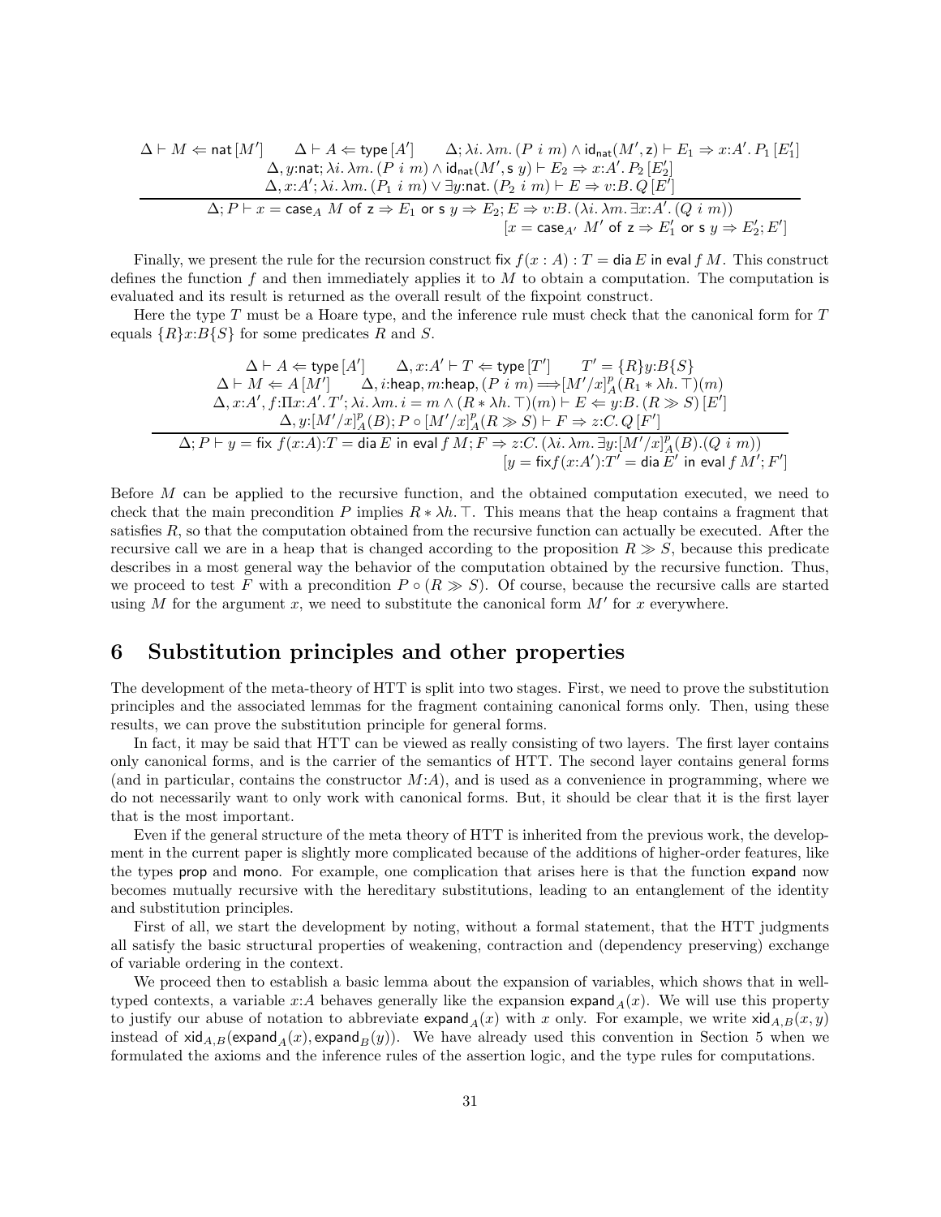$$\frac{\begin{array}{c}\Delta \vdash M \Leftarrow \mathsf{nat}\,[M'] \qquad \Delta \vdash A \Leftarrow \mathsf{type}\,[A'] \qquad \Delta; \lambda i.\,\lambda m.\,(P\ i\ m) \wedge \mathsf{id}_{\mathsf{nat}}(M', \mathsf{z}) \vdash E_1 \Rightarrow x{:}A'.\,P_1\,[E_1'] \\ \Delta, y{:}\mathsf{nat}; \lambda i.\,\lambda m.\,(P\ i\ m) \wedge \mathsf{id}_{\mathsf{nat}}(M', \mathsf{s}\ y) \vdash E_2 \Rightarrow x{:}A'.\,P_2\,[E_2'] \\ \Delta, x{:}A'; \lambda i.\,\lambda m.\,(P_1\ i\ m) \vee \exists y{:}\mathsf{nat}.\,(P_2\ i\ m) \vdash E \Rightarrow v{:}B.\,Q\,[E']\end{array}}{\begin{array}{r}\Delta; P \vdash x = \mathsf{case}_A\ M\ \mathsf{of}\ \mathsf{z} \Rightarrow E_1\ \mathsf{or}\ \mathsf{s}\ y \Rightarrow E_2; E \Rightarrow v{:}B.\,(\lambda i.\,\lambda m.\,\exists x{:}A'.\,(Q\ i\ m)) \\ [x = \mathsf{case}_{A'}\ M'\ \mathsf{of}\ \mathsf{z} \Rightarrow E_1'\ \mathsf{or}\ \mathsf{s}\ y \Rightarrow E_2'; E']\end{array}}$$

Finally, we present the rule for the recursion construct $\mathsf{fix}\ f(x : A) : T = \mathsf{dia}\,E\ \mathsf{in}\ \mathsf{eval}\,f\,M$. This construct defines the function $f$ and then immediately applies it to $M$ to obtain a computation. The computation is evaluated and its result is returned as the overall result of the fixpoint construct.

Here the type $T$ must be a Hoare type, and the inference rule must check that the canonical form for $T$ equals $\{R\}x{:}B\{S\}$ for some predicates $R$ and $S$.

$$\frac{\begin{array}{c}\Delta \vdash A \Leftarrow \mathsf{type}\,[A'] \qquad \Delta, x{:}A' \vdash T \Leftarrow \mathsf{type}\,[T'] \qquad T' = \{R\}y{:}B\{S\} \\ \Delta \vdash M \Leftarrow A\,[M'] \qquad \Delta, i{:}\mathsf{heap}, m{:}\mathsf{heap}, (P\ i\ m) \Longrightarrow [M'/x]^p_A(R_1 * \lambda h.\,\top)(m) \\ \Delta, x{:}A', f{:}\Pi x{:}A'.\,T'; \lambda i.\,\lambda m.\,i = m \wedge (R * \lambda h.\,\top)(m) \vdash E \Leftarrow y{:}B.\,(R \gg S)\,[E'] \\ \Delta, y{:}[M'/x]^p_A(B); P \circ [M'/x]^p_A(R \gg S) \vdash F \Rightarrow z{:}C.\,Q\,[F']\end{array}}{\begin{array}{r}\Delta; P \vdash y = \mathsf{fix}\ f(x{:}A){:}T = \mathsf{dia}\,E\ \mathsf{in}\ \mathsf{eval}\,f\,M; F \Rightarrow z{:}C.\,(\lambda i.\,\lambda m.\,\exists y{:}[M'/x]^p_A(B).(Q\ i\ m)) \\ [y = \mathsf{fix} f(x{:}A'){:}T' = \mathsf{dia}\,E'\ \mathsf{in}\ \mathsf{eval}\,f\,M'; F']\end{array}}$$

Before $M$ can be applied to the recursive function, and the obtained computation executed, we need to check that the main precondition $P$ implies $R * \lambda h.\,\top$. This means that the heap contains a fragment that satisfies $R$, so that the computation obtained from the recursive function can actually be executed. After the recursive call we are in a heap that is changed according to the proposition $R \gg S$, because this predicate describes in a most general way the behavior of the computation obtained by the recursive function. Thus, we proceed to test $F$ with a precondition $P \circ (R \gg S)$. Of course, because the recursive calls are started using $M$ for the argument $x$, we need to substitute the canonical form $M'$ for $x$ everywhere.

## 6 Substitution principles and other properties

The development of the meta-theory of HTT is split into two stages. First, we need to prove the substitution principles and the associated lemmas for the fragment containing canonical forms only. Then, using these results, we can prove the substitution principle for general forms.

In fact, it may be said that HTT can be viewed as really consisting of two layers. The first layer contains only canonical forms, and is the carrier of the semantics of HTT. The second layer contains general forms (and in particular, contains the constructor $M{:}A$), and is used as a convenience in programming, where we do not necessarily want to only work with canonical forms. But, it should be clear that it is the first layer that is the most important.

Even if the general structure of the meta theory of HTT is inherited from the previous work, the development in the current paper is slightly more complicated because of the additions of higher-order features, like the types prop and mono. For example, one complication that arises here is that the function expand now becomes mutually recursive with the hereditary substitutions, leading to an entanglement of the identity and substitution principles.

First of all, we start the development by noting, without a formal statement, that the HTT judgments all satisfy the basic structural properties of weakening, contraction and (dependency preserving) exchange of variable ordering in the context.

We proceed then to establish a basic lemma about the expansion of variables, which shows that in well-typed contexts, a variable $x{:}A$ behaves generally like the expansion $\mathsf{expand}_A(x)$. We will use this property to justify our abuse of notation to abbreviate $\mathsf{expand}_A(x)$ with $x$ only. For example, we write $\mathsf{xid}_{A,B}(x, y)$ instead of $\mathsf{xid}_{A,B}(\mathsf{expand}_A(x), \mathsf{expand}_B(y))$. We have already used this convention in Section 5 when we formulated the axioms and the inference rules of the assertion logic, and the type rules for computations.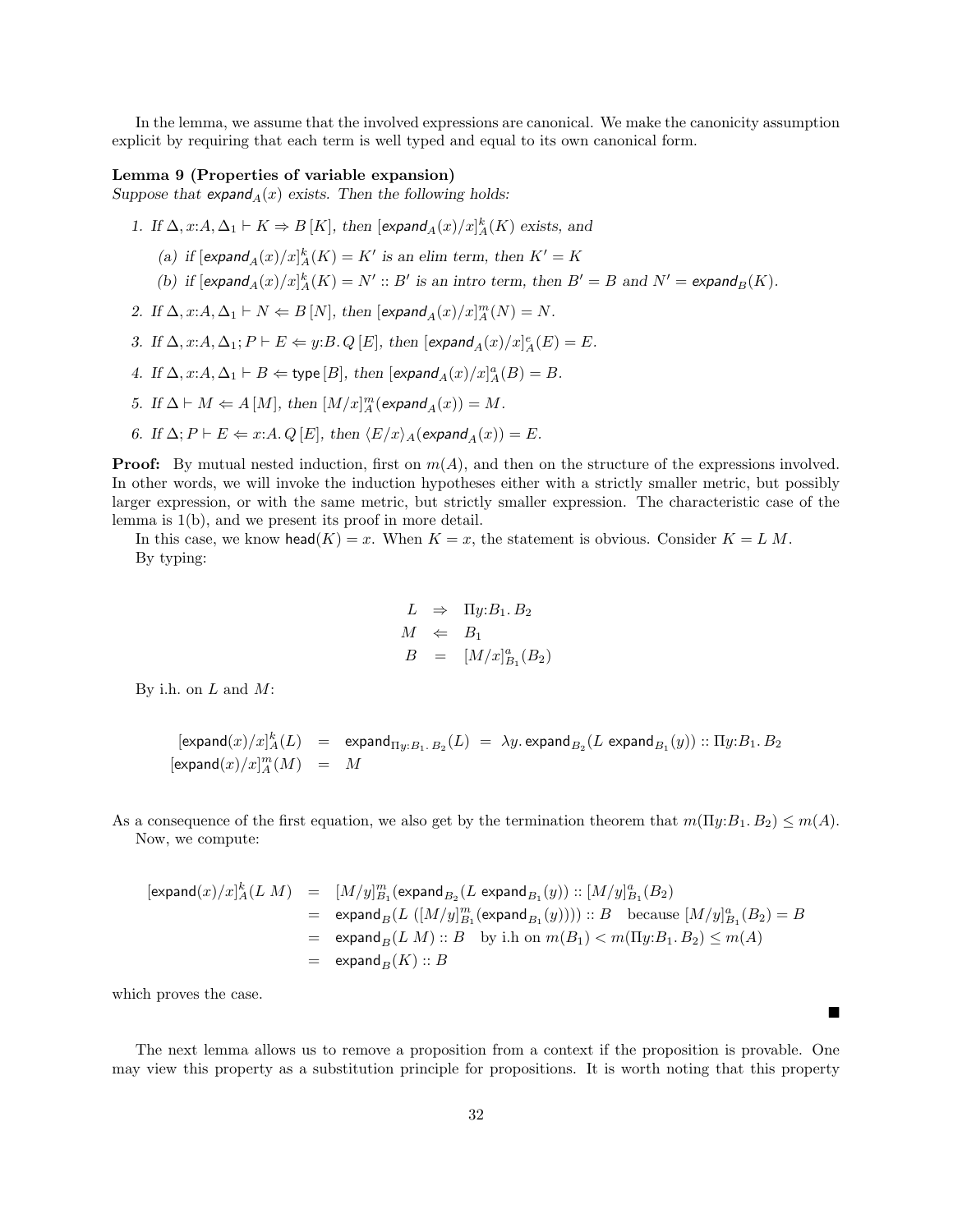In the lemma, we assume that the involved expressions are canonical. We make the canonicity assumption explicit by requiring that each term is well typed and equal to its own canonical form.

**Lemma 9 (Properties of variable expansion)**
*Suppose that $\mathsf{expand}_A(x)$ exists. Then the following holds:*

1. *If $\Delta, x{:}A, \Delta_1 \vdash K \Rightarrow B\,[K]$, then $[\mathsf{expand}_A(x)/x]^k_A(K)$ exists, and*
   (a) *if $[\mathsf{expand}_A(x)/x]^k_A(K) = K'$ is an elim term, then $K' = K$*
   (b) *if $[\mathsf{expand}_A(x)/x]^k_A(K) = N' :: B'$ is an intro term, then $B' = B$ and $N' = \mathsf{expand}_B(K)$.*
2. *If $\Delta, x{:}A, \Delta_1 \vdash N \Leftarrow B\,[N]$, then $[\mathsf{expand}_A(x)/x]^m_A(N) = N$.*
3. *If $\Delta, x{:}A, \Delta_1; P \vdash E \Leftarrow y{:}B.\,Q\,[E]$, then $[\mathsf{expand}_A(x)/x]^e_A(E) = E$.*
4. *If $\Delta, x{:}A, \Delta_1 \vdash B \Leftarrow \mathsf{type}\,[B]$, then $[\mathsf{expand}_A(x)/x]^a_A(B) = B$.*
5. *If $\Delta \vdash M \Leftarrow A\,[M]$, then $[M/x]^m_A(\mathsf{expand}_A(x)) = M$.*
6. *If $\Delta; P \vdash E \Leftarrow x{:}A.\,Q\,[E]$, then $\langle E/x\rangle_A(\mathsf{expand}_A(x)) = E$.*

**Proof:** By mutual nested induction, first on $m(A)$, and then on the structure of the expressions involved. In other words, we will invoke the induction hypotheses either with a strictly smaller metric, but possibly larger expression, or with the same metric, but strictly smaller expression. The characteristic case of the lemma is 1(b), and we present its proof in more detail.

In this case, we know $\mathsf{head}(K) = x$. When $K = x$, the statement is obvious. Consider $K = L\ M$.

By typing:

$$
\begin{array}{rcl}
L & \Rightarrow & \Pi y{:}B_1.\,B_2 \\
M & \Leftarrow & B_1 \\
B & = & [M/x]^a_{B_1}(B_2)
\end{array}
$$

By i.h. on $L$ and $M$:

$$
\begin{array}{rcl}
[\mathsf{expand}(x)/x]^k_A(L) & = & \mathsf{expand}_{\Pi y:B_1.\,B_2}(L) \;=\; \lambda y.\,\mathsf{expand}_{B_2}(L\ \mathsf{expand}_{B_1}(y)) :: \Pi y{:}B_1.\,B_2 \\
{[\mathsf{expand}(x)/x]^m_A(M)} & = & M
\end{array}
$$

As a consequence of the first equation, we also get by the termination theorem that $m(\Pi y{:}B_1.\,B_2) \leq m(A)$.

Now, we compute:

$$
\begin{array}{rcl}
[\mathsf{expand}(x)/x]^k_A(L\ M) & = & [M/y]^m_{B_1}(\mathsf{expand}_{B_2}(L\ \mathsf{expand}_{B_1}(y)) :: [M/y]^a_{B_1}(B_2) \\
& = & \mathsf{expand}_B(L\ ([M/y]^m_{B_1}(\mathsf{expand}_{B_1}(y)))) :: B \quad \text{because } [M/y]^a_{B_1}(B_2) = B \\
& = & \mathsf{expand}_B(L\ M) :: B \quad \text{by i.h on } m(B_1) < m(\Pi y{:}B_1.\,B_2) \leq m(A) \\
& = & \mathsf{expand}_B(K) :: B
\end{array}
$$

which proves the case.

∎

The next lemma allows us to remove a proposition from a context if the proposition is provable. One may view this property as a substitution principle for propositions. It is worth noting that this property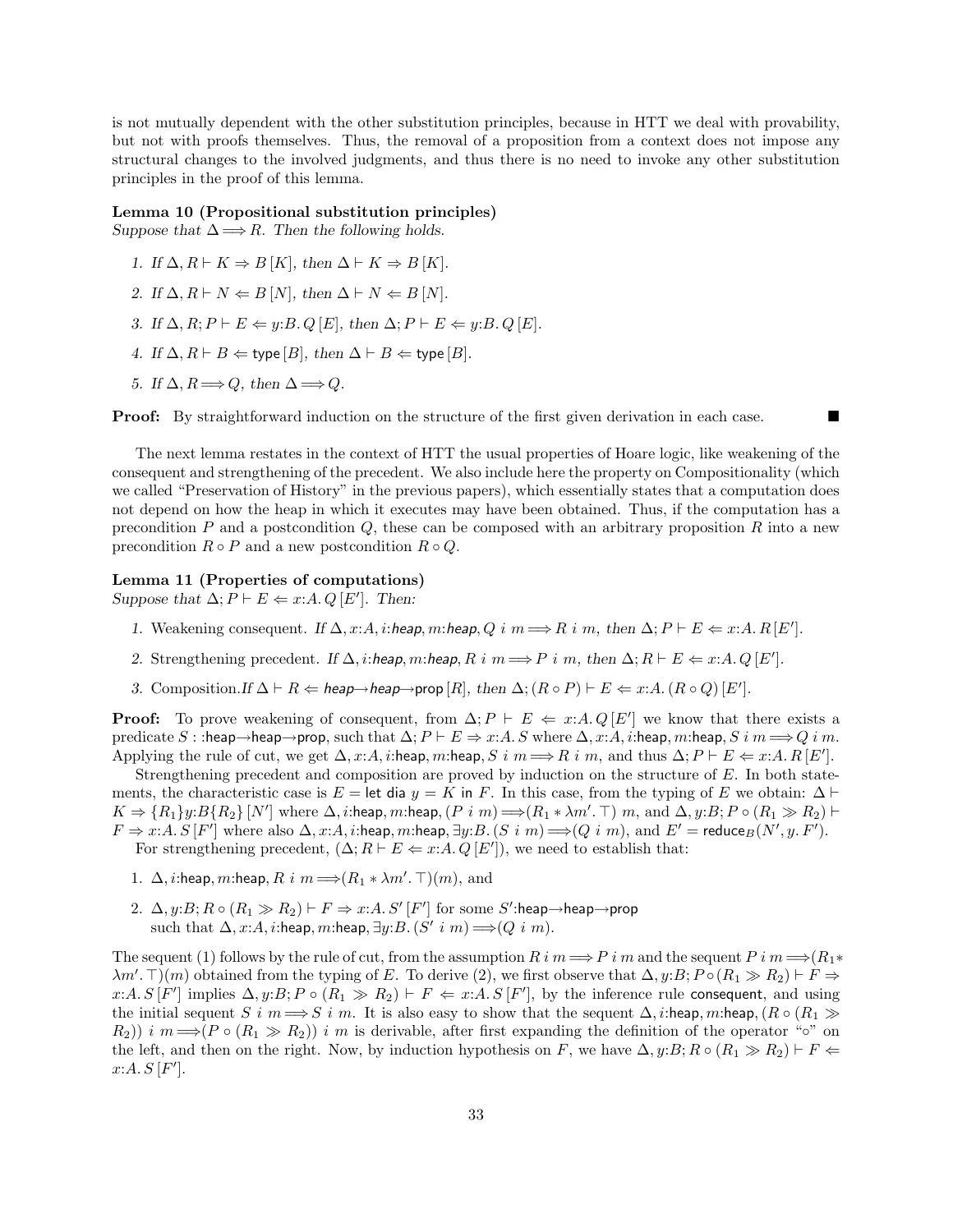is not mutually dependent with the other substitution principles, because in HTT we deal with provability, but not with proofs themselves. Thus, the removal of a proposition from a context does not impose any structural changes to the involved judgments, and thus there is no need to invoke any other substitution principles in the proof of this lemma.

**Lemma 10 (Propositional substitution principles)**
*Suppose that* $\Delta \Longrightarrow R$. *Then the following holds.*

1. *If* $\Delta, R \vdash K \Rightarrow B\,[K]$, *then* $\Delta \vdash K \Rightarrow B\,[K]$.
2. *If* $\Delta, R \vdash N \Leftarrow B\,[N]$, *then* $\Delta \vdash N \Leftarrow B\,[N]$.
3. *If* $\Delta, R; P \vdash E \Leftarrow y{:}B.\,Q\,[E]$, *then* $\Delta; P \vdash E \Leftarrow y{:}B.\,Q\,[E]$.
4. *If* $\Delta, R \vdash B \Leftarrow \mathsf{type}\,[B]$, *then* $\Delta \vdash B \Leftarrow \mathsf{type}\,[B]$.
5. *If* $\Delta, R \Longrightarrow Q$, *then* $\Delta \Longrightarrow Q$.

**Proof:** By straightforward induction on the structure of the first given derivation in each case. ∎

The next lemma restates in the context of HTT the usual properties of Hoare logic, like weakening of the consequent and strengthening of the precedent. We also include here the property on Compositionality (which we called "Preservation of History" in the previous papers), which essentially states that a computation does not depend on how the heap in which it executes may have been obtained. Thus, if the computation has a precondition $P$ and a postcondition $Q$, these can be composed with an arbitrary proposition $R$ into a new precondition $R \circ P$ and a new postcondition $R \circ Q$.

**Lemma 11 (Properties of computations)**
*Suppose that* $\Delta; P \vdash E \Leftarrow x{:}A.\,Q\,[E']$. *Then:*

1. Weakening consequent. *If* $\Delta, x{:}A, i{:}\mathit{heap}, m{:}\mathit{heap}, Q\;i\;m \Longrightarrow R\;i\;m$, *then* $\Delta; P \vdash E \Leftarrow x{:}A.\,R\,[E']$.
2. Strengthening precedent. *If* $\Delta, i{:}\mathit{heap}, m{:}\mathit{heap}, R\;i\;m \Longrightarrow P\;i\;m$, *then* $\Delta; R \vdash E \Leftarrow x{:}A.\,Q\,[E']$.
3. Composition.*If* $\Delta \vdash R \Leftarrow \mathit{heap}{\rightarrow}\mathit{heap}{\rightarrow}\mathsf{prop}\,[R]$, *then* $\Delta; (R \circ P) \vdash E \Leftarrow x{:}A.\,(R \circ Q)\,[E']$.

**Proof:** To prove weakening of consequent, from $\Delta; P \vdash E \Leftarrow x{:}A.\,Q\,[E']$ we know that there exists a predicate $S :$ :heap→heap→prop, such that $\Delta; P \vdash E \Rightarrow x{:}A.\,S$ where $\Delta, x{:}A, i{:}\mathsf{heap}, m{:}\mathsf{heap}, S\;i\;m \Longrightarrow Q\;i\;m$. Applying the rule of cut, we get $\Delta, x{:}A, i{:}\mathsf{heap}, m{:}\mathsf{heap}, S\;i\;m \Longrightarrow R\;i\;m$, and thus $\Delta; P \vdash E \Leftarrow x{:}A.\,R\,[E']$.

Strengthening precedent and composition are proved by induction on the structure of $E$. In both statements, the characteristic case is $E = \mathsf{let\ dia}\ y = K\ \mathsf{in}\ F$. In this case, from the typing of $E$ we obtain: $\Delta \vdash K \Rightarrow \{R_1\}y{:}B\{R_2\}\,[N']$ where $\Delta, i{:}\mathsf{heap}, m{:}\mathsf{heap}, (P\;i\;m) \Longrightarrow (R_1 * \lambda m'.\,\top)\;m$, and $\Delta, y{:}B; P \circ (R_1 \gg R_2) \vdash F \Rightarrow x{:}A.\,S\,[F']$ where also $\Delta, x{:}A, i{:}\mathsf{heap}, m{:}\mathsf{heap}, \exists y{:}B.\,(S\;i\;m) \Longrightarrow (Q\;i\;m)$, and $E' = \mathsf{reduce}_B(N', y.\,F')$.

For strengthening precedent, $(\Delta; R \vdash E \Leftarrow x{:}A.\,Q\,[E'])$, we need to establish that:

1. $\Delta, i{:}\mathsf{heap}, m{:}\mathsf{heap}, R\;i\;m \Longrightarrow (R_1 * \lambda m'.\,\top)(m)$, and
2. $\Delta, y{:}B; R \circ (R_1 \gg R_2) \vdash F \Rightarrow x{:}A.\,S'\,[F']$ for some $S'$:heap→heap→prop such that $\Delta, x{:}A, i{:}\mathsf{heap}, m{:}\mathsf{heap}, \exists y{:}B.\,(S'\;i\;m) \Longrightarrow (Q\;i\;m)$.

The sequent (1) follows by the rule of cut, from the assumption $R\;i\;m \Longrightarrow P\;i\;m$ and the sequent $P\;i\;m \Longrightarrow (R_1 * \lambda m'.\,\top)(m)$ obtained from the typing of $E$. To derive (2), we first observe that $\Delta, y{:}B; P \circ (R_1 \gg R_2) \vdash F \Rightarrow x{:}A.\,S\,[F']$ implies $\Delta, y{:}B; P \circ (R_1 \gg R_2) \vdash F \Leftarrow x{:}A.\,S\,[F']$, by the inference rule consequent, and using the initial sequent $S\;i\;m \Longrightarrow S\;i\;m$. It is also easy to show that the sequent $\Delta, i{:}\mathsf{heap}, m{:}\mathsf{heap}, (R \circ (R_1 \gg R_2))\;i\;m \Longrightarrow (P \circ (R_1 \gg R_2))\;i\;m$ is derivable, after first expanding the definition of the operator "$\circ$" on the left, and then on the right. Now, by induction hypothesis on $F$, we have $\Delta, y{:}B; R \circ (R_1 \gg R_2) \vdash F \Leftarrow x{:}A.\,S\,[F']$.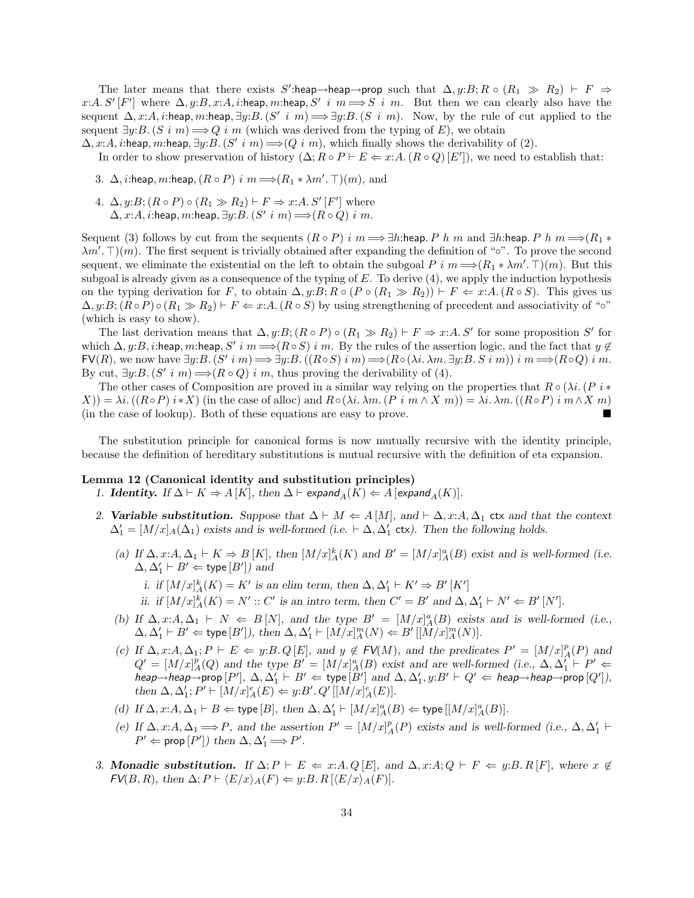The later means that there exists $S'$:$\mathsf{heap}\to\mathsf{heap}\to\mathsf{prop}$ such that $\Delta, y{:}B; R \circ (R_1 \gg R_2) \vdash F \Rightarrow x{:}A.\, S'\,[F']$ where $\Delta, y{:}B, x{:}A, i{:}\mathsf{heap}, m{:}\mathsf{heap}, S'\ i\ m \Longrightarrow S\ i\ m$. But then we can clearly also have the sequent $\Delta, x{:}A, i{:}\mathsf{heap}, m{:}\mathsf{heap}, \exists y{:}B.\,(S'\ i\ m) \Longrightarrow \exists y{:}B.\,(S\ i\ m)$. Now, by the rule of cut applied to the sequent $\exists y{:}B.\,(S\ i\ m) \Longrightarrow Q\ i\ m$ (which was derived from the typing of $E$), we obtain $\Delta, x{:}A, i{:}\mathsf{heap}, m{:}\mathsf{heap}, \exists y{:}B.\,(S'\ i\ m) \Longrightarrow (Q\ i\ m)$, which finally shows the derivability of (2).

In order to show preservation of history $(\Delta; R \circ P \vdash E \Leftarrow x{:}A.\,(R \circ Q)\,[E'])$, we need to establish that:

3. $\Delta, i{:}\mathsf{heap}, m{:}\mathsf{heap}, (R \circ P)\ i\ m \Longrightarrow (R_1 * \lambda m'.\,\top)(m)$, and

4. $\Delta, y{:}B; (R \circ P) \circ (R_1 \gg R_2) \vdash F \Rightarrow x{:}A.\, S'\,[F']$ where $\Delta, x{:}A, i{:}\mathsf{heap}, m{:}\mathsf{heap}, \exists y{:}B.\,(S'\ i\ m) \Longrightarrow (R \circ Q)\ i\ m$.

Sequent (3) follows by cut from the sequents $(R \circ P)\ i\ m \Longrightarrow \exists h{:}\mathsf{heap}.\, P\ h\ m$ and $\exists h{:}\mathsf{heap}.\, P\ h\ m \Longrightarrow (R_1 * \lambda m'.\,\top)(m)$. The first sequent is trivially obtained after expanding the definition of "$\circ$". To prove the second sequent, we eliminate the existential on the left to obtain the subgoal $P\ i\ m \Longrightarrow (R_1 * \lambda m'.\,\top)(m)$. But this subgoal is already given as a consequence of the typing of $E$. To derive (4), we apply the induction hypothesis on the typing derivation for $F$, to obtain $\Delta, y{:}B; R \circ (P \circ (R_1 \gg R_2)) \vdash F \Leftarrow x{:}A.\,(R \circ S)$. This gives us $\Delta, y{:}B; (R \circ P) \circ (R_1 \gg R_2) \vdash F \Leftarrow x{:}A.\,(R \circ S)$ by using strengthening of precedent and associativity of "$\circ$" (which is easy to show).

The last derivation means that $\Delta, y{:}B; (R \circ P) \circ (R_1 \gg R_2) \vdash F \Rightarrow x{:}A.\, S'$ for some proposition $S'$ for which $\Delta, y{:}B, i{:}\mathsf{heap}, m{:}\mathsf{heap}, S'\ i\ m \Longrightarrow (R \circ S)\ i\ m$. By the rules of the assertion logic, and the fact that $y \notin \mathsf{FV}(R)$, we now have $\exists y{:}B.\,(S'\ i\ m) \Longrightarrow \exists y{:}B.\,((R \circ S)\ i\ m) \Longrightarrow (R \circ (\lambda i.\,\lambda m.\,\exists y{:}B.\, S\ i\ m))\ i\ m \Longrightarrow (R \circ Q)\ i\ m$. By cut, $\exists y{:}B.\,(S'\ i\ m) \Longrightarrow (R \circ Q)\ i\ m$, thus proving the derivability of (4).

The other cases of Composition are proved in a similar way relying on the properties that $R \circ (\lambda i.\,(P\ i * X)) = \lambda i.\,((R \circ P)\ i * X)$ (in the case of alloc) and $R \circ (\lambda i.\,\lambda m.\,(P\ i\ m \wedge X\ m)) = \lambda i.\,\lambda m.\,((R \circ P)\ i\ m \wedge X\ m)$ (in the case of lookup). Both of these equations are easy to prove. ∎

The substitution principle for canonical forms is now mutually recursive with the identity principle, because the definition of hereditary substitutions is mutual recursive with the definition of eta expansion.

**Lemma 12 (Canonical identity and substitution principles)**

1. ***Identity.*** *If $\Delta \vdash K \Rightarrow A\,[K]$, then $\Delta \vdash \mathsf{expand}_A(K) \Leftarrow A\,[\mathsf{expand}_A(K)]$.*

2. ***Variable substitution.*** *Suppose that $\Delta \vdash M \Leftarrow A\,[M]$, and $\vdash \Delta, x{:}A, \Delta_1$ ctx and that the context $\Delta'_1 = [M/x]_A(\Delta_1)$ exists and is well-formed (i.e. $\vdash \Delta, \Delta'_1$ ctx). Then the following holds.*

   (a) *If $\Delta, x{:}A, \Delta_1 \vdash K \Rightarrow B\,[K]$, then $[M/x]^k_A(K)$ and $B' = [M/x]^a_A(B)$ exist and is well-formed (i.e. $\Delta, \Delta'_1 \vdash B' \Leftarrow \mathsf{type}\,[B']$) and*

      i. *if $[M/x]^k_A(K) = K'$ is an elim term, then $\Delta, \Delta'_1 \vdash K' \Rightarrow B'\,[K']$*

      ii. *if $[M/x]^k_A(K) = N' :: C'$ is an intro term, then $C' = B'$ and $\Delta, \Delta'_1 \vdash N' \Leftarrow B'\,[N']$.*

   (b) *If $\Delta, x{:}A, \Delta_1 \vdash N \Leftarrow B\,[N]$, and the type $B' = [M/x]^a_A(B)$ exists and is well-formed (i.e., $\Delta, \Delta'_1 \vdash B' \Leftarrow \mathsf{type}\,[B']$), then $\Delta, \Delta'_1 \vdash [M/x]^m_A(N) \Leftarrow B'\,[[M/x]^m_A(N)]$.*

   (c) *If $\Delta, x{:}A, \Delta_1; P \vdash E \Leftarrow y{:}B.\, Q\,[E]$, and $y \notin \mathsf{FV}(M)$, and the predicates $P' = [M/x]^p_A(P)$ and $Q' = [M/x]^p_A(Q)$ and the type $B' = [M/x]^a_A(B)$ exist and are well-formed (i.e., $\Delta, \Delta'_1 \vdash P' \Leftarrow \mathsf{heap}\to\mathsf{heap}\to\mathsf{prop}\,[P']$, $\Delta, \Delta'_1 \vdash B' \Leftarrow \mathsf{type}\,[B']$ and $\Delta, \Delta'_1, y{:}B' \vdash Q' \Leftarrow \mathsf{heap}\to\mathsf{heap}\to\mathsf{prop}\,[Q']$), then $\Delta, \Delta'_1; P' \vdash [M/x]^e_A(E) \Leftarrow y{:}B'.\, Q'\,[[M/x]^e_A(E)]$.*

   (d) *If $\Delta, x{:}A, \Delta_1 \vdash B \Leftarrow \mathsf{type}\,[B]$, then $\Delta, \Delta'_1 \vdash [M/x]^a_A(B) \Leftarrow \mathsf{type}\,[[M/x]^a_A(B)]$.*

   (e) *If $\Delta, x{:}A, \Delta_1 \Longrightarrow P$, and the assertion $P' = [M/x]^p_A(P)$ exists and is well-formed (i.e., $\Delta, \Delta'_1 \vdash P' \Leftarrow \mathsf{prop}\,[P']$) then $\Delta, \Delta'_1 \Longrightarrow P'$.*

3. ***Monadic substitution.*** *If $\Delta; P \vdash E \Leftarrow x{:}A.\, Q\,[E]$, and $\Delta, x{:}A; Q \vdash F \Leftarrow y{:}B.\, R\,[F]$, where $x \notin \mathsf{FV}(B, R)$, then $\Delta; P \vdash \langle E/x\rangle_A(F) \Leftarrow y{:}B.\, R\,[\langle E/x\rangle_A(F)]$.*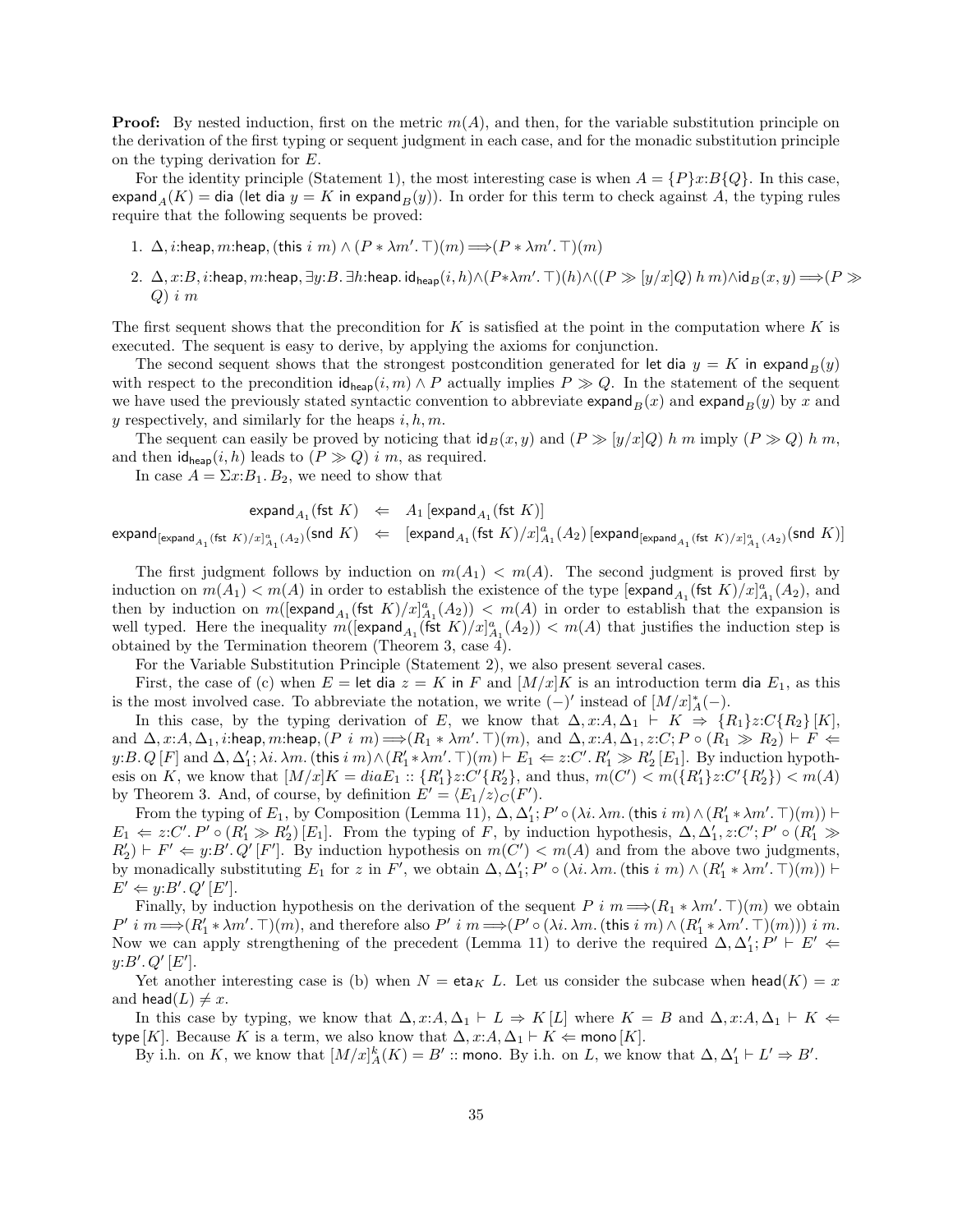**Proof:** By nested induction, first on the metric $m(A)$, and then, for the variable substitution principle on the derivation of the first typing or sequent judgment in each case, and for the monadic substitution principle on the typing derivation for $E$.

For the identity principle (Statement 1), the most interesting case is when $A = \{P\}x{:}B\{Q\}$. In this case, $\mathsf{expand}_A(K) = \mathsf{dia}\ (\mathsf{let\ dia}\ y = K\ \mathsf{in\ expand}_B(y))$. In order for this term to check against $A$, the typing rules require that the following sequents be proved:

1. $\Delta, i{:}\mathsf{heap}, m{:}\mathsf{heap}, (\mathsf{this}\ i\ m) \wedge (P * \lambda m'. \top)(m) \Longrightarrow (P * \lambda m'. \top)(m)$
2. $\Delta, x{:}B, i{:}\mathsf{heap}, m{:}\mathsf{heap}, \exists y{:}B. \exists h{:}\mathsf{heap}. \mathsf{id}_{\mathsf{heap}}(i, h) \wedge (P * \lambda m'. \top)(h) \wedge ((P \gg [y/x]Q)\ h\ m) \wedge \mathsf{id}_B(x, y) \Longrightarrow (P \gg Q)\ i\ m$

The first sequent shows that the precondition for $K$ is satisfied at the point in the computation where $K$ is executed. The sequent is easy to derive, by applying the axioms for conjunction.

The second sequent shows that the strongest postcondition generated for $\mathsf{let\ dia}\ y = K\ \mathsf{in\ expand}_B(y)$ with respect to the precondition $\mathsf{id}_{\mathsf{heap}}(i, m) \wedge P$ actually implies $P \gg Q$. In the statement of the sequent we have used the previously stated syntactic convention to abbreviate $\mathsf{expand}_B(x)$ and $\mathsf{expand}_B(y)$ by $x$ and $y$ respectively, and similarly for the heaps $i, h, m$.

The sequent can easily be proved by noticing that $\mathsf{id}_B(x, y)$ and $(P \gg [y/x]Q)\ h\ m$ imply $(P \gg Q)\ h\ m$, and then $\mathsf{id}_{\mathsf{heap}}(i, h)$ leads to $(P \gg Q)\ i\ m$, as required.

In case $A = \Sigma x{:}B_1. B_2$, we need to show that

$$\begin{array}{rcl} \mathsf{expand}_{A_1}(\mathsf{fst}\ K) & \Leftarrow & A_1\,[\mathsf{expand}_{A_1}(\mathsf{fst}\ K)] \\ \mathsf{expand}_{[\mathsf{expand}_{A_1}(\mathsf{fst}\ K)/x]^a_{A_1}(A_2)}(\mathsf{snd}\ K) & \Leftarrow & [\mathsf{expand}_{A_1}(\mathsf{fst}\ K)/x]^a_{A_1}(A_2)\,[\mathsf{expand}_{[\mathsf{expand}_{A_1}(\mathsf{fst}\ K)/x]^a_{A_1}(A_2)}(\mathsf{snd}\ K)] \end{array}$$

The first judgment follows by induction on $m(A_1) < m(A)$. The second judgment is proved first by induction on $m(A_1) < m(A)$ in order to establish the existence of the type $[\mathsf{expand}_{A_1}(\mathsf{fst}\ K)/x]^a_{A_1}(A_2)$, and then by induction on $m([\mathsf{expand}_{A_1}(\mathsf{fst}\ K)/x]^a_{A_1}(A_2)) < m(A)$ in order to establish that the expansion is well typed. Here the inequality $m([\mathsf{expand}_{A_1}(\mathsf{fst}\ K)/x]^a_{A_1}(A_2)) < m(A)$ that justifies the induction step is obtained by the Termination theorem (Theorem 3, case 4).

For the Variable Substitution Principle (Statement 2), we also present several cases.

First, the case of (c) when $E = \mathsf{let\ dia}\ z = K\ \mathsf{in}\ F$ and $[M/x]K$ is an introduction term $\mathsf{dia}\ E_1$, as this is the most involved case. To abbreviate the notation, we write $(-)'$ instead of $[M/x]^*_A(-)$.

In this case, by the typing derivation of $E$, we know that $\Delta, x{:}A, \Delta_1 \vdash K \Rightarrow \{R_1\}z{:}C\{R_2\}\,[K]$, and $\Delta, x{:}A, \Delta_1, i{:}\mathsf{heap}, m{:}\mathsf{heap}, (P\ i\ m) \Longrightarrow (R_1 * \lambda m'. \top)(m)$, and $\Delta, x{:}A, \Delta_1, z{:}C; P \circ (R_1 \gg R_2) \vdash F \Leftarrow y{:}B. Q\,[F]$ and $\Delta, \Delta_1'; \lambda i. \lambda m. (\mathsf{this}\ i\ m) \wedge (R_1' * \lambda m'. \top)(m) \vdash E_1 \Leftarrow z{:}C'. R_1' \gg R_2'\,[E_1]$. By induction hypothesis on $K$, we know that $[M/x]K = diaE_1 :: \{R_1'\}z{:}C'\{R_2'\}$, and thus, $m(C') < m(\{R_1'\}z{:}C'\{R_2'\}) < m(A)$ by Theorem 3. And, of course, by definition $E' = \langle E_1/z\rangle_C(F')$.

From the typing of $E_1$, by Composition (Lemma 11), $\Delta, \Delta_1'; P' \circ (\lambda i. \lambda m. (\mathsf{this}\ i\ m) \wedge (R_1' * \lambda m'. \top)(m)) \vdash E_1 \Leftarrow z{:}C'. P' \circ (R_1' \gg R_2')\,[E_1]$. From the typing of $F$, by induction hypothesis, $\Delta, \Delta_1', z{:}C'; P' \circ (R_1' \gg R_2') \vdash F' \Leftarrow y{:}B'. Q'\,[F']$. By induction hypothesis on $m(C') < m(A)$ and from the above two judgments, by monadically substituting $E_1$ for $z$ in $F'$, we obtain $\Delta, \Delta_1'; P' \circ (\lambda i. \lambda m. (\mathsf{this}\ i\ m) \wedge (R_1' * \lambda m'. \top)(m)) \vdash E' \Leftarrow y{:}B'. Q'\,[E']$.

Finally, by induction hypothesis on the derivation of the sequent $P\ i\ m \Longrightarrow (R_1 * \lambda m'. \top)(m)$ we obtain $P'\ i\ m \Longrightarrow (R_1' * \lambda m'. \top)(m)$, and therefore also $P'\ i\ m \Longrightarrow (P' \circ (\lambda i. \lambda m. (\mathsf{this}\ i\ m) \wedge (R_1' * \lambda m'. \top)(m)))\ i\ m$. Now we can apply strengthening of the precedent (Lemma 11) to derive the required $\Delta, \Delta_1'; P' \vdash E' \Leftarrow y{:}B'. Q'\,[E']$.

Yet another interesting case is (b) when $N = \mathsf{eta}_K\ L$. Let us consider the subcase when $\mathsf{head}(K) = x$ and $\mathsf{head}(L) \neq x$.

In this case by typing, we know that $\Delta, x{:}A, \Delta_1 \vdash L \Rightarrow K\,[L]$ where $K = B$ and $\Delta, x{:}A, \Delta_1 \vdash K \Leftarrow \mathsf{type}\,[K]$. Because $K$ is a term, we also know that $\Delta, x{:}A, \Delta_1 \vdash K \Leftarrow \mathsf{mono}\,[K]$.

By i.h. on $K$, we know that $[M/x]^k_A(K) = B' :: \mathsf{mono}$. By i.h. on $L$, we know that $\Delta, \Delta_1' \vdash L' \Rightarrow B'$.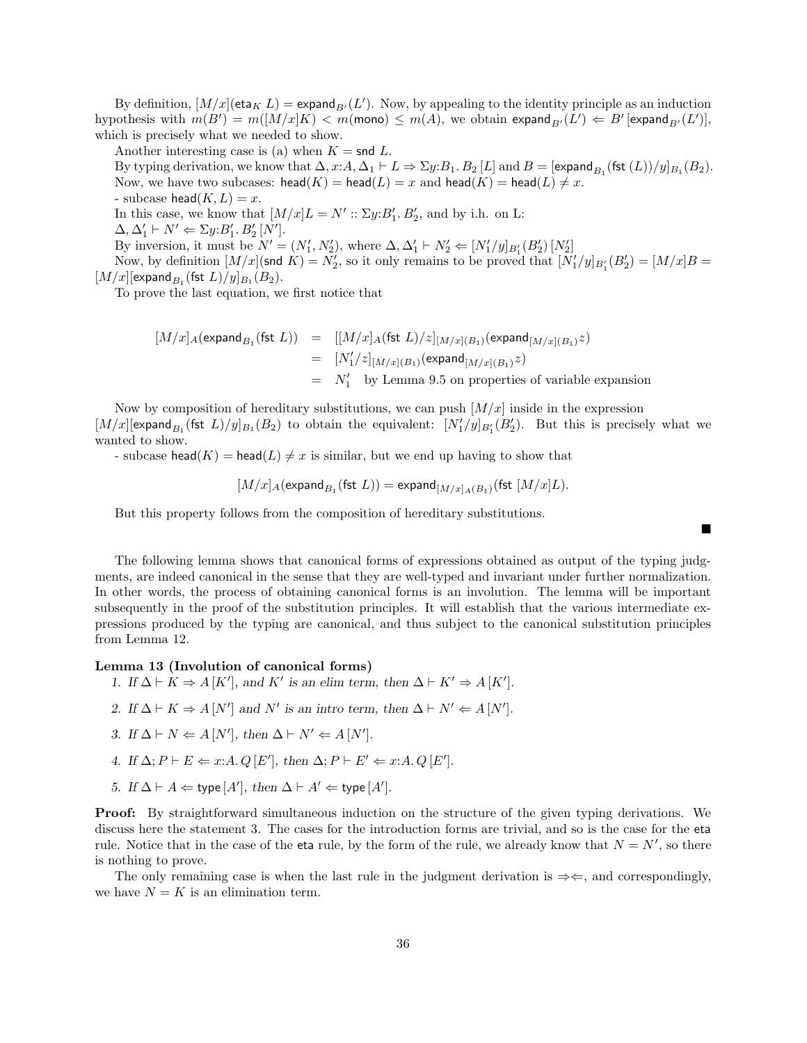By definition, $[M/x](\mathsf{eta}_K\ L) = \mathsf{expand}_{B'}(L')$. Now, by appealing to the identity principle as an induction hypothesis with $m(B') = m([M/x]K) < m(\mathsf{mono}) \leq m(A)$, we obtain $\mathsf{expand}_{B'}(L') \Leftarrow B'\,[\mathsf{expand}_{B'}(L')]$, which is precisely what we needed to show.

Another interesting case is (a) when $K = \mathsf{snd}\ L$.

By typing derivation, we know that $\Delta, x{:}A, \Delta_1 \vdash L \Rightarrow \Sigma y{:}B_1.\, B_2\,[L]$ and $B = [\mathsf{expand}_{B_1}(\mathsf{fst}\ (L))/y]_{B_1}(B_2)$. Now, we have two subcases: $\mathsf{head}(K) = \mathsf{head}(L) = x$ and $\mathsf{head}(K) = \mathsf{head}(L) \neq x$.

- subcase $\mathsf{head}(K, L) = x$.

In this case, we know that $[M/x]L = N' :: \Sigma y{:}B'_1.\, B'_2$, and by i.h. on L: $\Delta, \Delta'_1 \vdash N' \Leftarrow \Sigma y{:}B'_1.\, B'_2\,[N']$.

By inversion, it must be $N' = (N'_1, N'_2)$, where $\Delta, \Delta'_1 \vdash N'_2 \Leftarrow [N'_1/y]_{B'_1}(B'_2)\,[N'_2]$

Now, by definition $[M/x](\mathsf{snd}\ K) = N'_2$, so it only remains to be proved that $[N'_1/y]_{B'_1}(B'_2) = [M/x]B = [M/x][\mathsf{expand}_{B_1}(\mathsf{fst}\ L)/y]_{B_1}(B_2)$.

To prove the last equation, we first notice that

$$
\begin{aligned}
[M/x]_A(\mathsf{expand}_{B_1}(\mathsf{fst}\ L)) &= [[M/x]_A(\mathsf{fst}\ L)/z]_{[M/x](B_1)}(\mathsf{expand}_{[M/x](B_1)} z) \\
&= [N'_1/z]_{[M/x](B_1)}(\mathsf{expand}_{[M/x](B_1)} z) \\
&= N'_1 \quad \text{by Lemma 9.5 on properties of variable expansion}
\end{aligned}
$$

Now by composition of hereditary substitutions, we can push $[M/x]$ inside in the expression $[M/x][\mathsf{expand}_{B_1}(\mathsf{fst}\ L)/y]_{B_1}(B_2)$ to obtain the equivalent: $[N'_1/y]_{B'_1}(B'_2)$. But this is precisely what we wanted to show.

- subcase $\mathsf{head}(K) = \mathsf{head}(L) \neq x$ is similar, but we end up having to show that

$$[M/x]_A(\mathsf{expand}_{B_1}(\mathsf{fst}\ L)) = \mathsf{expand}_{[M/x]_A(B_1)}(\mathsf{fst}\ [M/x]L).$$

But this property follows from the composition of hereditary substitutions. ∎

The following lemma shows that canonical forms of expressions obtained as output of the typing judgments, are indeed canonical in the sense that they are well-typed and invariant under further normalization. In other words, the process of obtaining canonical forms is an involution. The lemma will be important subsequently in the proof of the substitution principles. It will establish that the various intermediate expressions produced by the typing are canonical, and thus subject to the canonical substitution principles from Lemma 12.

**Lemma 13 (Involution of canonical forms)**

1. *If $\Delta \vdash K \Rightarrow A\,[K']$, and $K'$ is an elim term, then $\Delta \vdash K' \Rightarrow A\,[K']$.*
2. *If $\Delta \vdash K \Rightarrow A\,[N']$ and $N'$ is an intro term, then $\Delta \vdash N' \Leftarrow A\,[N']$.*
3. *If $\Delta \vdash N \Leftarrow A\,[N']$, then $\Delta \vdash N' \Leftarrow A\,[N']$.*
4. *If $\Delta; P \vdash E \Leftarrow x{:}A.\, Q\,[E']$, then $\Delta; P \vdash E' \Leftarrow x{:}A.\, Q\,[E']$.*
5. *If $\Delta \vdash A \Leftarrow \mathsf{type}\,[A']$, then $\Delta \vdash A' \Leftarrow \mathsf{type}\,[A']$.*

**Proof:** By straightforward simultaneous induction on the structure of the given typing derivations. We discuss here the statement 3. The cases for the introduction forms are trivial, and so is the case for the $\mathsf{eta}$ rule. Notice that in the case of the $\mathsf{eta}$ rule, by the form of the rule, we already know that $N = N'$, so there is nothing to prove.

The only remaining case is when the last rule in the judgment derivation is $\Rightarrow\Leftarrow$, and correspondingly, we have $N = K$ is an elimination term.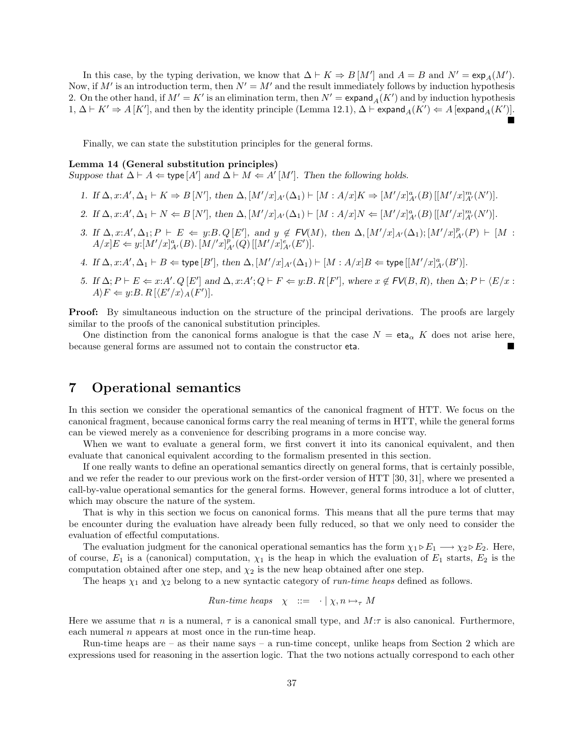In this case, by the typing derivation, we know that $\Delta \vdash K \Rightarrow B\,[M']$ and $A = B$ and $N' = \mathsf{exp}_A(M')$. Now, if $M'$ is an introduction term, then $N' = M'$ and the result immediately follows by induction hypothesis 2. On the other hand, if $M' = K'$ is an elimination term, then $N' = \mathsf{expand}_A(K')$ and by induction hypothesis 1, $\Delta \vdash K' \Rightarrow A\,[K']$, and then by the identity principle (Lemma 12.1), $\Delta \vdash \mathsf{expand}_A(K') \Leftarrow A\,[\mathsf{expand}_A(K')]$. ∎

Finally, we can state the substitution principles for the general forms.

**Lemma 14 (General substitution principles)**
*Suppose that $\Delta \vdash A \Leftarrow \mathsf{type}\,[A']$ and $\Delta \vdash M \Leftarrow A'\,[M']$. Then the following holds.*

1. *If $\Delta, x{:}A', \Delta_1 \vdash K \Rightarrow B\,[N']$, then $\Delta, [M'/x]_{A'}(\Delta_1) \vdash [M : A/x]K \Rightarrow [M'/x]^a_{A'}(B)\,[[M'/x]^m_{A'}(N')]$.*
2. *If $\Delta, x{:}A', \Delta_1 \vdash N \Leftarrow B\,[N']$, then $\Delta, [M'/x]_{A'}(\Delta_1) \vdash [M : A/x]N \Leftarrow [M'/x]^a_{A'}(B)\,[[M'/x]^m_{A'}(N')]$.*
3. *If $\Delta, x{:}A', \Delta_1; P \vdash E \Leftarrow y{:}B.\,Q\,[E']$, and $y \notin \mathsf{FV}(M)$, then $\Delta, [M'/x]_{A'}(\Delta_1); [M'/x]^p_{A'}(P) \vdash [M : A/x]E \Leftarrow y{:}[M'/x]^a_{A'}(B).\,[M/'x]^p_{A'}(Q)\,[[M'/x]^e_{A'}(E')]$.*
4. *If $\Delta, x{:}A', \Delta_1 \vdash B \Leftarrow \mathsf{type}\,[B']$, then $\Delta, [M'/x]_{A'}(\Delta_1) \vdash [M : A/x]B \Leftarrow \mathsf{type}\,[[M'/x]^a_{A'}(B')]$.*
5. *If $\Delta; P \vdash E \Leftarrow x{:}A'.\,Q\,[E']$ and $\Delta, x{:}A'; Q \vdash F \Leftarrow y{:}B.\,R\,[F']$, where $x \notin \mathsf{FV}(B, R)$, then $\Delta; P \vdash \langle E/x : A\rangle F \Leftarrow y{:}B.\,R\,[\langle E'/x\rangle_A(F')]$.*

**Proof:** By simultaneous induction on the structure of the principal derivations. The proofs are largely similar to the proofs of the canonical substitution principles.

One distinction from the canonical forms analogue is that the case $N = \mathsf{eta}_\alpha\ K$ does not arise here, because general forms are assumed not to contain the constructor $\mathsf{eta}$. ∎

# 7 Operational semantics

In this section we consider the operational semantics of the canonical fragment of HTT. We focus on the canonical fragment, because canonical forms carry the real meaning of terms in HTT, while the general forms can be viewed merely as a convenience for describing programs in a more concise way.

When we want to evaluate a general form, we first convert it into its canonical equivalent, and then evaluate that canonical equivalent according to the formalism presented in this section.

If one really wants to define an operational semantics directly on general forms, that is certainly possible, and we refer the reader to our previous work on the first-order version of HTT [30, 31], where we presented a call-by-value operational semantics for the general forms. However, general forms introduce a lot of clutter, which may obscure the nature of the system.

That is why in this section we focus on canonical forms. This means that all the pure terms that may be encounter during the evaluation have already been fully reduced, so that we only need to consider the evaluation of effectful computations.

The evaluation judgment for the canonical operational semantics has the form $\chi_1 \triangleright E_1 \longrightarrow \chi_2 \triangleright E_2$. Here, of course, $E_1$ is a (canonical) computation, $\chi_1$ is the heap in which the evaluation of $E_1$ starts, $E_2$ is the computation obtained after one step, and $\chi_2$ is the new heap obtained after one step.

The heaps $\chi_1$ and $\chi_2$ belong to a new syntactic category of *run-time heaps* defined as follows.

$$\textit{Run-time heaps} \quad \chi \quad ::= \quad \cdot \mid \chi, n \mapsto_\tau M$$

Here we assume that $n$ is a numeral, $\tau$ is a canonical small type, and $M{:}\tau$ is also canonical. Furthermore, each numeral $n$ appears at most once in the run-time heap.

Run-time heaps are – as their name says – a run-time concept, unlike heaps from Section 2 which are expressions used for reasoning in the assertion logic. That the two notions actually correspond to each other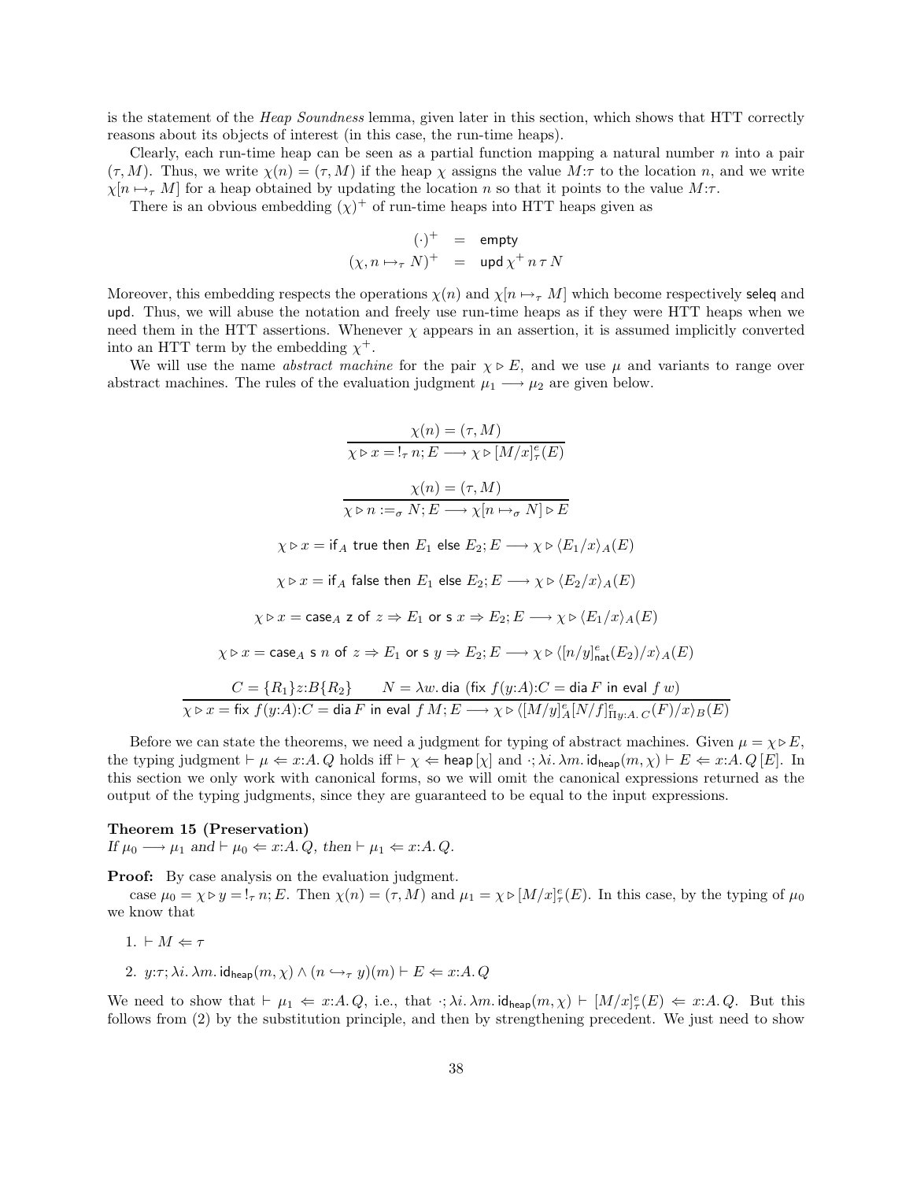is the statement of the *Heap Soundness* lemma, given later in this section, which shows that HTT correctly reasons about its objects of interest (in this case, the run-time heaps).

Clearly, each run-time heap can be seen as a partial function mapping a natural number $n$ into a pair $(\tau, M)$. Thus, we write $\chi(n) = (\tau, M)$ if the heap $\chi$ assigns the value $M{:}\tau$ to the location $n$, and we write $\chi[n \mapsto_\tau M]$ for a heap obtained by updating the location $n$ so that it points to the value $M{:}\tau$.

There is an obvious embedding $(\chi)^+$ of run-time heaps into HTT heaps given as

$$
\begin{array}{rcl}
(\cdot)^+ & = & \mathsf{empty} \\
(\chi, n \mapsto_\tau N)^+ & = & \mathsf{upd}\, \chi^+\, n\, \tau\, N
\end{array}
$$

Moreover, this embedding respects the operations $\chi(n)$ and $\chi[n \mapsto_\tau M]$ which become respectively $\mathsf{seleq}$ and $\mathsf{upd}$. Thus, we will abuse the notation and freely use run-time heaps as if they were HTT heaps when we need them in the HTT assertions. Whenever $\chi$ appears in an assertion, it is assumed implicitly converted into an HTT term by the embedding $\chi^+$.

We will use the name *abstract machine* for the pair $\chi \triangleright E$, and we use $\mu$ and variants to range over abstract machines. The rules of the evaluation judgment $\mu_1 \longrightarrow \mu_2$ are given below.

$$
\frac{\chi(n) = (\tau, M)}{\chi \triangleright x = !_\tau\, n; E \longrightarrow \chi \triangleright [M/x]^e_\tau(E)}
$$

$$
\frac{\chi(n) = (\tau, M)}{\chi \triangleright n :=_\sigma N; E \longrightarrow \chi[n \mapsto_\sigma N] \triangleright E}
$$

$$
\chi \triangleright x = \mathsf{if}_A\ \mathsf{true}\ \mathsf{then}\ E_1\ \mathsf{else}\ E_2; E \longrightarrow \chi \triangleright \langle E_1/x\rangle_A(E)
$$

$$
\chi \triangleright x = \mathsf{if}_A\ \mathsf{false}\ \mathsf{then}\ E_1\ \mathsf{else}\ E_2; E \longrightarrow \chi \triangleright \langle E_2/x\rangle_A(E)
$$

$$
\chi \triangleright x = \mathsf{case}_A\ \mathsf{z}\ \mathsf{of}\ z \Rightarrow E_1\ \mathsf{or}\ \mathsf{s}\ x \Rightarrow E_2; E \longrightarrow \chi \triangleright \langle E_1/x\rangle_A(E)
$$

$$
\chi \triangleright x = \mathsf{case}_A\ \mathsf{s}\ n\ \mathsf{of}\ z \Rightarrow E_1\ \mathsf{or}\ \mathsf{s}\ y \Rightarrow E_2; E \longrightarrow \chi \triangleright \langle [n/y]^e_{\mathsf{nat}}(E_2)/x\rangle_A(E)
$$

$$
\frac{C = \{R_1\}z{:}B\{R_2\} \qquad N = \lambda w.\, \mathsf{dia}\ (\mathsf{fix}\ f(y{:}A){:}C = \mathsf{dia}\, F\ \mathsf{in}\ \mathsf{eval}\ f\ w)}{\chi \triangleright x = \mathsf{fix}\ f(y{:}A){:}C = \mathsf{dia}\, F\ \mathsf{in}\ \mathsf{eval}\ f\ M; E \longrightarrow \chi \triangleright \langle [M/y]^e_A [N/f]^e_{\Pi y{:}A.\, C}(F)/x\rangle_B(E)}
$$

Before we can state the theorems, we need a judgment for typing of abstract machines. Given $\mu = \chi \triangleright E$, the typing judgment $\vdash \mu \Leftarrow x{:}A.\, Q$ holds iff $\vdash \chi \Leftarrow \mathsf{heap}\, [\chi]$ and $\cdot; \lambda i.\, \lambda m.\, \mathsf{id}_{\mathsf{heap}}(m, \chi) \vdash E \Leftarrow x{:}A.\, Q\, [E]$. In this section we only work with canonical forms, so we will omit the canonical expressions returned as the output of the typing judgments, since they are guaranteed to be equal to the input expressions.

**Theorem 15 (Preservation)**
*If $\mu_0 \longrightarrow \mu_1$ and $\vdash \mu_0 \Leftarrow x{:}A.\, Q$, then $\vdash \mu_1 \Leftarrow x{:}A.\, Q$.*

**Proof:** By case analysis on the evaluation judgment.

case $\mu_0 = \chi \triangleright y = !_\tau\, n; E$. Then $\chi(n) = (\tau, M)$ and $\mu_1 = \chi \triangleright [M/x]^e_\tau(E)$. In this case, by the typing of $\mu_0$ we know that

1. $\vdash M \Leftarrow \tau$
2. $y{:}\tau; \lambda i.\, \lambda m.\, \mathsf{id}_{\mathsf{heap}}(m, \chi) \wedge (n \hookrightarrow_\tau y)(m) \vdash E \Leftarrow x{:}A.\, Q$

We need to show that $\vdash \mu_1 \Leftarrow x{:}A.\, Q$, i.e., that $\cdot; \lambda i.\, \lambda m.\, \mathsf{id}_{\mathsf{heap}}(m, \chi) \vdash [M/x]^e_\tau(E) \Leftarrow x{:}A.\, Q$. But this follows from (2) by the substitution principle, and then by strengthening precedent. We just need to show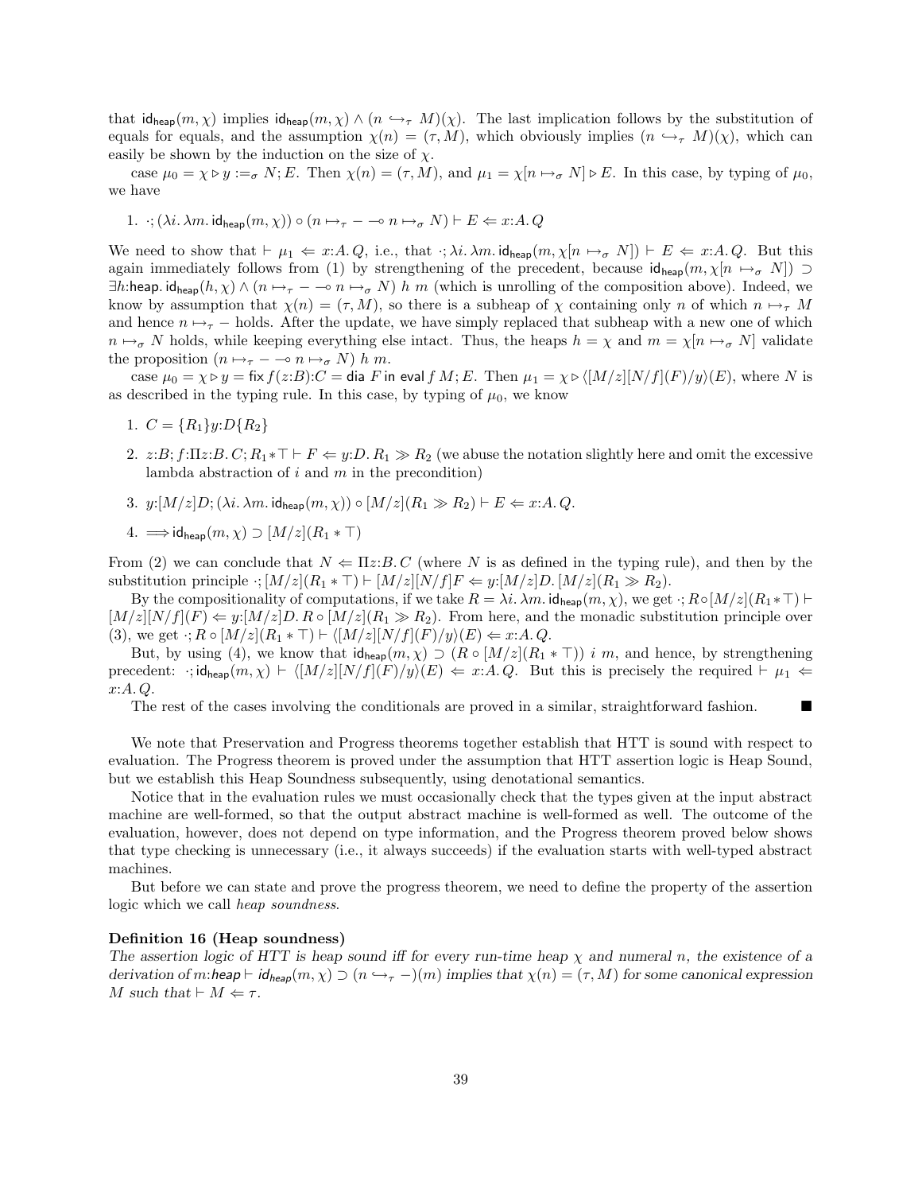that $\mathsf{id_{heap}}(m, \chi)$ implies $\mathsf{id_{heap}}(m, \chi) \wedge (n \hookrightarrow_\tau M)(\chi)$. The last implication follows by the substitution of equals for equals, and the assumption $\chi(n) = (\tau, M)$, which obviously implies $(n \hookrightarrow_\tau M)(\chi)$, which can easily be shown by the induction on the size of $\chi$.

case $\mu_0 = \chi \triangleright y :=_\sigma N; E$. Then $\chi(n) = (\tau, M)$, and $\mu_1 = \chi[n \mapsto_\sigma N] \triangleright E$. In this case, by typing of $\mu_0$, we have

1. $\cdot; (\lambda i.\, \lambda m.\, \mathsf{id_{heap}}(m, \chi)) \circ (n \mapsto_\tau - \multimap n \mapsto_\sigma N) \vdash E \Leftarrow x{:}A.\, Q$

We need to show that $\vdash \mu_1 \Leftarrow x{:}A.\, Q$, i.e., that $\cdot; \lambda i.\, \lambda m.\, \mathsf{id_{heap}}(m, \chi[n \mapsto_\sigma N]) \vdash E \Leftarrow x{:}A.\, Q$. But this again immediately follows from (1) by strengthening of the precedent, because $\mathsf{id_{heap}}(m, \chi[n \mapsto_\sigma N]) \supset \exists h{:}\mathsf{heap}.\, \mathsf{id_{heap}}(h, \chi) \wedge (n \mapsto_\tau - \multimap n \mapsto_\sigma N)\ h\ m$ (which is unrolling of the composition above). Indeed, we know by assumption that $\chi(n) = (\tau, M)$, so there is a subheap of $\chi$ containing only $n$ of which $n \mapsto_\tau M$ and hence $n \mapsto_\tau -$ holds. After the update, we have simply replaced that subheap with a new one of which $n \mapsto_\sigma N$ holds, while keeping everything else intact. Thus, the heaps $h = \chi$ and $m = \chi[n \mapsto_\sigma N]$ validate the proposition $(n \mapsto_\tau - \multimap n \mapsto_\sigma N)\ h\ m$.

case $\mu_0 = \chi \triangleright y = \mathsf{fix}\, f(z{:}B){:}C = \mathsf{dia}\ F\ \mathsf{in}\ \mathsf{eval}\, f\, M; E$. Then $\mu_1 = \chi \triangleright \langle [M/z][N/f](F)/y \rangle(E)$, where $N$ is as described in the typing rule. In this case, by typing of $\mu_0$, we know

1. $C = \{R_1\} y{:}D \{R_2\}$
2. $z{:}B; f{:}\Pi z{:}B.\, C; R_1 {*} \top \vdash F \Leftarrow y{:}D.\, R_1 \gg R_2$ (we abuse the notation slightly here and omit the excessive lambda abstraction of $i$ and $m$ in the precondition)
3. $y{:}[M/z]D; (\lambda i.\, \lambda m.\, \mathsf{id_{heap}}(m, \chi)) \circ [M/z](R_1 \gg R_2) \vdash E \Leftarrow x{:}A.\, Q$.
4. $\Longrightarrow \mathsf{id_{heap}}(m, \chi) \supset [M/z](R_1 * \top)$

From (2) we can conclude that $N \Leftarrow \Pi z{:}B.\, C$ (where $N$ is as defined in the typing rule), and then by the substitution principle $\cdot; [M/z](R_1 * \top) \vdash [M/z][N/f]F \Leftarrow y{:}[M/z]D.\, [M/z](R_1 \gg R_2)$.

By the compositionality of computations, if we take $R = \lambda i.\, \lambda m.\, \mathsf{id_{heap}}(m, \chi)$, we get $\cdot; R \circ [M/z](R_1 {*} \top) \vdash [M/z][N/f](F) \Leftarrow y{:}[M/z]D.\, R \circ [M/z](R_1 \gg R_2)$. From here, and the monadic substitution principle over (3), we get $\cdot; R \circ [M/z](R_1 * \top) \vdash \langle [M/z][N/f](F)/y \rangle(E) \Leftarrow x{:}A.\, Q$.

But, by using (4), we know that $\mathsf{id_{heap}}(m, \chi) \supset (R \circ [M/z](R_1 * \top))\ i\ m$, and hence, by strengthening precedent: $\cdot; \mathsf{id_{heap}}(m, \chi) \vdash \langle [M/z][N/f](F)/y \rangle(E) \Leftarrow x{:}A.\, Q$. But this is precisely the required $\vdash \mu_1 \Leftarrow x{:}A.\, Q$.

The rest of the cases involving the conditionals are proved in a similar, straightforward fashion. ∎

We note that Preservation and Progress theorems together establish that HTT is sound with respect to evaluation. The Progress theorem is proved under the assumption that HTT assertion logic is Heap Sound, but we establish this Heap Soundness subsequently, using denotational semantics.

Notice that in the evaluation rules we must occasionally check that the types given at the input abstract machine are well-formed, so that the output abstract machine is well-formed as well. The outcome of the evaluation, however, does not depend on type information, and the Progress theorem proved below shows that type checking is unnecessary (i.e., it always succeeds) if the evaluation starts with well-typed abstract machines.

But before we can state and prove the progress theorem, we need to define the property of the assertion logic which we call *heap soundness*.

**Definition 16 (Heap soundness)**
*The assertion logic of HTT is heap sound iff for every run-time heap $\chi$ and numeral $n$, the existence of a derivation of $m{:}\mathsf{heap} \vdash \mathsf{id_{heap}}(m, \chi) \supset (n \hookrightarrow_\tau -)(m)$ implies that $\chi(n) = (\tau, M)$ for some canonical expression $M$ such that $\vdash M \Leftarrow \tau$.*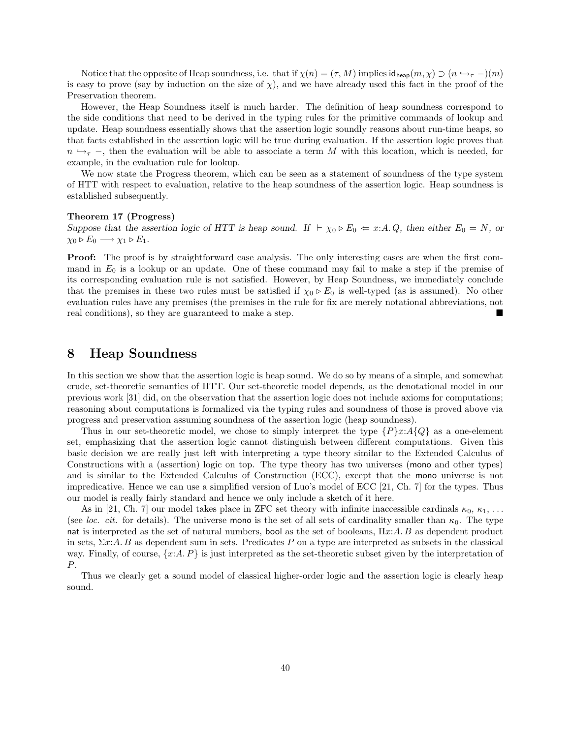Notice that the opposite of Heap soundness, i.e. that if $\chi(n) = (\tau, M)$ implies $\mathsf{id}_{\mathsf{heap}}(m, \chi) \supset (n \hookrightarrow_\tau -)(m)$ is easy to prove (say by induction on the size of $\chi$), and we have already used this fact in the proof of the Preservation theorem.

However, the Heap Soundness itself is much harder. The definition of heap soundness correspond to the side conditions that need to be derived in the typing rules for the primitive commands of lookup and update. Heap soundness essentially shows that the assertion logic soundly reasons about run-time heaps, so that facts established in the assertion logic will be true during evaluation. If the assertion logic proves that $n \hookrightarrow_\tau -$, then the evaluation will be able to associate a term $M$ with this location, which is needed, for example, in the evaluation rule for lookup.

We now state the Progress theorem, which can be seen as a statement of soundness of the type system of HTT with respect to evaluation, relative to the heap soundness of the assertion logic. Heap soundness is established subsequently.

**Theorem 17 (Progress)**
*Suppose that the assertion logic of HTT is heap sound. If* $\vdash \chi_0 \triangleright E_0 \Leftarrow x{:}A.\, Q$*, then either* $E_0 = N$*, or* $\chi_0 \triangleright E_0 \longrightarrow \chi_1 \triangleright E_1$*.*

**Proof:** The proof is by straightforward case analysis. The only interesting cases are when the first command in $E_0$ is a lookup or an update. One of these command may fail to make a step if the premise of its corresponding evaluation rule is not satisfied. However, by Heap Soundness, we immediately conclude that the premises in these two rules must be satisfied if $\chi_0 \triangleright E_0$ is well-typed (as is assumed). No other evaluation rules have any premises (the premises in the rule for fix are merely notational abbreviations, not real conditions), so they are guaranteed to make a step. ∎

# 8 Heap Soundness

In this section we show that the assertion logic is heap sound. We do so by means of a simple, and somewhat crude, set-theoretic semantics of HTT. Our set-theoretic model depends, as the denotational model in our previous work [31] did, on the observation that the assertion logic does not include axioms for computations; reasoning about computations is formalized via the typing rules and soundness of those is proved above via progress and preservation assuming soundness of the assertion logic (heap soundness).

Thus in our set-theoretic model, we chose to simply interpret the type $\{P\}x{:}A\{Q\}$ as a one-element set, emphasizing that the assertion logic cannot distinguish between different computations. Given this basic decision we are really just left with interpreting a type theory similar to the Extended Calculus of Constructions with a (assertion) logic on top. The type theory has two universes (mono and other types) and is similar to the Extended Calculus of Construction (ECC), except that the mono universe is not impredicative. Hence we can use a simplified version of Luo's model of ECC [21, Ch. 7] for the types. Thus our model is really fairly standard and hence we only include a sketch of it here.

As in [21, Ch. 7] our model takes place in ZFC set theory with infinite inaccessible cardinals $\kappa_0$, $\kappa_1$, ... (see *loc. cit.* for details). The universe mono is the set of all sets of cardinality smaller than $\kappa_0$. The type nat is interpreted as the set of natural numbers, bool as the set of booleans, $\Pi x{:}A.\, B$ as dependent product in sets, $\Sigma x{:}A.\, B$ as dependent sum in sets. Predicates $P$ on a type are interpreted as subsets in the classical way. Finally, of course, $\{x{:}A.\, P\}$ is just interpreted as the set-theoretic subset given by the interpretation of $P$.

Thus we clearly get a sound model of classical higher-order logic and the assertion logic is clearly heap sound.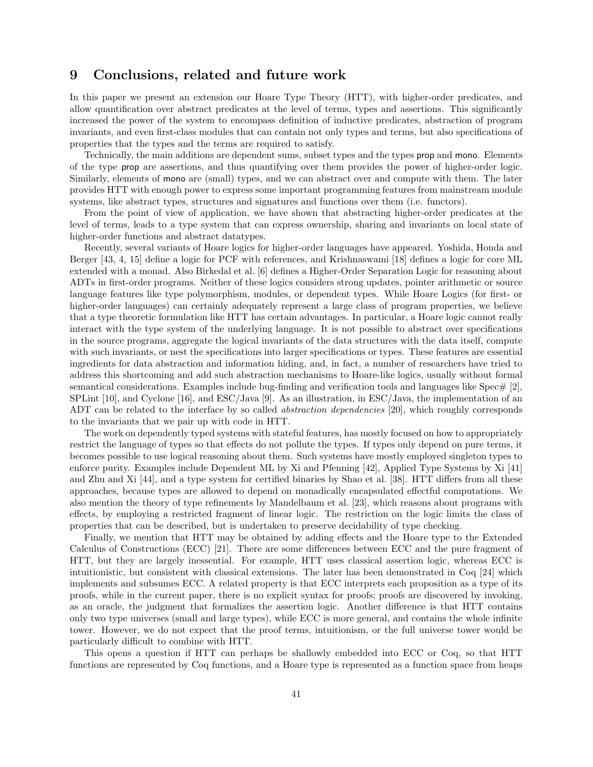# 9 Conclusions, related and future work

In this paper we present an extension our Hoare Type Theory (HTT), with higher-order predicates, and allow quantification over abstract predicates at the level of terms, types and assertions. This significantly increased the power of the system to encompass definition of inductive predicates, abstraction of program invariants, and even first-class modules that can contain not only types and terms, but also specifications of properties that the types and the terms are required to satisfy.

Technically, the main additions are dependent sums, subset types and the types prop and mono. Elements of the type prop are assertions, and thus quantifying over them provides the power of higher-order logic. Similarly, elements of mono are (small) types, and we can abstract over and compute with them. The later provides HTT with enough power to express some important programming features from mainstream module systems, like abstract types, structures and signatures and functions over them (i.e. functors).

From the point of view of application, we have shown that abstracting higher-order predicates at the level of terms, leads to a type system that can express ownership, sharing and invariants on local state of higher-order functions and abstract datatypes.

Recently, several variants of Hoare logics for higher-order languages have appeared. Yoshida, Honda and Berger [43, 4, 15] define a logic for PCF with references, and Krishnaswami [18] defines a logic for core ML extended with a monad. Also Birkedal et al. [6] defines a Higher-Order Separation Logic for reasoning about ADTs in first-order programs. Neither of these logics considers strong updates, pointer arithmetic or source language features like type polymorphism, modules, or dependent types. While Hoare Logics (for first- or higher-order languages) can certainly adequately represent a large class of program properties, we believe that a type theoretic formulation like HTT has certain advantages. In particular, a Hoare logic cannot really interact with the type system of the underlying language. It is not possible to abstract over specifications in the source programs, aggregate the logical invariants of the data structures with the data itself, compute with such invariants, or nest the specifications into larger specifications or types. These features are essential ingredients for data abstraction and information hiding, and, in fact, a number of researchers have tried to address this shortcoming and add such abstraction mechanisms to Hoare-like logics, usually without formal semantical considerations. Examples include bug-finding and verification tools and languages like Spec# [2], SPLint [10], and Cyclone [16], and ESC/Java [9]. As an illustration, in ESC/Java, the implementation of an ADT can be related to the interface by so called *abstraction dependencies* [20], which roughly corresponds to the invariants that we pair up with code in HTT.

The work on dependently typed systems with stateful features, has mostly focused on how to appropriately restrict the language of types so that effects do not pollute the types. If types only depend on pure terms, it becomes possible to use logical reasoning about them. Such systems have mostly employed singleton types to enforce purity. Examples include Dependent ML by Xi and Pfenning [42], Applied Type Systems by Xi [41] and Zhu and Xi [44], and a type system for certified binaries by Shao et al. [38]. HTT differs from all these approaches, because types are allowed to depend on monadically encapsulated effectful computations. We also mention the theory of type refinements by Mandelbaum et al. [23], which reasons about programs with effects, by employing a restricted fragment of linear logic. The restriction on the logic limits the class of properties that can be described, but is undertaken to preserve decidability of type checking.

Finally, we mention that HTT may be obtained by adding effects and the Hoare type to the Extended Calculus of Constructions (ECC) [21]. There are some differences between ECC and the pure fragment of HTT, but they are largely inessential. For example, HTT uses classical assertion logic, whereas ECC is intuitionistic, but consistent with classical extensions. The later has been demonstrated in Coq [24] which implements and subsumes ECC. A related property is that ECC interprets each proposition as a type of its proofs, while in the current paper, there is no explicit syntax for proofs; proofs are discovered by invoking, as an oracle, the judgment that formalizes the assertion logic. Another difference is that HTT contains only two type universes (small and large types), while ECC is more general, and contains the whole infinite tower. However, we do not expect that the proof terms, intuitionism, or the full universe tower would be particularly difficult to combine with HTT.

This opens a question if HTT can perhaps be shallowly embedded into ECC or Coq, so that HTT functions are represented by Coq functions, and a Hoare type is represented as a function space from heaps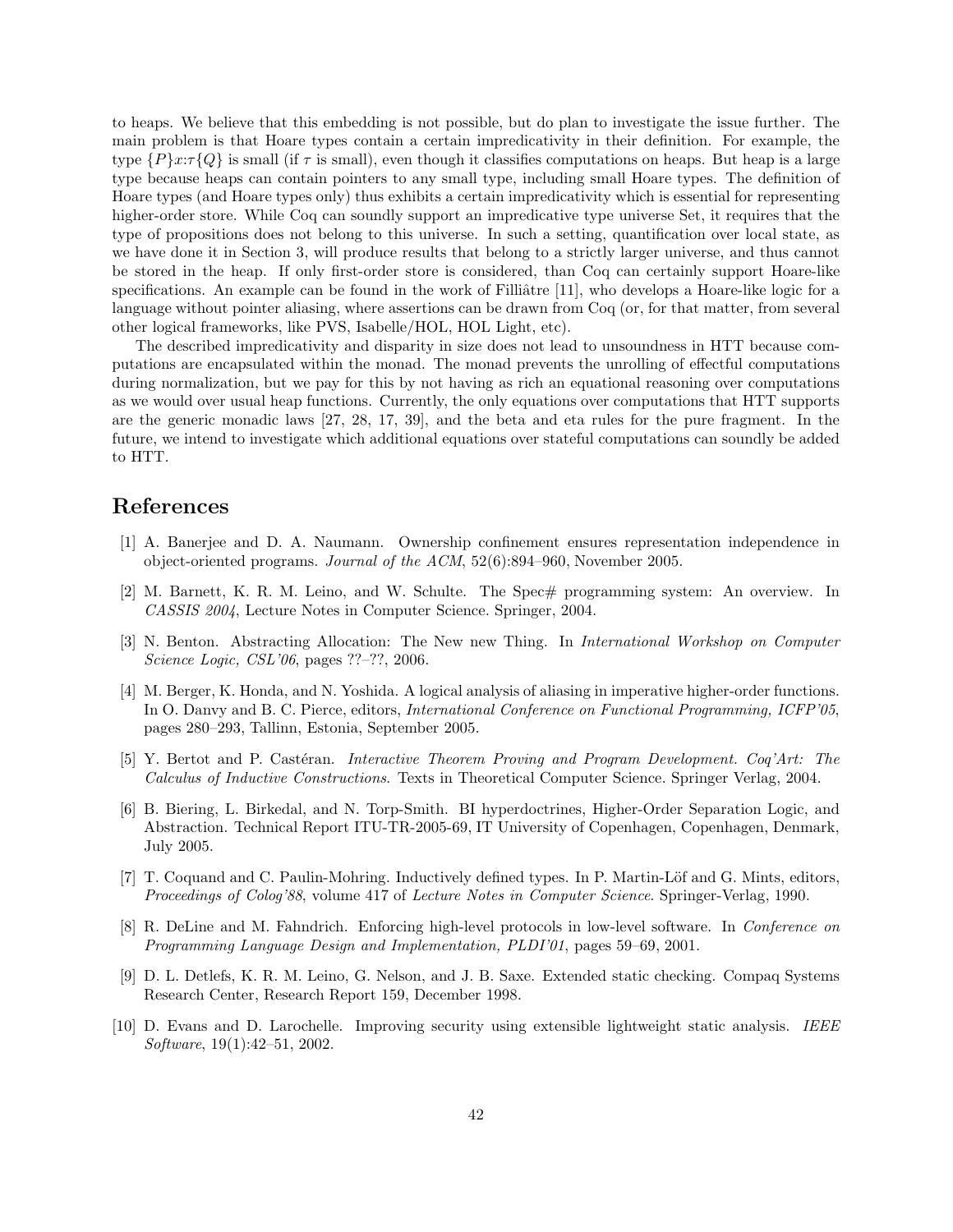to heaps. We believe that this embedding is not possible, but do plan to investigate the issue further. The main problem is that Hoare types contain a certain impredicativity in their definition. For example, the type $\{P\}x{:}\tau\{Q\}$ is small (if $\tau$ is small), even though it classifies computations on heaps. But heap is a large type because heaps can contain pointers to any small type, including small Hoare types. The definition of Hoare types (and Hoare types only) thus exhibits a certain impredicativity which is essential for representing higher-order store. While Coq can soundly support an impredicative type universe Set, it requires that the type of propositions does not belong to this universe. In such a setting, quantification over local state, as we have done it in Section 3, will produce results that belong to a strictly larger universe, and thus cannot be stored in the heap. If only first-order store is considered, than Coq can certainly support Hoare-like specifications. An example can be found in the work of Filliâtre [11], who develops a Hoare-like logic for a language without pointer aliasing, where assertions can be drawn from Coq (or, for that matter, from several other logical frameworks, like PVS, Isabelle/HOL, HOL Light, etc).

The described impredicativity and disparity in size does not lead to unsoundness in HTT because computations are encapsulated within the monad. The monad prevents the unrolling of effectful computations during normalization, but we pay for this by not having as rich an equational reasoning over computations as we would over usual heap functions. Currently, the only equations over computations that HTT supports are the generic monadic laws [27, 28, 17, 39], and the beta and eta rules for the pure fragment. In the future, we intend to investigate which additional equations over stateful computations can soundly be added to HTT.

# References

[1] A. Banerjee and D. A. Naumann. Ownership confinement ensures representation independence in object-oriented programs. *Journal of the ACM*, 52(6):894–960, November 2005.

[2] M. Barnett, K. R. M. Leino, and W. Schulte. The Spec# programming system: An overview. In *CASSIS 2004*, Lecture Notes in Computer Science. Springer, 2004.

[3] N. Benton. Abstracting Allocation: The New new Thing. In *International Workshop on Computer Science Logic, CSL'06*, pages ??–??, 2006.

[4] M. Berger, K. Honda, and N. Yoshida. A logical analysis of aliasing in imperative higher-order functions. In O. Danvy and B. C. Pierce, editors, *International Conference on Functional Programming, ICFP'05*, pages 280–293, Tallinn, Estonia, September 2005.

[5] Y. Bertot and P. Castéran. *Interactive Theorem Proving and Program Development. Coq'Art: The Calculus of Inductive Constructions*. Texts in Theoretical Computer Science. Springer Verlag, 2004.

[6] B. Biering, L. Birkedal, and N. Torp-Smith. BI hyperdoctrines, Higher-Order Separation Logic, and Abstraction. Technical Report ITU-TR-2005-69, IT University of Copenhagen, Copenhagen, Denmark, July 2005.

[7] T. Coquand and C. Paulin-Mohring. Inductively defined types. In P. Martin-Löf and G. Mints, editors, *Proceedings of Colog'88*, volume 417 of *Lecture Notes in Computer Science*. Springer-Verlag, 1990.

[8] R. DeLine and M. Fahndrich. Enforcing high-level protocols in low-level software. In *Conference on Programming Language Design and Implementation, PLDI'01*, pages 59–69, 2001.

[9] D. L. Detlefs, K. R. M. Leino, G. Nelson, and J. B. Saxe. Extended static checking. Compaq Systems Research Center, Research Report 159, December 1998.

[10] D. Evans and D. Larochelle. Improving security using extensible lightweight static analysis. *IEEE Software*, 19(1):42–51, 2002.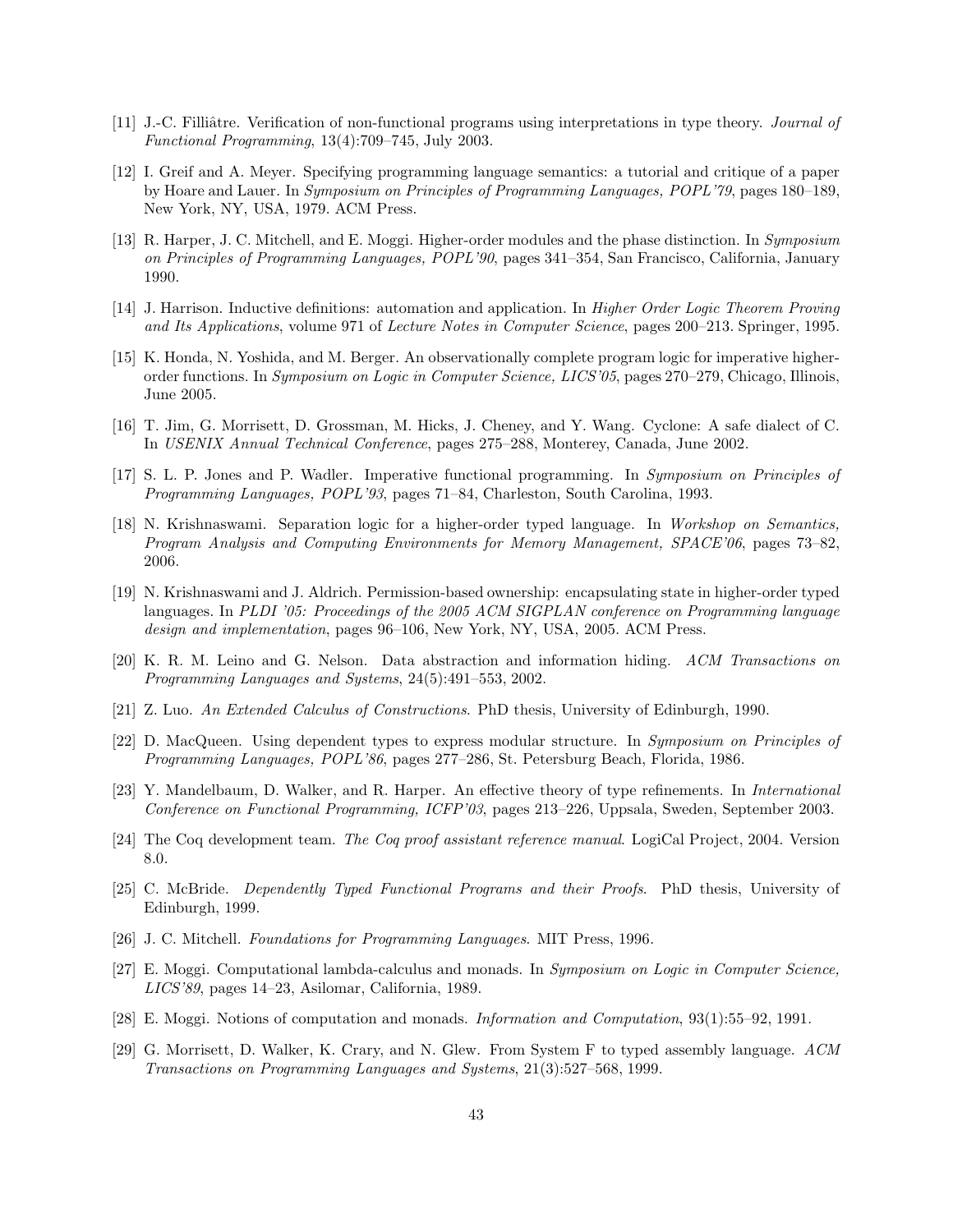[11] J.-C. Filliâtre. Verification of non-functional programs using interpretations in type theory. *Journal of Functional Programming*, 13(4):709–745, July 2003.

[12] I. Greif and A. Meyer. Specifying programming language semantics: a tutorial and critique of a paper by Hoare and Lauer. In *Symposium on Principles of Programming Languages, POPL'79*, pages 180–189, New York, NY, USA, 1979. ACM Press.

[13] R. Harper, J. C. Mitchell, and E. Moggi. Higher-order modules and the phase distinction. In *Symposium on Principles of Programming Languages, POPL'90*, pages 341–354, San Francisco, California, January 1990.

[14] J. Harrison. Inductive definitions: automation and application. In *Higher Order Logic Theorem Proving and Its Applications*, volume 971 of *Lecture Notes in Computer Science*, pages 200–213. Springer, 1995.

[15] K. Honda, N. Yoshida, and M. Berger. An observationally complete program logic for imperative higher-order functions. In *Symposium on Logic in Computer Science, LICS'05*, pages 270–279, Chicago, Illinois, June 2005.

[16] T. Jim, G. Morrisett, D. Grossman, M. Hicks, J. Cheney, and Y. Wang. Cyclone: A safe dialect of C. In *USENIX Annual Technical Conference*, pages 275–288, Monterey, Canada, June 2002.

[17] S. L. P. Jones and P. Wadler. Imperative functional programming. In *Symposium on Principles of Programming Languages, POPL'93*, pages 71–84, Charleston, South Carolina, 1993.

[18] N. Krishnaswami. Separation logic for a higher-order typed language. In *Workshop on Semantics, Program Analysis and Computing Environments for Memory Management, SPACE'06*, pages 73–82, 2006.

[19] N. Krishnaswami and J. Aldrich. Permission-based ownership: encapsulating state in higher-order typed languages. In *PLDI '05: Proceedings of the 2005 ACM SIGPLAN conference on Programming language design and implementation*, pages 96–106, New York, NY, USA, 2005. ACM Press.

[20] K. R. M. Leino and G. Nelson. Data abstraction and information hiding. *ACM Transactions on Programming Languages and Systems*, 24(5):491–553, 2002.

[21] Z. Luo. *An Extended Calculus of Constructions*. PhD thesis, University of Edinburgh, 1990.

[22] D. MacQueen. Using dependent types to express modular structure. In *Symposium on Principles of Programming Languages, POPL'86*, pages 277–286, St. Petersburg Beach, Florida, 1986.

[23] Y. Mandelbaum, D. Walker, and R. Harper. An effective theory of type refinements. In *International Conference on Functional Programming, ICFP'03*, pages 213–226, Uppsala, Sweden, September 2003.

[24] The Coq development team. *The Coq proof assistant reference manual*. LogiCal Project, 2004. Version 8.0.

[25] C. McBride. *Dependently Typed Functional Programs and their Proofs*. PhD thesis, University of Edinburgh, 1999.

[26] J. C. Mitchell. *Foundations for Programming Languages*. MIT Press, 1996.

[27] E. Moggi. Computational lambda-calculus and monads. In *Symposium on Logic in Computer Science, LICS'89*, pages 14–23, Asilomar, California, 1989.

[28] E. Moggi. Notions of computation and monads. *Information and Computation*, 93(1):55–92, 1991.

[29] G. Morrisett, D. Walker, K. Crary, and N. Glew. From System F to typed assembly language. *ACM Transactions on Programming Languages and Systems*, 21(3):527–568, 1999.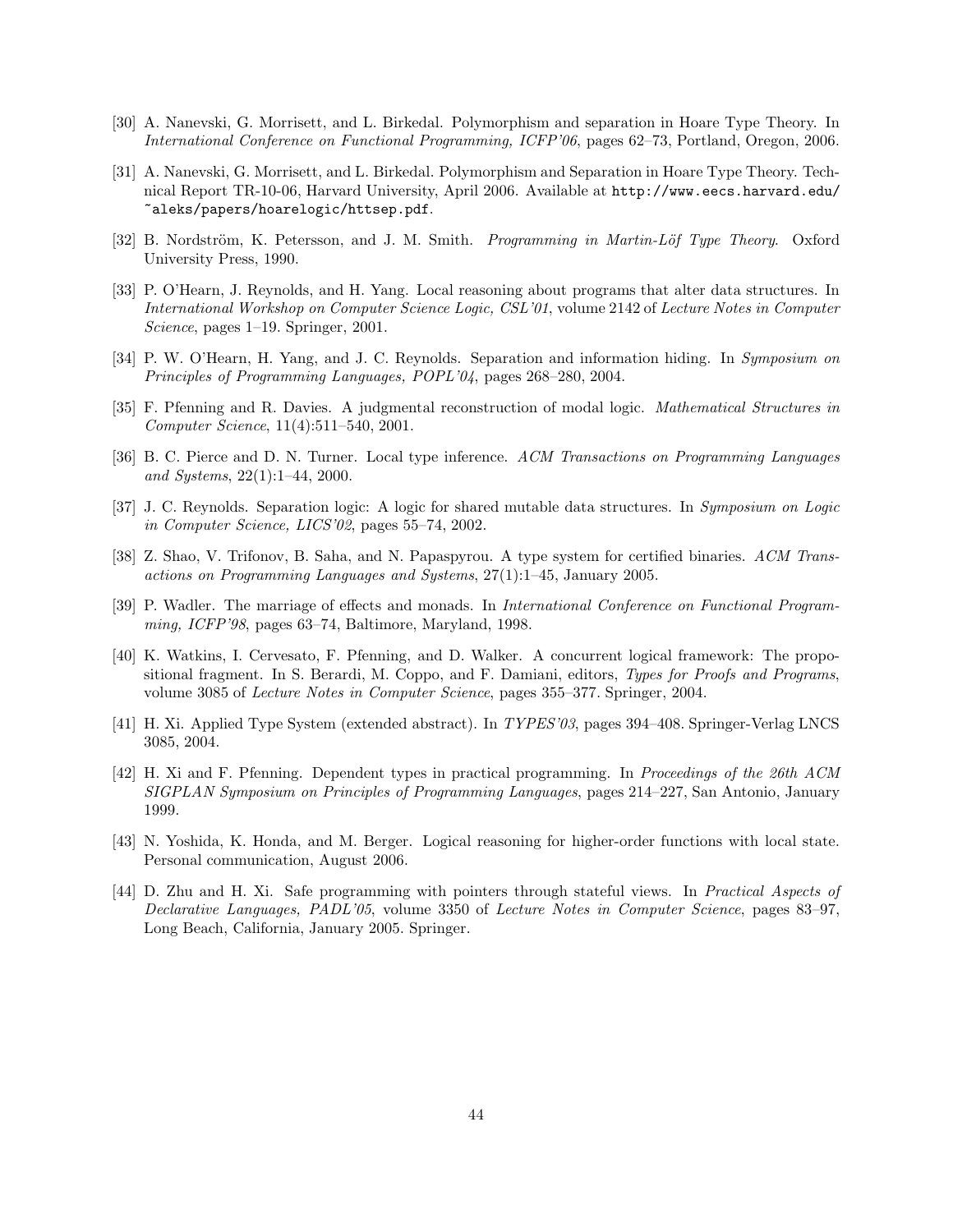[30] A. Nanevski, G. Morrisett, and L. Birkedal. Polymorphism and separation in Hoare Type Theory. In *International Conference on Functional Programming, ICFP'06*, pages 62–73, Portland, Oregon, 2006.

[31] A. Nanevski, G. Morrisett, and L. Birkedal. Polymorphism and Separation in Hoare Type Theory. Technical Report TR-10-06, Harvard University, April 2006. Available at `http://www.eecs.harvard.edu/~aleks/papers/hoarelogic/httsep.pdf`.

[32] B. Nordström, K. Petersson, and J. M. Smith. *Programming in Martin-Löf Type Theory*. Oxford University Press, 1990.

[33] P. O'Hearn, J. Reynolds, and H. Yang. Local reasoning about programs that alter data structures. In *International Workshop on Computer Science Logic, CSL'01*, volume 2142 of *Lecture Notes in Computer Science*, pages 1–19. Springer, 2001.

[34] P. W. O'Hearn, H. Yang, and J. C. Reynolds. Separation and information hiding. In *Symposium on Principles of Programming Languages, POPL'04*, pages 268–280, 2004.

[35] F. Pfenning and R. Davies. A judgmental reconstruction of modal logic. *Mathematical Structures in Computer Science*, 11(4):511–540, 2001.

[36] B. C. Pierce and D. N. Turner. Local type inference. *ACM Transactions on Programming Languages and Systems*, 22(1):1–44, 2000.

[37] J. C. Reynolds. Separation logic: A logic for shared mutable data structures. In *Symposium on Logic in Computer Science, LICS'02*, pages 55–74, 2002.

[38] Z. Shao, V. Trifonov, B. Saha, and N. Papaspyrou. A type system for certified binaries. *ACM Transactions on Programming Languages and Systems*, 27(1):1–45, January 2005.

[39] P. Wadler. The marriage of effects and monads. In *International Conference on Functional Programming, ICFP'98*, pages 63–74, Baltimore, Maryland, 1998.

[40] K. Watkins, I. Cervesato, F. Pfenning, and D. Walker. A concurrent logical framework: The propositional fragment. In S. Berardi, M. Coppo, and F. Damiani, editors, *Types for Proofs and Programs*, volume 3085 of *Lecture Notes in Computer Science*, pages 355–377. Springer, 2004.

[41] H. Xi. Applied Type System (extended abstract). In *TYPES'03*, pages 394–408. Springer-Verlag LNCS 3085, 2004.

[42] H. Xi and F. Pfenning. Dependent types in practical programming. In *Proceedings of the 26th ACM SIGPLAN Symposium on Principles of Programming Languages*, pages 214–227, San Antonio, January 1999.

[43] N. Yoshida, K. Honda, and M. Berger. Logical reasoning for higher-order functions with local state. Personal communication, August 2006.

[44] D. Zhu and H. Xi. Safe programming with pointers through stateful views. In *Practical Aspects of Declarative Languages, PADL'05*, volume 3350 of *Lecture Notes in Computer Science*, pages 83–97, Long Beach, California, January 2005. Springer.